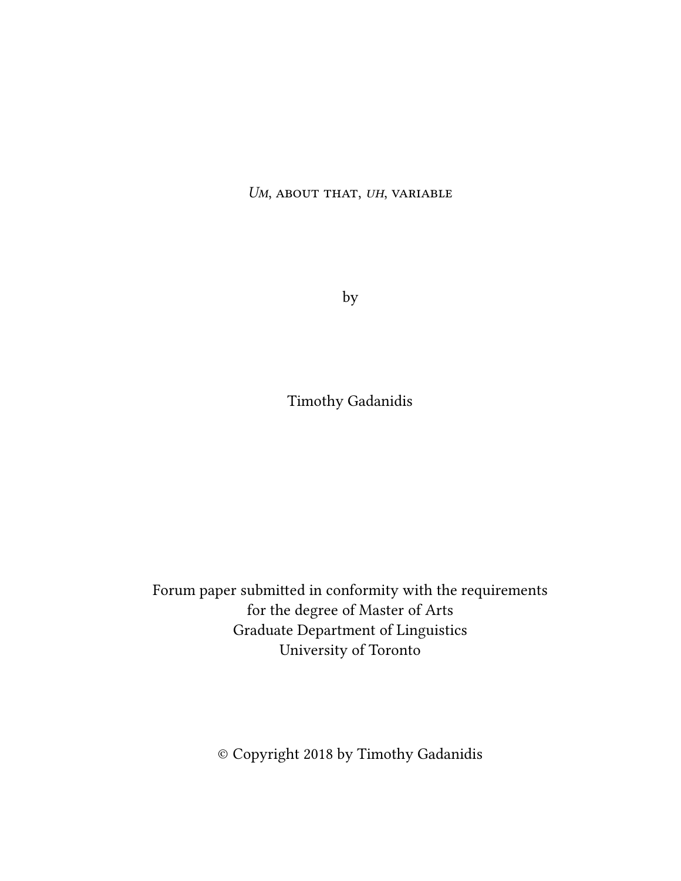# *Um*, about that, *uh*, variable

by

Timothy Gadanidis

Forum paper submitted in conformity with the requirements
for the degree of Master of Arts
Graduate Department of Linguistics
University of Toronto

© Copyright 2018 by Timothy Gadanidis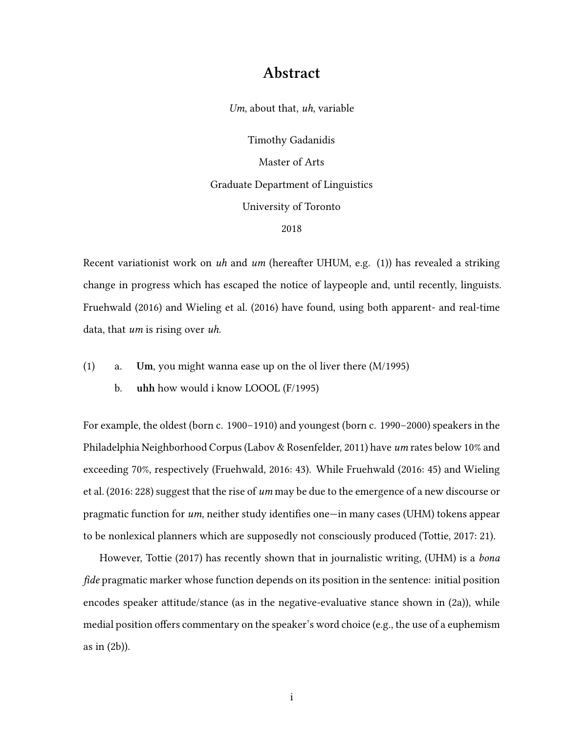# Abstract

*Um*, about that, *uh*, variable

Timothy Gadanidis

Master of Arts

Graduate Department of Linguistics

University of Toronto

2018

Recent variationist work on *uh* and *um* (hereafter UHUM, e.g. (1)) has revealed a striking change in progress which has escaped the notice of laypeople and, until recently, linguists. Fruehwald (2016) and Wieling et al. (2016) have found, using both apparent- and real-time data, that *um* is rising over *uh*.

(1) a. **Um**, you might wanna ease up on the ol liver there (M/1995)

  b. **uhh** how would i know LOOOL (F/1995)

For example, the oldest (born c. 1900–1910) and youngest (born c. 1990–2000) speakers in the Philadelphia Neighborhood Corpus (Labov & Rosenfelder, 2011) have *um* rates below 10% and exceeding 70%, respectively (Fruehwald, 2016: 43). While Fruehwald (2016: 45) and Wieling et al. (2016: 228) suggest that the rise of *um* may be due to the emergence of a new discourse or pragmatic function for *um*, neither study identifies one—in many cases (UHM) tokens appear to be nonlexical planners which are supposedly not consciously produced (Tottie, 2017: 21).

However, Tottie (2017) has recently shown that in journalistic writing, (UHM) is a *bona fide* pragmatic marker whose function depends on its position in the sentence: initial position encodes speaker attitude/stance (as in the negative-evaluative stance shown in (2a)), while medial position offers commentary on the speaker's word choice (e.g., the use of a euphemism as in (2b)).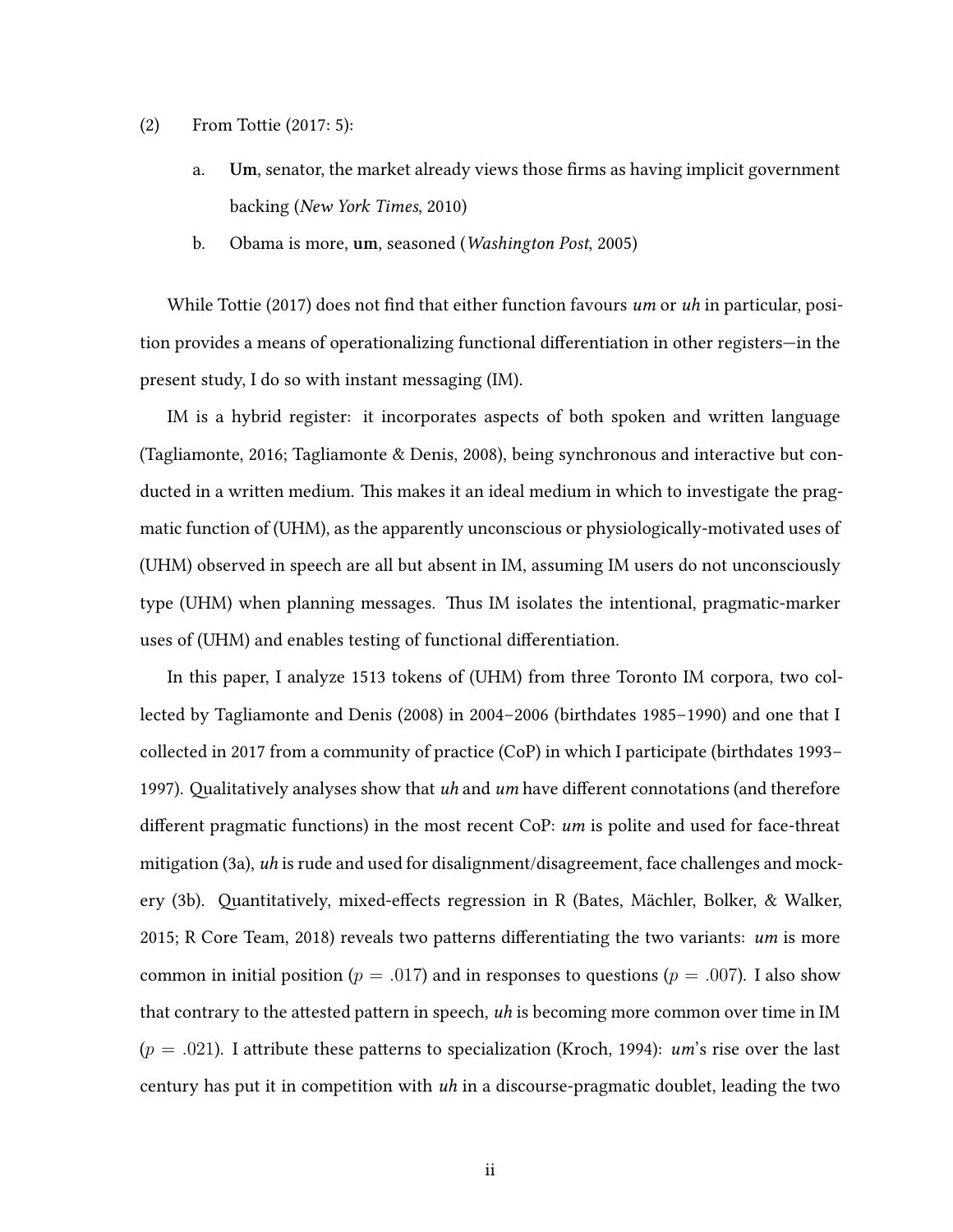(2) From Tottie (2017: 5):

a. **Um**, senator, the market already views those firms as having implicit government backing (*New York Times*, 2010)

b. Obama is more, **um**, seasoned (*Washington Post*, 2005)

While Tottie (2017) does not find that either function favours *um* or *uh* in particular, position provides a means of operationalizing functional differentiation in other registers—in the present study, I do so with instant messaging (IM).

IM is a hybrid register: it incorporates aspects of both spoken and written language (Tagliamonte, 2016; Tagliamonte & Denis, 2008), being synchronous and interactive but conducted in a written medium. This makes it an ideal medium in which to investigate the pragmatic function of (UHM), as the apparently unconscious or physiologically-motivated uses of (UHM) observed in speech are all but absent in IM, assuming IM users do not unconsciously type (UHM) when planning messages. Thus IM isolates the intentional, pragmatic-marker uses of (UHM) and enables testing of functional differentiation.

In this paper, I analyze 1513 tokens of (UHM) from three Toronto IM corpora, two collected by Tagliamonte and Denis (2008) in 2004–2006 (birthdates 1985–1990) and one that I collected in 2017 from a community of practice (CoP) in which I participate (birthdates 1993–1997). Qualitatively analyses show that *uh* and *um* have different connotations (and therefore different pragmatic functions) in the most recent CoP: *um* is polite and used for face-threat mitigation (3a), *uh* is rude and used for disalignment/disagreement, face challenges and mockery (3b). Quantitatively, mixed-effects regression in R (Bates, Mächler, Bolker, & Walker, 2015; R Core Team, 2018) reveals two patterns differentiating the two variants: *um* is more common in initial position ($p = .017$) and in responses to questions ($p = .007$). I also show that contrary to the attested pattern in speech, *uh* is becoming more common over time in IM ($p = .021$). I attribute these patterns to specialization (Kroch, 1994): *um*'s rise over the last century has put it in competition with *uh* in a discourse-pragmatic doublet, leading the two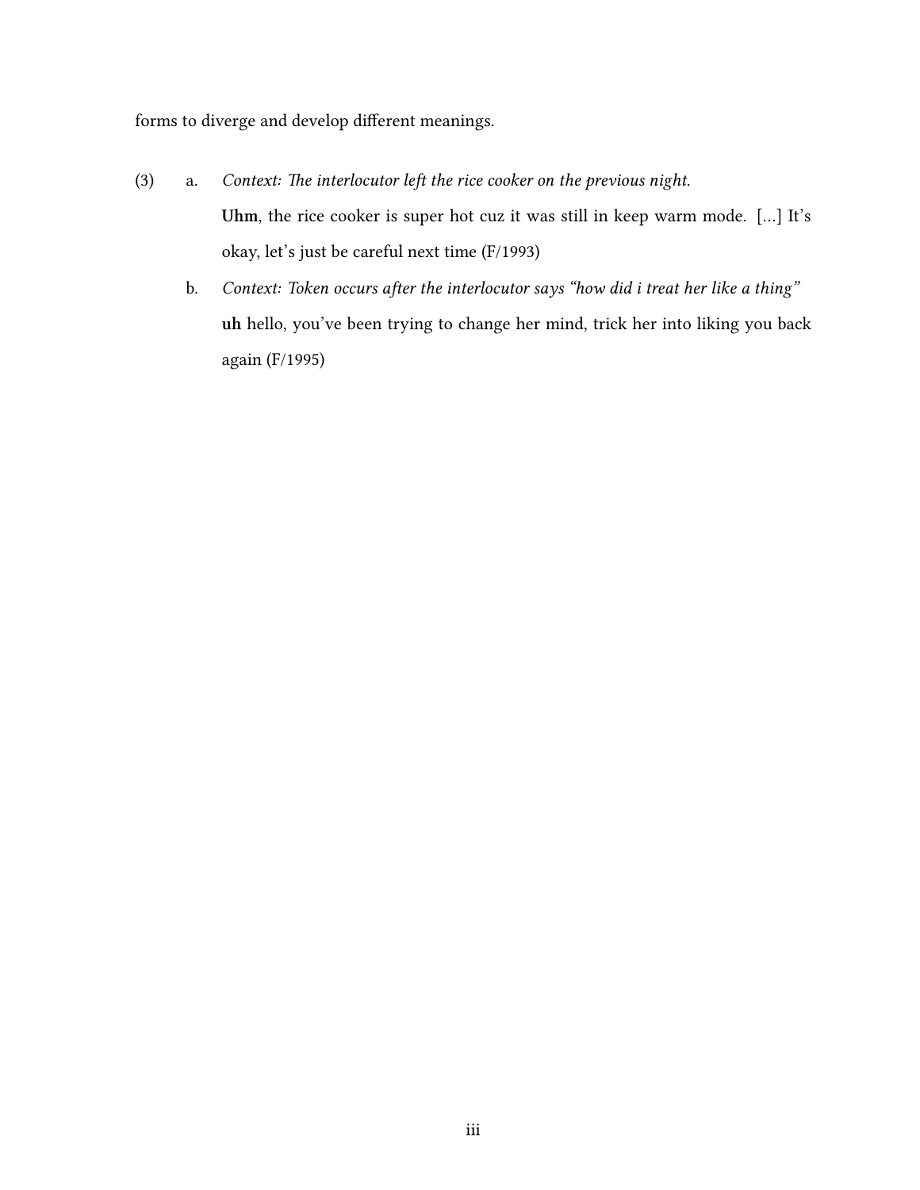forms to diverge and develop different meanings.

(3) a. *Context: The interlocutor left the rice cooker on the previous night.*

**Uhm**, the rice cooker is super hot cuz it was still in keep warm mode. [...] It's okay, let's just be careful next time (F/1993)

b. *Context: Token occurs after the interlocutor says "how did i treat her like a thing"*

**uh** hello, you've been trying to change her mind, trick her into liking you back again (F/1995)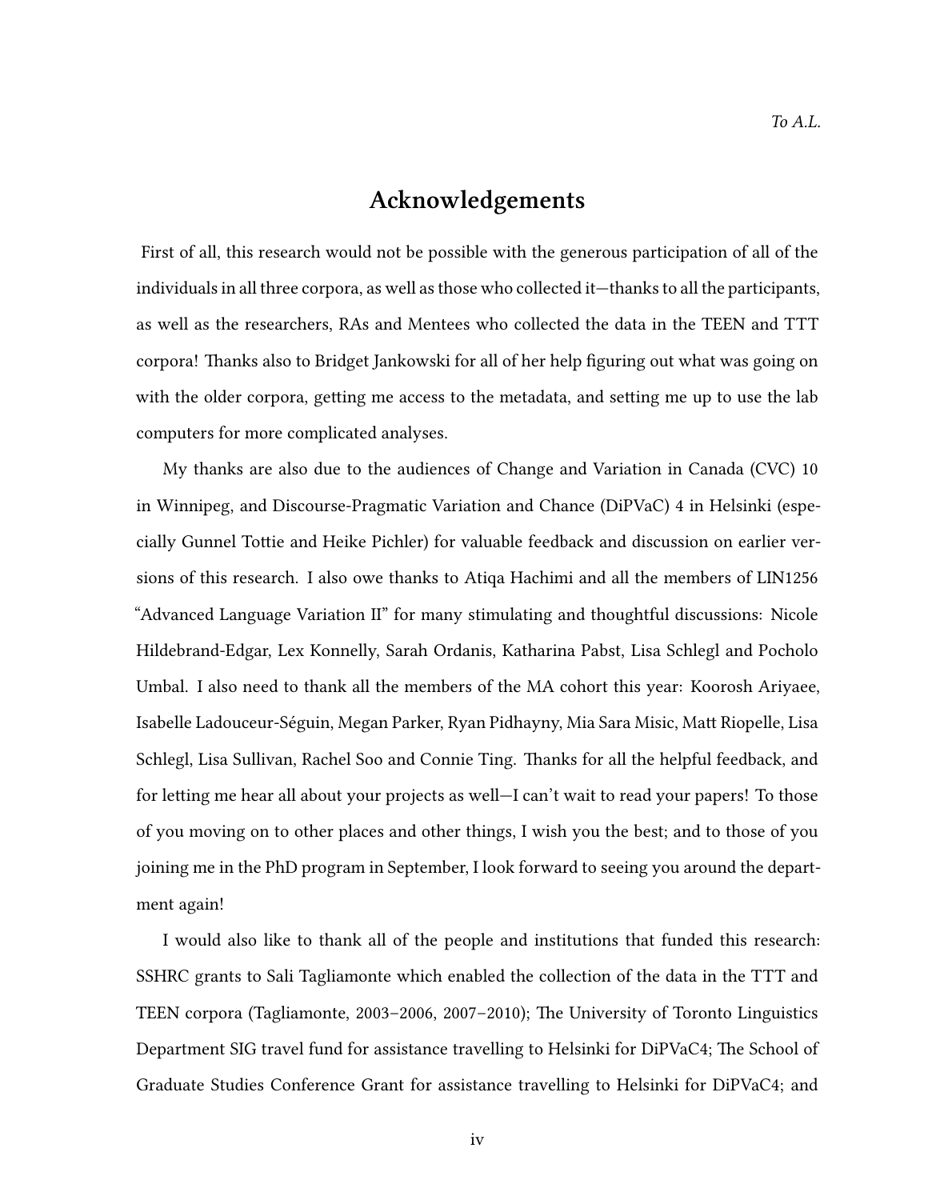*To A.L.*

## Acknowledgements

First of all, this research would not be possible with the generous participation of all of the individuals in all three corpora, as well as those who collected it—thanks to all the participants, as well as the researchers, RAs and Mentees who collected the data in the TEEN and TTT corpora! Thanks also to Bridget Jankowski for all of her help figuring out what was going on with the older corpora, getting me access to the metadata, and setting me up to use the lab computers for more complicated analyses.

My thanks are also due to the audiences of Change and Variation in Canada (CVC) 10 in Winnipeg, and Discourse-Pragmatic Variation and Chance (DiPVaC) 4 in Helsinki (especially Gunnel Tottie and Heike Pichler) for valuable feedback and discussion on earlier versions of this research. I also owe thanks to Atiqa Hachimi and all the members of LIN1256 "Advanced Language Variation II" for many stimulating and thoughtful discussions: Nicole Hildebrand-Edgar, Lex Konnelly, Sarah Ordanis, Katharina Pabst, Lisa Schlegl and Pocholo Umbal. I also need to thank all the members of the MA cohort this year: Koorosh Ariyaee, Isabelle Ladouceur-Séguin, Megan Parker, Ryan Pidhayny, Mia Sara Misic, Matt Riopelle, Lisa Schlegl, Lisa Sullivan, Rachel Soo and Connie Ting. Thanks for all the helpful feedback, and for letting me hear all about your projects as well—I can't wait to read your papers! To those of you moving on to other places and other things, I wish you the best; and to those of you joining me in the PhD program in September, I look forward to seeing you around the department again!

I would also like to thank all of the people and institutions that funded this research: SSHRC grants to Sali Tagliamonte which enabled the collection of the data in the TTT and TEEN corpora (Tagliamonte, 2003–2006, 2007–2010); The University of Toronto Linguistics Department SIG travel fund for assistance travelling to Helsinki for DiPVaC4; The School of Graduate Studies Conference Grant for assistance travelling to Helsinki for DiPVaC4; and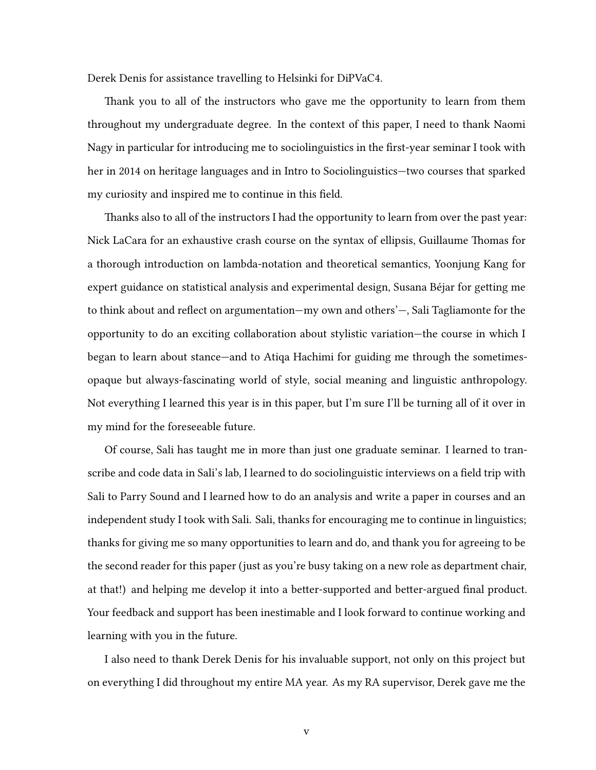Derek Denis for assistance travelling to Helsinki for DiPVaC4.

Thank you to all of the instructors who gave me the opportunity to learn from them throughout my undergraduate degree. In the context of this paper, I need to thank Naomi Nagy in particular for introducing me to sociolinguistics in the first-year seminar I took with her in 2014 on heritage languages and in Intro to Sociolinguistics—two courses that sparked my curiosity and inspired me to continue in this field.

Thanks also to all of the instructors I had the opportunity to learn from over the past year: Nick LaCara for an exhaustive crash course on the syntax of ellipsis, Guillaume Thomas for a thorough introduction on lambda-notation and theoretical semantics, Yoonjung Kang for expert guidance on statistical analysis and experimental design, Susana Béjar for getting me to think about and reflect on argumentation—my own and others'—, Sali Tagliamonte for the opportunity to do an exciting collaboration about stylistic variation—the course in which I began to learn about stance—and to Atiqa Hachimi for guiding me through the sometimes-opaque but always-fascinating world of style, social meaning and linguistic anthropology. Not everything I learned this year is in this paper, but I'm sure I'll be turning all of it over in my mind for the foreseeable future.

Of course, Sali has taught me in more than just one graduate seminar. I learned to transcribe and code data in Sali's lab, I learned to do sociolinguistic interviews on a field trip with Sali to Parry Sound and I learned how to do an analysis and write a paper in courses and an independent study I took with Sali. Sali, thanks for encouraging me to continue in linguistics; thanks for giving me so many opportunities to learn and do, and thank you for agreeing to be the second reader for this paper (just as you're busy taking on a new role as department chair, at that!) and helping me develop it into a better-supported and better-argued final product. Your feedback and support has been inestimable and I look forward to continue working and learning with you in the future.

I also need to thank Derek Denis for his invaluable support, not only on this project but on everything I did throughout my entire MA year. As my RA supervisor, Derek gave me the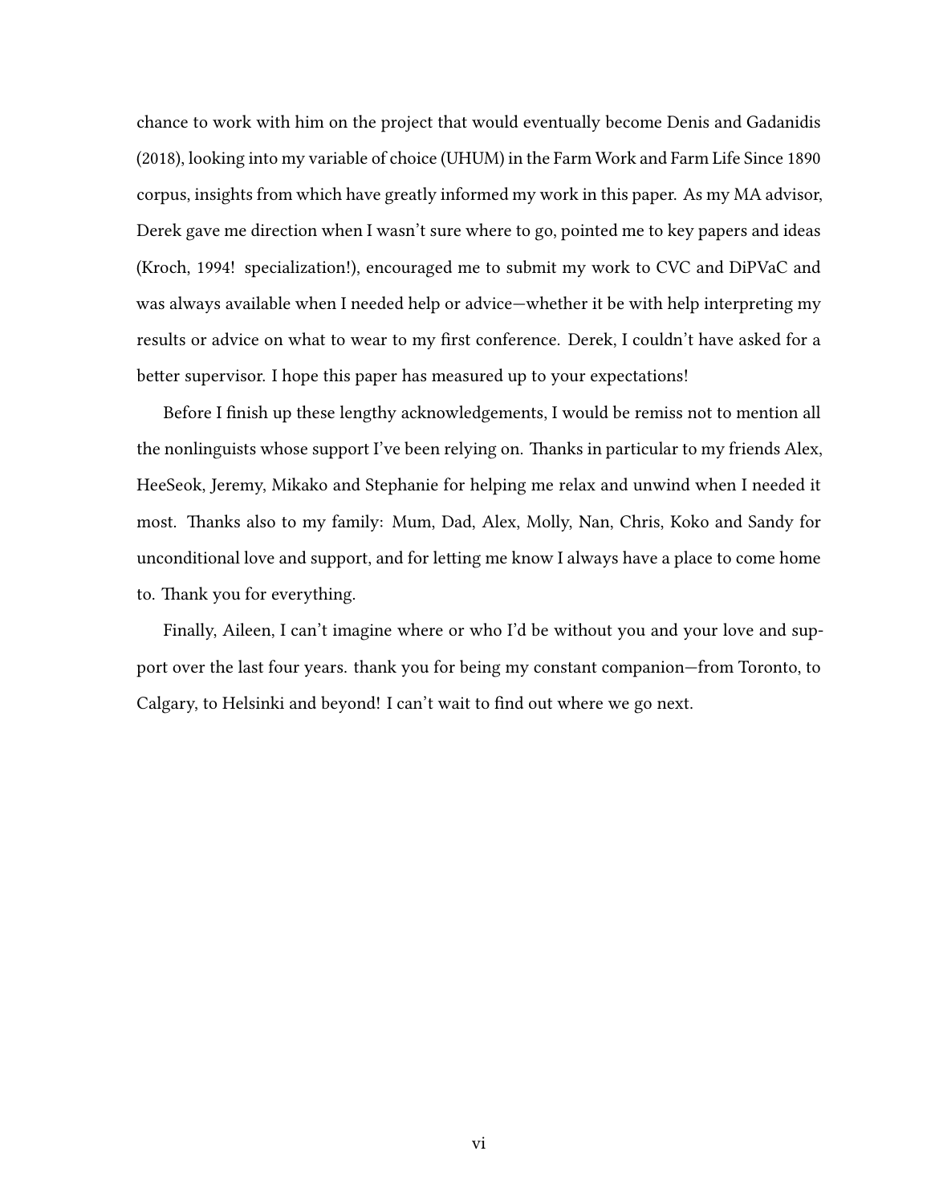chance to work with him on the project that would eventually become Denis and Gadanidis (2018), looking into my variable of choice (UHUM) in the Farm Work and Farm Life Since 1890 corpus, insights from which have greatly informed my work in this paper. As my MA advisor, Derek gave me direction when I wasn't sure where to go, pointed me to key papers and ideas (Kroch, 1994! specialization!), encouraged me to submit my work to CVC and DiPVaC and was always available when I needed help or advice—whether it be with help interpreting my results or advice on what to wear to my first conference. Derek, I couldn't have asked for a better supervisor. I hope this paper has measured up to your expectations!

Before I finish up these lengthy acknowledgements, I would be remiss not to mention all the nonlinguists whose support I've been relying on. Thanks in particular to my friends Alex, HeeSeok, Jeremy, Mikako and Stephanie for helping me relax and unwind when I needed it most. Thanks also to my family: Mum, Dad, Alex, Molly, Nan, Chris, Koko and Sandy for unconditional love and support, and for letting me know I always have a place to come home to. Thank you for everything.

Finally, Aileen, I can't imagine where or who I'd be without you and your love and support over the last four years. thank you for being my constant companion—from Toronto, to Calgary, to Helsinki and beyond! I can't wait to find out where we go next.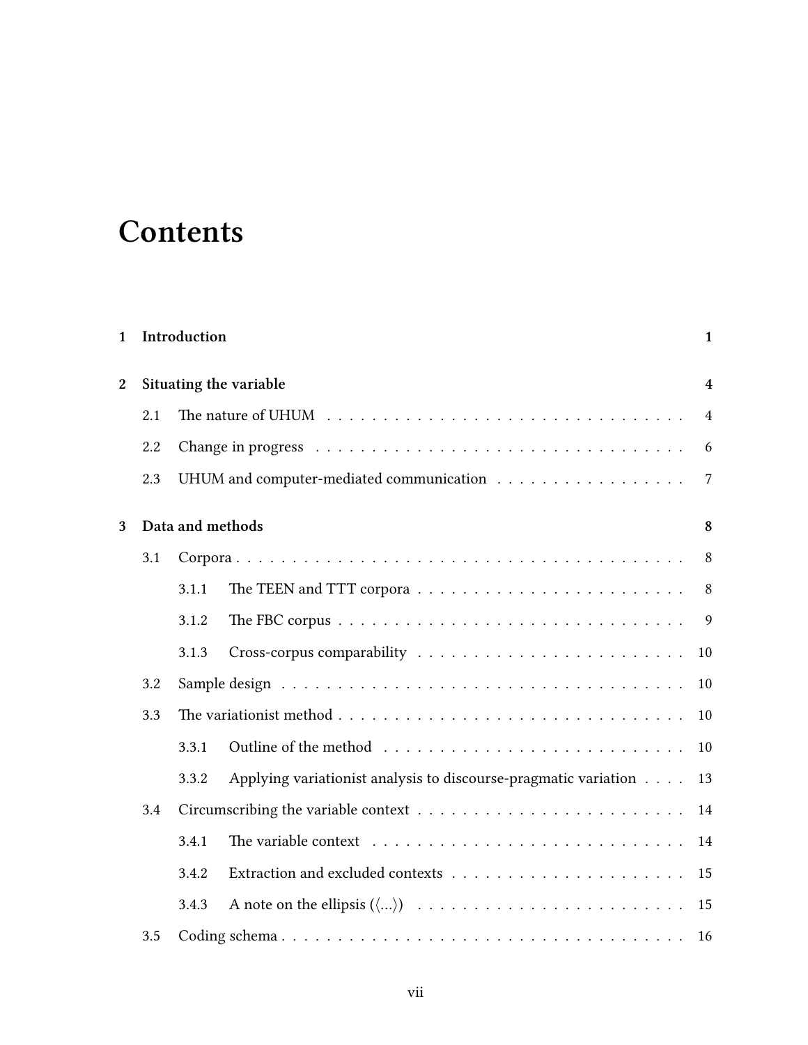# Contents

**1 Introduction** **1**

**2 Situating the variable** **4**

2.1 The nature of UHUM . . . . . . . . . . . . . . . . . . . . . . . . . . . . . . . . . 4

2.2 Change in progress . . . . . . . . . . . . . . . . . . . . . . . . . . . . . . . . . . 6

2.3 UHUM and computer-mediated communication . . . . . . . . . . . . . . . . . 7

**3 Data and methods** **8**

3.1 Corpora . . . . . . . . . . . . . . . . . . . . . . . . . . . . . . . . . . . . . . . . 8

3.1.1 The TEEN and TTT corpora . . . . . . . . . . . . . . . . . . . . . . . . 8

3.1.2 The FBC corpus . . . . . . . . . . . . . . . . . . . . . . . . . . . . . . . 9

3.1.3 Cross-corpus comparability . . . . . . . . . . . . . . . . . . . . . . . . 10

3.2 Sample design . . . . . . . . . . . . . . . . . . . . . . . . . . . . . . . . . . . . 10

3.3 The variationist method . . . . . . . . . . . . . . . . . . . . . . . . . . . . . . . 10

3.3.1 Outline of the method . . . . . . . . . . . . . . . . . . . . . . . . . . . 10

3.3.2 Applying variationist analysis to discourse-pragmatic variation . . . . 13

3.4 Circumscribing the variable context . . . . . . . . . . . . . . . . . . . . . . . . 14

3.4.1 The variable context . . . . . . . . . . . . . . . . . . . . . . . . . . . . 14

3.4.2 Extraction and excluded contexts . . . . . . . . . . . . . . . . . . . . . 15

3.4.3 A note on the ellipsis (⟨...⟩) . . . . . . . . . . . . . . . . . . . . . . . . 15

3.5 Coding schema . . . . . . . . . . . . . . . . . . . . . . . . . . . . . . . . . . . . 16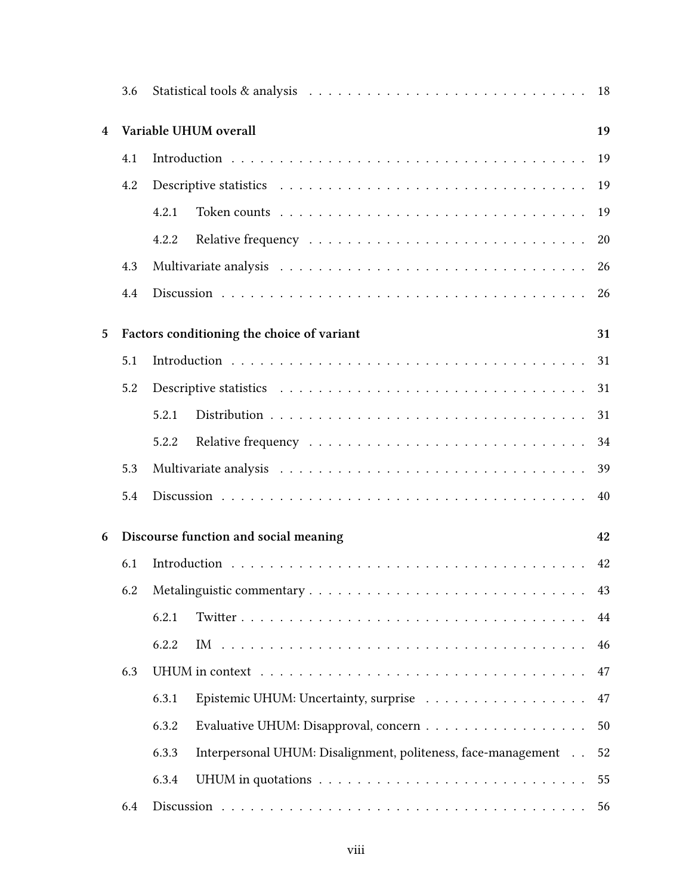3.6 Statistical tools & analysis . . . . . . . . . . . . . . . . . . . . . . . . . . . . . 18

**4 Variable UHUM overall** **19**

4.1 Introduction . . . . . . . . . . . . . . . . . . . . . . . . . . . . . . . . . . . . . 19

4.2 Descriptive statistics . . . . . . . . . . . . . . . . . . . . . . . . . . . . . . . . 19

4.2.1 Token counts . . . . . . . . . . . . . . . . . . . . . . . . . . . . . . . . 19

4.2.2 Relative frequency . . . . . . . . . . . . . . . . . . . . . . . . . . . . . 20

4.3 Multivariate analysis . . . . . . . . . . . . . . . . . . . . . . . . . . . . . . . . 26

4.4 Discussion . . . . . . . . . . . . . . . . . . . . . . . . . . . . . . . . . . . . . . 26

**5 Factors conditioning the choice of variant** **31**

5.1 Introduction . . . . . . . . . . . . . . . . . . . . . . . . . . . . . . . . . . . . . 31

5.2 Descriptive statistics . . . . . . . . . . . . . . . . . . . . . . . . . . . . . . . . 31

5.2.1 Distribution . . . . . . . . . . . . . . . . . . . . . . . . . . . . . . . . . 31

5.2.2 Relative frequency . . . . . . . . . . . . . . . . . . . . . . . . . . . . . 34

5.3 Multivariate analysis . . . . . . . . . . . . . . . . . . . . . . . . . . . . . . . . 39

5.4 Discussion . . . . . . . . . . . . . . . . . . . . . . . . . . . . . . . . . . . . . . 40

**6 Discourse function and social meaning** **42**

6.1 Introduction . . . . . . . . . . . . . . . . . . . . . . . . . . . . . . . . . . . . . 42

6.2 Metalinguistic commentary . . . . . . . . . . . . . . . . . . . . . . . . . . . . . 43

6.2.1 Twitter . . . . . . . . . . . . . . . . . . . . . . . . . . . . . . . . . . . . 44

6.2.2 IM . . . . . . . . . . . . . . . . . . . . . . . . . . . . . . . . . . . . . . . 46

6.3 UHUM in context . . . . . . . . . . . . . . . . . . . . . . . . . . . . . . . . . . 47

6.3.1 Epistemic UHUM: Uncertainty, surprise . . . . . . . . . . . . . . . . . 47

6.3.2 Evaluative UHUM: Disapproval, concern . . . . . . . . . . . . . . . . . 50

6.3.3 Interpersonal UHUM: Disalignment, politeness, face-management . . 52

6.3.4 UHUM in quotations . . . . . . . . . . . . . . . . . . . . . . . . . . . . 55

6.4 Discussion . . . . . . . . . . . . . . . . . . . . . . . . . . . . . . . . . . . . . . 56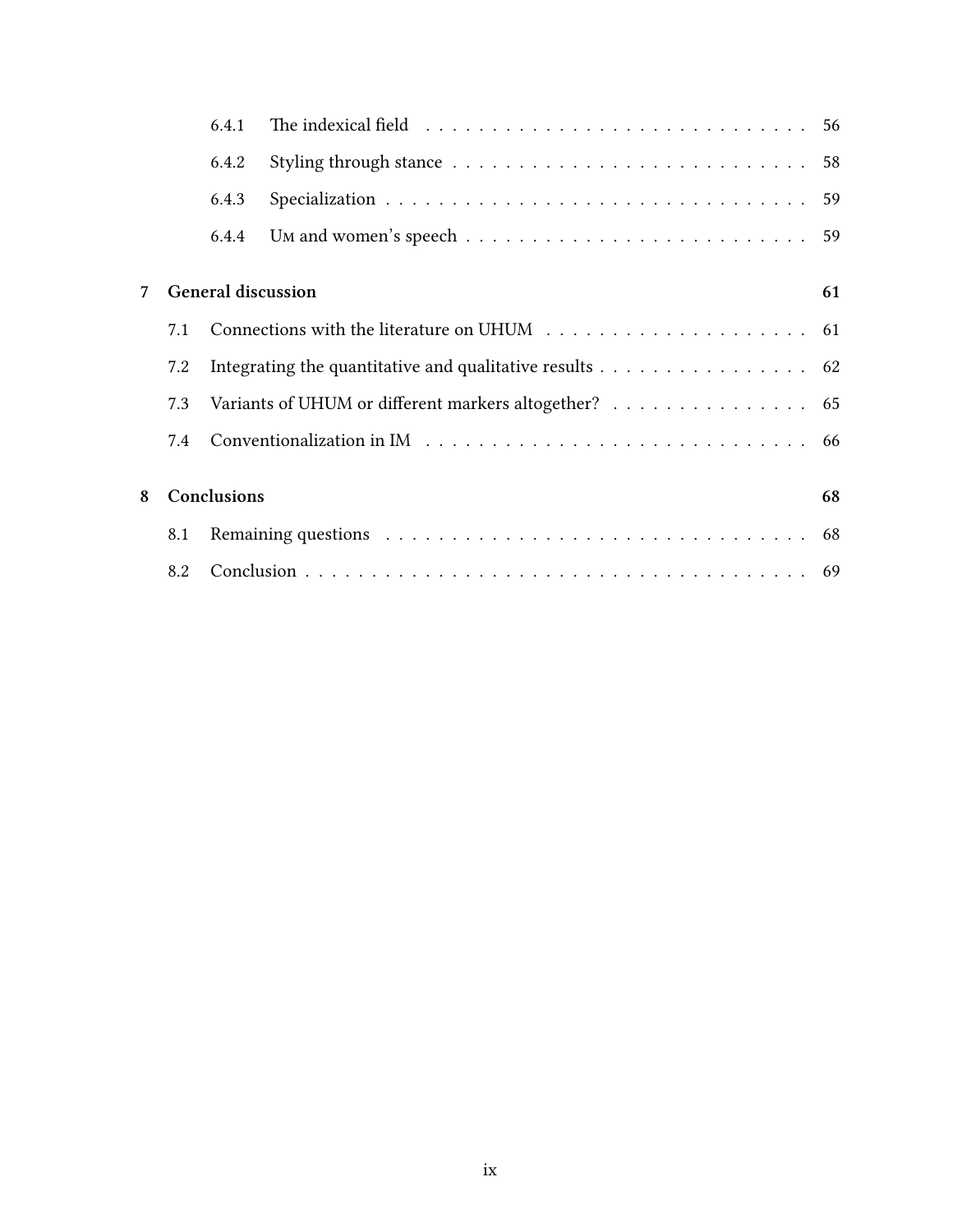6.4.1 The indexical field . . . . . . . . . . . . . . . . . . . . . . . . . . . . . 56

6.4.2 Styling through stance . . . . . . . . . . . . . . . . . . . . . . . . . . . 58

6.4.3 Specialization . . . . . . . . . . . . . . . . . . . . . . . . . . . . . . . . 59

6.4.4 Um and women's speech . . . . . . . . . . . . . . . . . . . . . . . . . . 59

**7 General discussion** **61**

7.1 Connections with the literature on UHUM . . . . . . . . . . . . . . . . . . . . 61

7.2 Integrating the quantitative and qualitative results . . . . . . . . . . . . . . . . 62

7.3 Variants of UHUM or different markers altogether? . . . . . . . . . . . . . . . 65

7.4 Conventionalization in IM . . . . . . . . . . . . . . . . . . . . . . . . . . . . . 66

**8 Conclusions** **68**

8.1 Remaining questions . . . . . . . . . . . . . . . . . . . . . . . . . . . . . . . . 68

8.2 Conclusion . . . . . . . . . . . . . . . . . . . . . . . . . . . . . . . . . . . . . . 69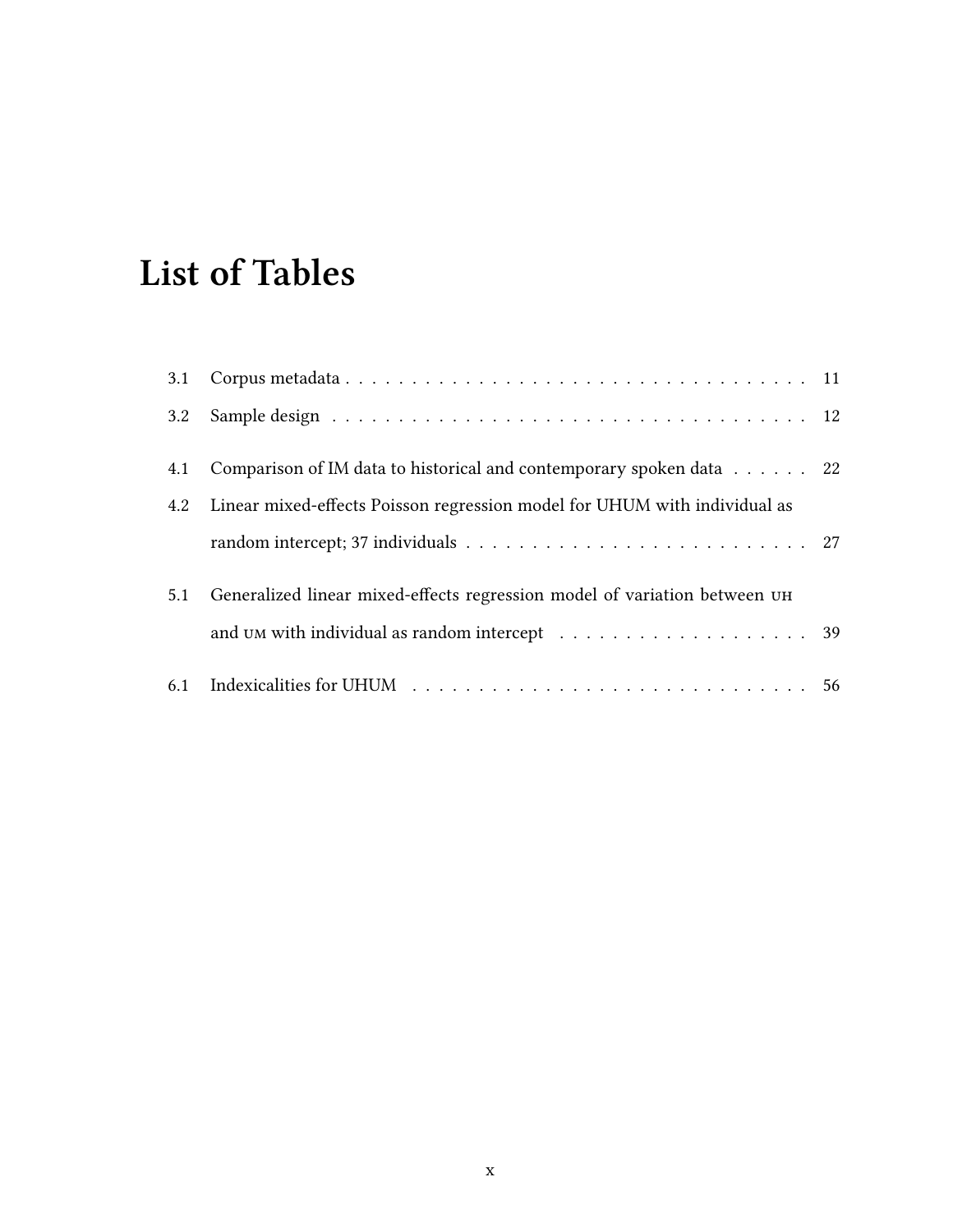# List of Tables

3.1 Corpus metadata . . . . . . . . . . . . . . . . . . . . . . . . . . . . . . . . . . . . 11

3.2 Sample design . . . . . . . . . . . . . . . . . . . . . . . . . . . . . . . . . . . . . 12

4.1 Comparison of IM data to historical and contemporary spoken data . . . . . . 22

4.2 Linear mixed-effects Poisson regression model for UHUM with individual as random intercept; 37 individuals . . . . . . . . . . . . . . . . . . . . . . . . . . 27

5.1 Generalized linear mixed-effects regression model of variation between UH and UM with individual as random intercept . . . . . . . . . . . . . . . . . . . . 39

6.1 Indexicalities for UHUM . . . . . . . . . . . . . . . . . . . . . . . . . . . . . . . 56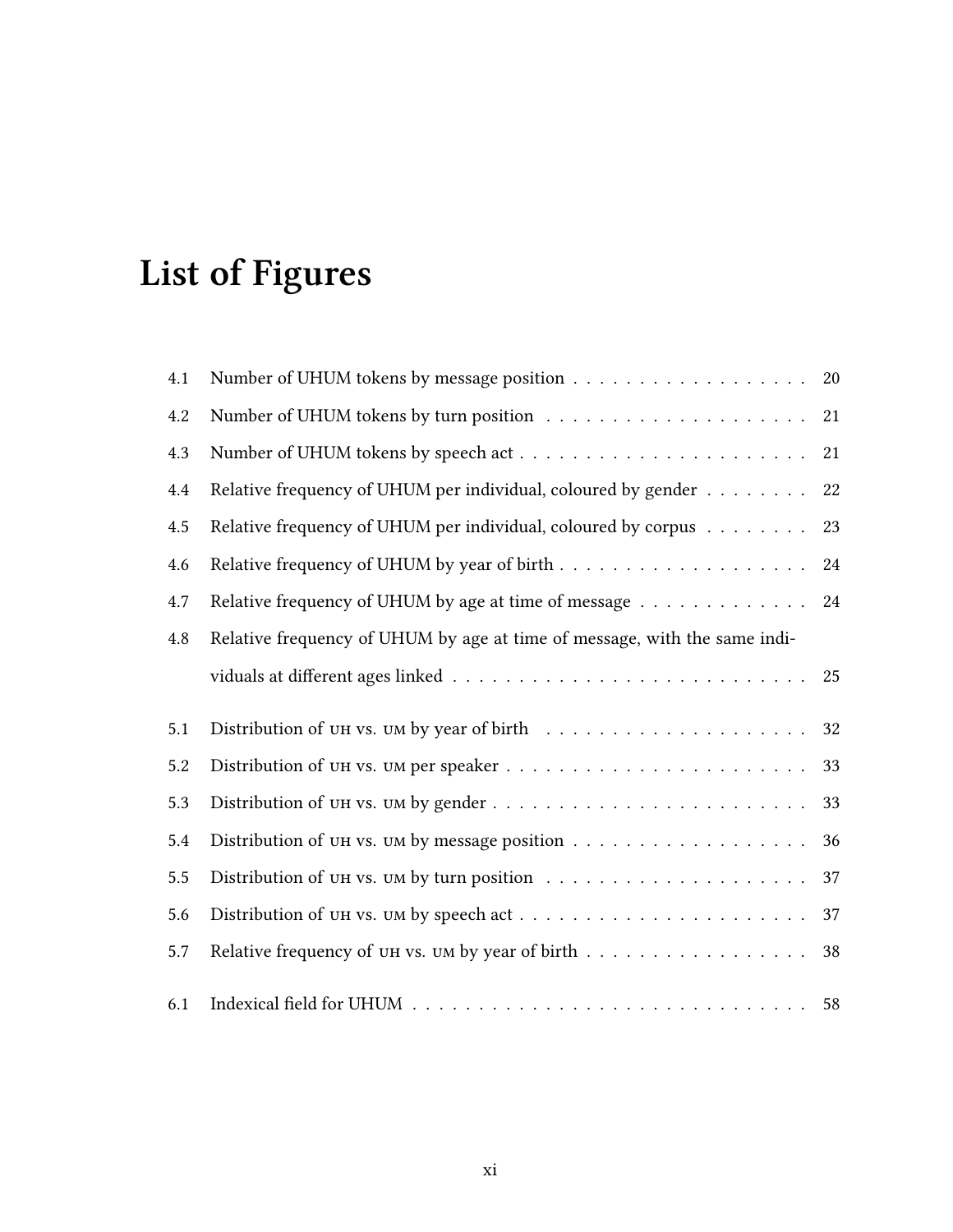# List of Figures

4.1 Number of UHUM tokens by message position . . . . . . . . . . . . . . . . . . 20

4.2 Number of UHUM tokens by turn position . . . . . . . . . . . . . . . . . . . . 21

4.3 Number of UHUM tokens by speech act . . . . . . . . . . . . . . . . . . . . . . 21

4.4 Relative frequency of UHUM per individual, coloured by gender . . . . . . . . 22

4.5 Relative frequency of UHUM per individual, coloured by corpus . . . . . . . . 23

4.6 Relative frequency of UHUM by year of birth . . . . . . . . . . . . . . . . . . . 24

4.7 Relative frequency of UHUM by age at time of message . . . . . . . . . . . . . 24

4.8 Relative frequency of UHUM by age at time of message, with the same individuals at different ages linked . . . . . . . . . . . . . . . . . . . . . . . . . . 25

5.1 Distribution of UH vs. UM by year of birth . . . . . . . . . . . . . . . . . . . . 32

5.2 Distribution of UH vs. UM per speaker . . . . . . . . . . . . . . . . . . . . . . . 33

5.3 Distribution of UH vs. UM by gender . . . . . . . . . . . . . . . . . . . . . . . . 33

5.4 Distribution of UH vs. UM by message position . . . . . . . . . . . . . . . . . . 36

5.5 Distribution of UH vs. UM by turn position . . . . . . . . . . . . . . . . . . . . 37

5.6 Distribution of UH vs. UM by speech act . . . . . . . . . . . . . . . . . . . . . . 37

5.7 Relative frequency of UH vs. UM by year of birth . . . . . . . . . . . . . . . . . 38

6.1 Indexical field for UHUM . . . . . . . . . . . . . . . . . . . . . . . . . . . . . . 58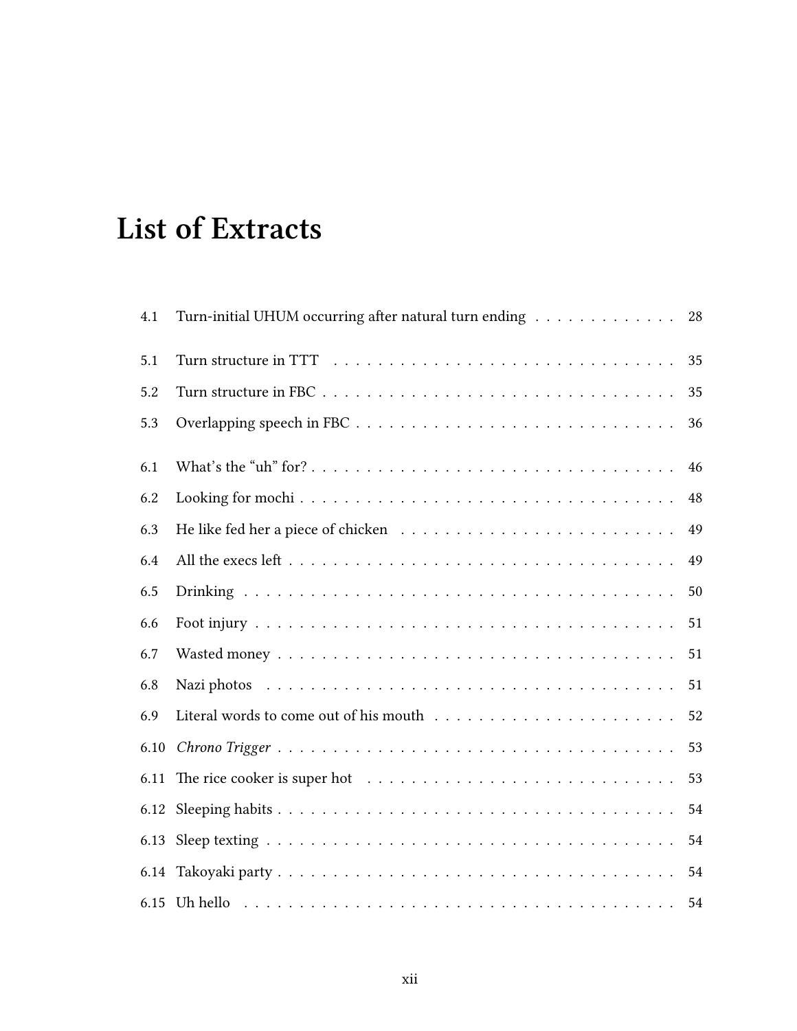# List of Extracts

4.1 Turn-initial UHUM occurring after natural turn ending . . . . . . . . . . . . 28

5.1 Turn structure in TTT . . . . . . . . . . . . . . . . . . . . . . . . . . . . . . . 35

5.2 Turn structure in FBC . . . . . . . . . . . . . . . . . . . . . . . . . . . . . . . 35

5.3 Overlapping speech in FBC . . . . . . . . . . . . . . . . . . . . . . . . . . . . 36

6.1 What's the "uh" for? . . . . . . . . . . . . . . . . . . . . . . . . . . . . . . . 46

6.2 Looking for mochi . . . . . . . . . . . . . . . . . . . . . . . . . . . . . . . . 48

6.3 He like fed her a piece of chicken . . . . . . . . . . . . . . . . . . . . . . . 49

6.4 All the execs left . . . . . . . . . . . . . . . . . . . . . . . . . . . . . . . . . 49

6.5 Drinking . . . . . . . . . . . . . . . . . . . . . . . . . . . . . . . . . . . . . . 50

6.6 Foot injury . . . . . . . . . . . . . . . . . . . . . . . . . . . . . . . . . . . . 51

6.7 Wasted money . . . . . . . . . . . . . . . . . . . . . . . . . . . . . . . . . . 51

6.8 Nazi photos . . . . . . . . . . . . . . . . . . . . . . . . . . . . . . . . . . . . 51

6.9 Literal words to come out of his mouth . . . . . . . . . . . . . . . . . . . . . 52

6.10 *Chrono Trigger* . . . . . . . . . . . . . . . . . . . . . . . . . . . . . . . . . 53

6.11 The rice cooker is super hot . . . . . . . . . . . . . . . . . . . . . . . . . . . 53

6.12 Sleeping habits . . . . . . . . . . . . . . . . . . . . . . . . . . . . . . . . . . 54

6.13 Sleep texting . . . . . . . . . . . . . . . . . . . . . . . . . . . . . . . . . . . 54

6.14 Takoyaki party . . . . . . . . . . . . . . . . . . . . . . . . . . . . . . . . . . 54

6.15 Uh hello . . . . . . . . . . . . . . . . . . . . . . . . . . . . . . . . . . . . . . 54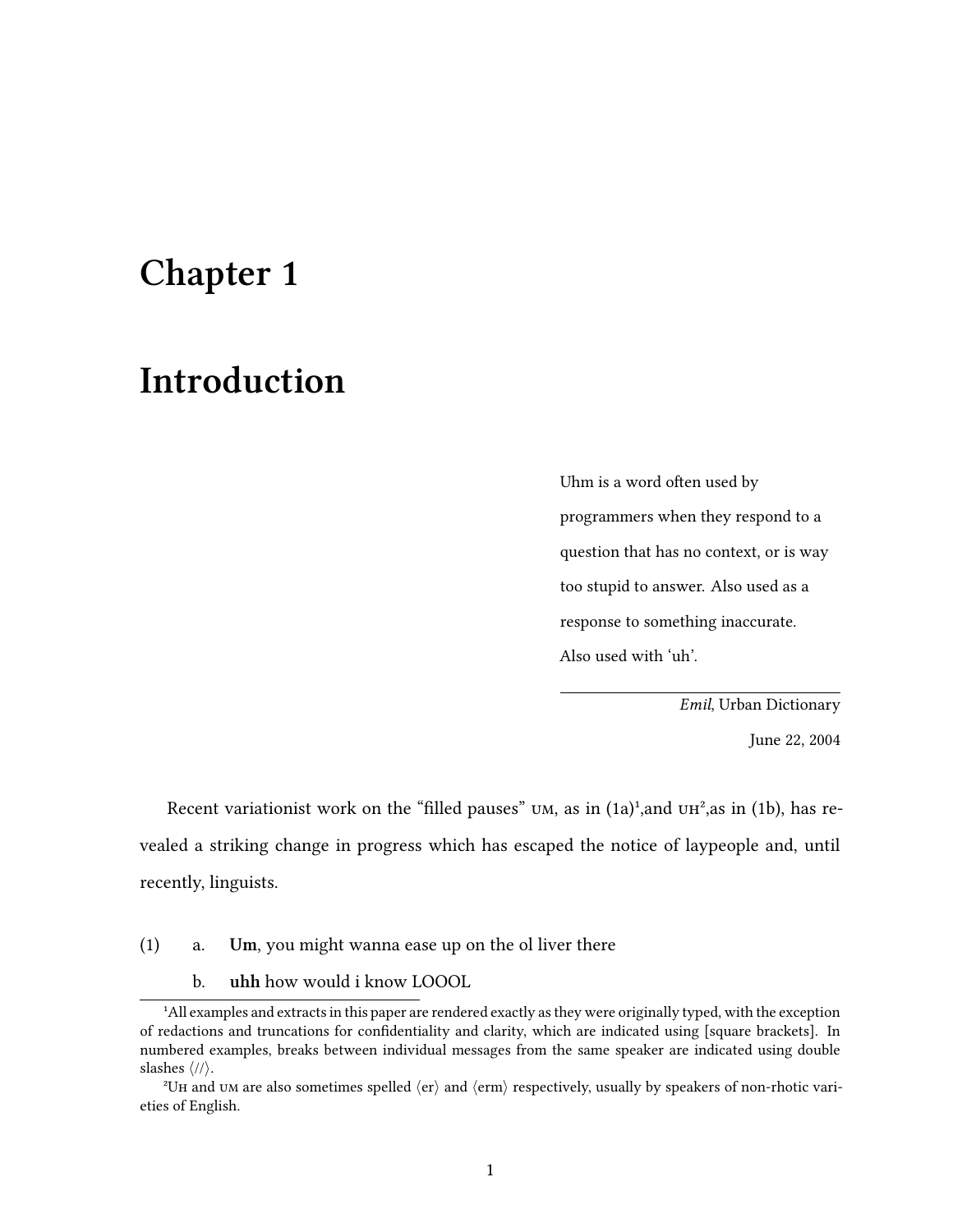# Chapter 1

# Introduction

> Uhm is a word often used by programmers when they respond to a question that has no context, or is way too stupid to answer. Also used as a response to something inaccurate. Also used with 'uh'.
>
> *Emil*, Urban Dictionary
>
> June 22, 2004

Recent variationist work on the "filled pauses" UM, as in (1a)[1],and UH[2],as in (1b), has revealed a striking change in progress which has escaped the notice of laypeople and, until recently, linguists.

(1) a. **Um**, you might wanna ease up on the ol liver there

b. **uhh** how would i know LOOOL

[1] All examples and extracts in this paper are rendered exactly as they were originally typed, with the exception of redactions and truncations for confidentiality and clarity, which are indicated using [square brackets]. In numbered examples, breaks between individual messages from the same speaker are indicated using double slashes ⟨//⟩.

[2] UH and UM are also sometimes spelled ⟨er⟩ and ⟨erm⟩ respectively, usually by speakers of non-rhotic varieties of English.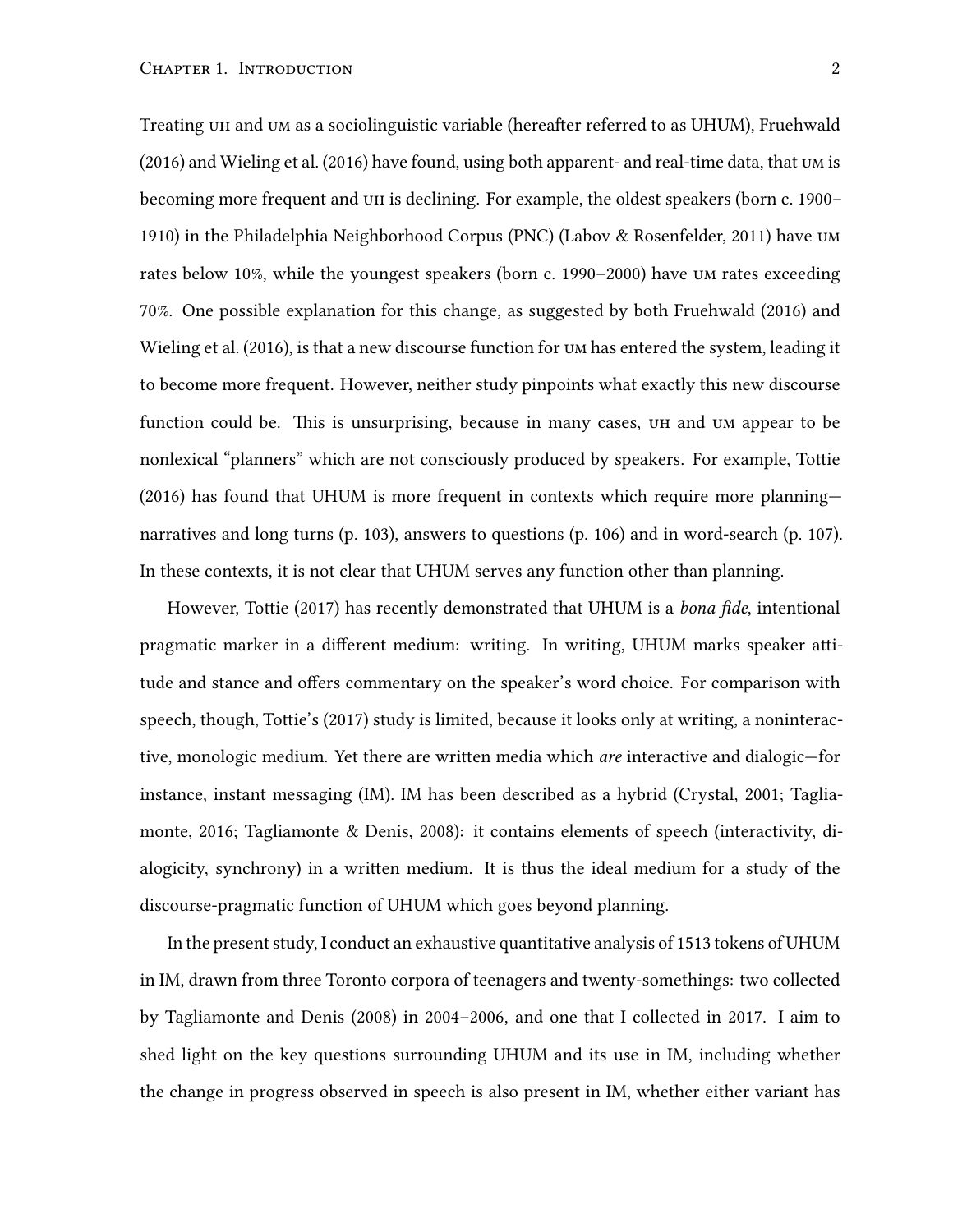Treating UH and UM as a sociolinguistic variable (hereafter referred to as UHUM), Fruehwald (2016) and Wieling et al. (2016) have found, using both apparent- and real-time data, that UM is becoming more frequent and UH is declining. For example, the oldest speakers (born c. 1900–1910) in the Philadelphia Neighborhood Corpus (PNC) (Labov & Rosenfelder, 2011) have UM rates below 10%, while the youngest speakers (born c. 1990–2000) have UM rates exceeding 70%. One possible explanation for this change, as suggested by both Fruehwald (2016) and Wieling et al. (2016), is that a new discourse function for UM has entered the system, leading it to become more frequent. However, neither study pinpoints what exactly this new discourse function could be. This is unsurprising, because in many cases, UH and UM appear to be nonlexical "planners" which are not consciously produced by speakers. For example, Tottie (2016) has found that UHUM is more frequent in contexts which require more planning—narratives and long turns (p. 103), answers to questions (p. 106) and in word-search (p. 107). In these contexts, it is not clear that UHUM serves any function other than planning.

However, Tottie (2017) has recently demonstrated that UHUM is a *bona fide*, intentional pragmatic marker in a different medium: writing. In writing, UHUM marks speaker attitude and stance and offers commentary on the speaker's word choice. For comparison with speech, though, Tottie's (2017) study is limited, because it looks only at writing, a noninteractive, monologic medium. Yet there are written media which *are* interactive and dialogic—for instance, instant messaging (IM). IM has been described as a hybrid (Crystal, 2001; Tagliamonte, 2016; Tagliamonte & Denis, 2008): it contains elements of speech (interactivity, dialogicity, synchrony) in a written medium. It is thus the ideal medium for a study of the discourse-pragmatic function of UHUM which goes beyond planning.

In the present study, I conduct an exhaustive quantitative analysis of 1513 tokens of UHUM in IM, drawn from three Toronto corpora of teenagers and twenty-somethings: two collected by Tagliamonte and Denis (2008) in 2004–2006, and one that I collected in 2017. I aim to shed light on the key questions surrounding UHUM and its use in IM, including whether the change in progress observed in speech is also present in IM, whether either variant has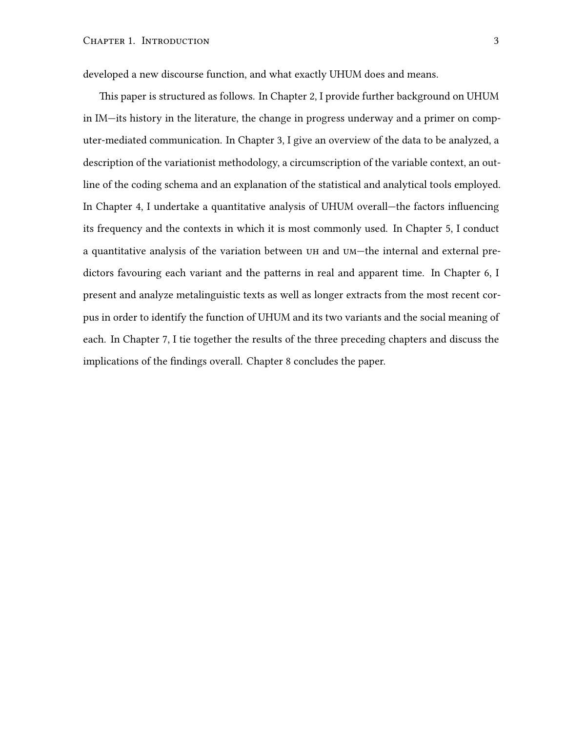developed a new discourse function, and what exactly UHUM does and means.

This paper is structured as follows. In Chapter 2, I provide further background on UHUM in IM—its history in the literature, the change in progress underway and a primer on computer-mediated communication. In Chapter 3, I give an overview of the data to be analyzed, a description of the variationist methodology, a circumscription of the variable context, an outline of the coding schema and an explanation of the statistical and analytical tools employed. In Chapter 4, I undertake a quantitative analysis of UHUM overall—the factors influencing its frequency and the contexts in which it is most commonly used. In Chapter 5, I conduct a quantitative analysis of the variation between UH and UM—the internal and external predictors favouring each variant and the patterns in real and apparent time. In Chapter 6, I present and analyze metalinguistic texts as well as longer extracts from the most recent corpus in order to identify the function of UHUM and its two variants and the social meaning of each. In Chapter 7, I tie together the results of the three preceding chapters and discuss the implications of the findings overall. Chapter 8 concludes the paper.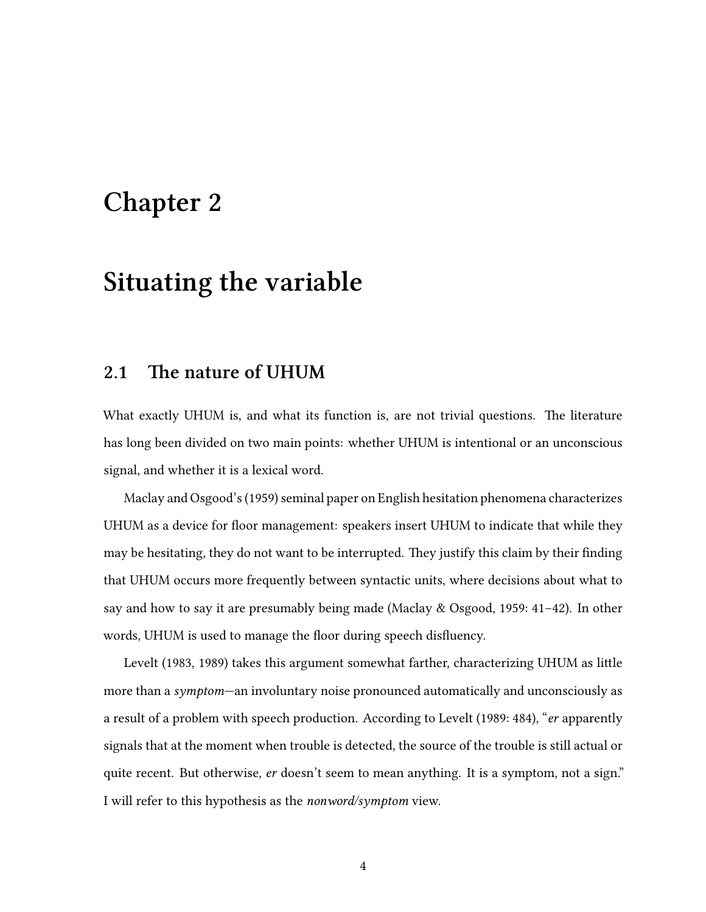# Chapter 2

# Situating the variable

## 2.1 The nature of UHUM

What exactly UHUM is, and what its function is, are not trivial questions. The literature has long been divided on two main points: whether UHUM is intentional or an unconscious signal, and whether it is a lexical word.

Maclay and Osgood's (1959) seminal paper on English hesitation phenomena characterizes UHUM as a device for floor management: speakers insert UHUM to indicate that while they may be hesitating, they do not want to be interrupted. They justify this claim by their finding that UHUM occurs more frequently between syntactic units, where decisions about what to say and how to say it are presumably being made (Maclay & Osgood, 1959: 41–42). In other words, UHUM is used to manage the floor during speech disfluency.

Levelt (1983, 1989) takes this argument somewhat farther, characterizing UHUM as little more than a *symptom*—an involuntary noise pronounced automatically and unconsciously as a result of a problem with speech production. According to Levelt (1989: 484), "*er* apparently signals that at the moment when trouble is detected, the source of the trouble is still actual or quite recent. But otherwise, *er* doesn't seem to mean anything. It is a symptom, not a sign." I will refer to this hypothesis as the *nonword/symptom* view.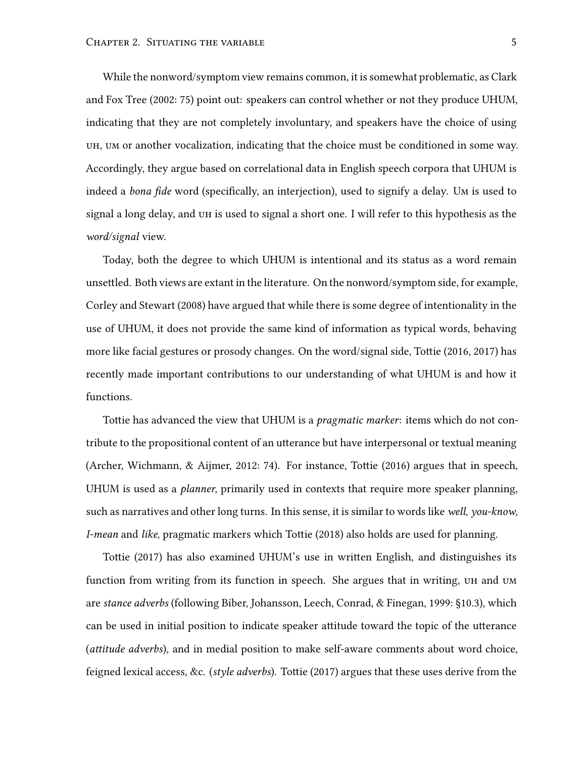While the nonword/symptom view remains common, it is somewhat problematic, as Clark and Fox Tree (2002: 75) point out: speakers can control whether or not they produce UHUM, indicating that they are not completely involuntary, and speakers have the choice of using UH, UM or another vocalization, indicating that the choice must be conditioned in some way. Accordingly, they argue based on correlational data in English speech corpora that UHUM is indeed a *bona fide* word (specifically, an interjection), used to signify a delay. UM is used to signal a long delay, and UH is used to signal a short one. I will refer to this hypothesis as the *word/signal* view.

Today, both the degree to which UHUM is intentional and its status as a word remain unsettled. Both views are extant in the literature. On the nonword/symptom side, for example, Corley and Stewart (2008) have argued that while there is some degree of intentionality in the use of UHUM, it does not provide the same kind of information as typical words, behaving more like facial gestures or prosody changes. On the word/signal side, Tottie (2016, 2017) has recently made important contributions to our understanding of what UHUM is and how it functions.

Tottie has advanced the view that UHUM is a *pragmatic marker*: items which do not contribute to the propositional content of an utterance but have interpersonal or textual meaning (Archer, Wichmann, & Aijmer, 2012: 74). For instance, Tottie (2016) argues that in speech, UHUM is used as a *planner*, primarily used in contexts that require more speaker planning, such as narratives and other long turns. In this sense, it is similar to words like *well*, *you-know*, *I-mean* and *like*, pragmatic markers which Tottie (2018) also holds are used for planning.

Tottie (2017) has also examined UHUM's use in written English, and distinguishes its function from writing from its function in speech. She argues that in writing, UH and UM are *stance adverbs* (following Biber, Johansson, Leech, Conrad, & Finegan, 1999: §10.3), which can be used in initial position to indicate speaker attitude toward the topic of the utterance (*attitude adverbs*), and in medial position to make self-aware comments about word choice, feigned lexical access, &c. (*style adverbs*). Tottie (2017) argues that these uses derive from the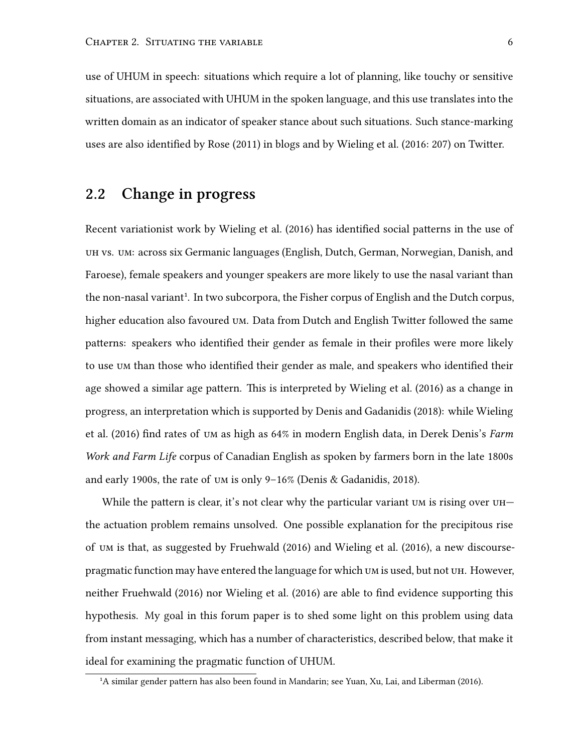use of UHUM in speech: situations which require a lot of planning, like touchy or sensitive situations, are associated with UHUM in the spoken language, and this use translates into the written domain as an indicator of speaker stance about such situations. Such stance-marking uses are also identified by Rose (2011) in blogs and by Wieling et al. (2016: 207) on Twitter.

## 2.2 Change in progress

Recent variationist work by Wieling et al. (2016) has identified social patterns in the use of UH vs. UM: across six Germanic languages (English, Dutch, German, Norwegian, Danish, and Faroese), female speakers and younger speakers are more likely to use the nasal variant than the non-nasal variant[1]. In two subcorpora, the Fisher corpus of English and the Dutch corpus, higher education also favoured UM. Data from Dutch and English Twitter followed the same patterns: speakers who identified their gender as female in their profiles were more likely to use UM than those who identified their gender as male, and speakers who identified their age showed a similar age pattern. This is interpreted by Wieling et al. (2016) as a change in progress, an interpretation which is supported by Denis and Gadanidis (2018): while Wieling et al. (2016) find rates of UM as high as 64% in modern English data, in Derek Denis's *Farm Work and Farm Life* corpus of Canadian English as spoken by farmers born in the late 1800s and early 1900s, the rate of UM is only 9–16% (Denis & Gadanidis, 2018).

While the pattern is clear, it's not clear why the particular variant UM is rising over UH—the actuation problem remains unsolved. One possible explanation for the precipitous rise of UM is that, as suggested by Fruehwald (2016) and Wieling et al. (2016), a new discourse-pragmatic function may have entered the language for which UM is used, but not UH. However, neither Fruehwald (2016) nor Wieling et al. (2016) are able to find evidence supporting this hypothesis. My goal in this forum paper is to shed some light on this problem using data from instant messaging, which has a number of characteristics, described below, that make it ideal for examining the pragmatic function of UHUM.

[1] A similar gender pattern has also been found in Mandarin; see Yuan, Xu, Lai, and Liberman (2016).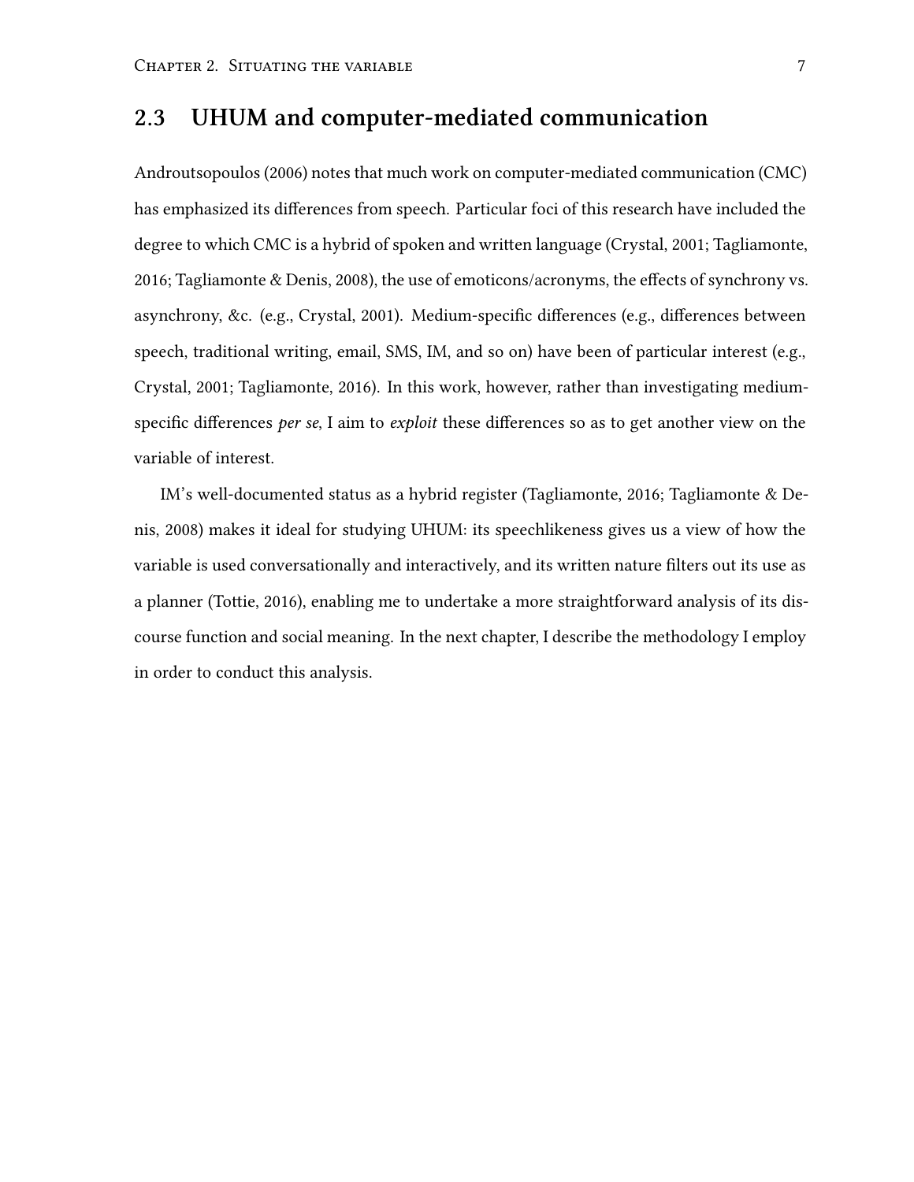## 2.3 UHUM and computer-mediated communication

Androutsopoulos (2006) notes that much work on computer-mediated communication (CMC) has emphasized its differences from speech. Particular foci of this research have included the degree to which CMC is a hybrid of spoken and written language (Crystal, 2001; Tagliamonte, 2016; Tagliamonte & Denis, 2008), the use of emoticons/acronyms, the effects of synchrony vs. asynchrony, &c. (e.g., Crystal, 2001). Medium-specific differences (e.g., differences between speech, traditional writing, email, SMS, IM, and so on) have been of particular interest (e.g., Crystal, 2001; Tagliamonte, 2016). In this work, however, rather than investigating medium-specific differences *per se*, I aim to *exploit* these differences so as to get another view on the variable of interest.

IM's well-documented status as a hybrid register (Tagliamonte, 2016; Tagliamonte & Denis, 2008) makes it ideal for studying UHUM: its speechlikeness gives us a view of how the variable is used conversationally and interactively, and its written nature filters out its use as a planner (Tottie, 2016), enabling me to undertake a more straightforward analysis of its discourse function and social meaning. In the next chapter, I describe the methodology I employ in order to conduct this analysis.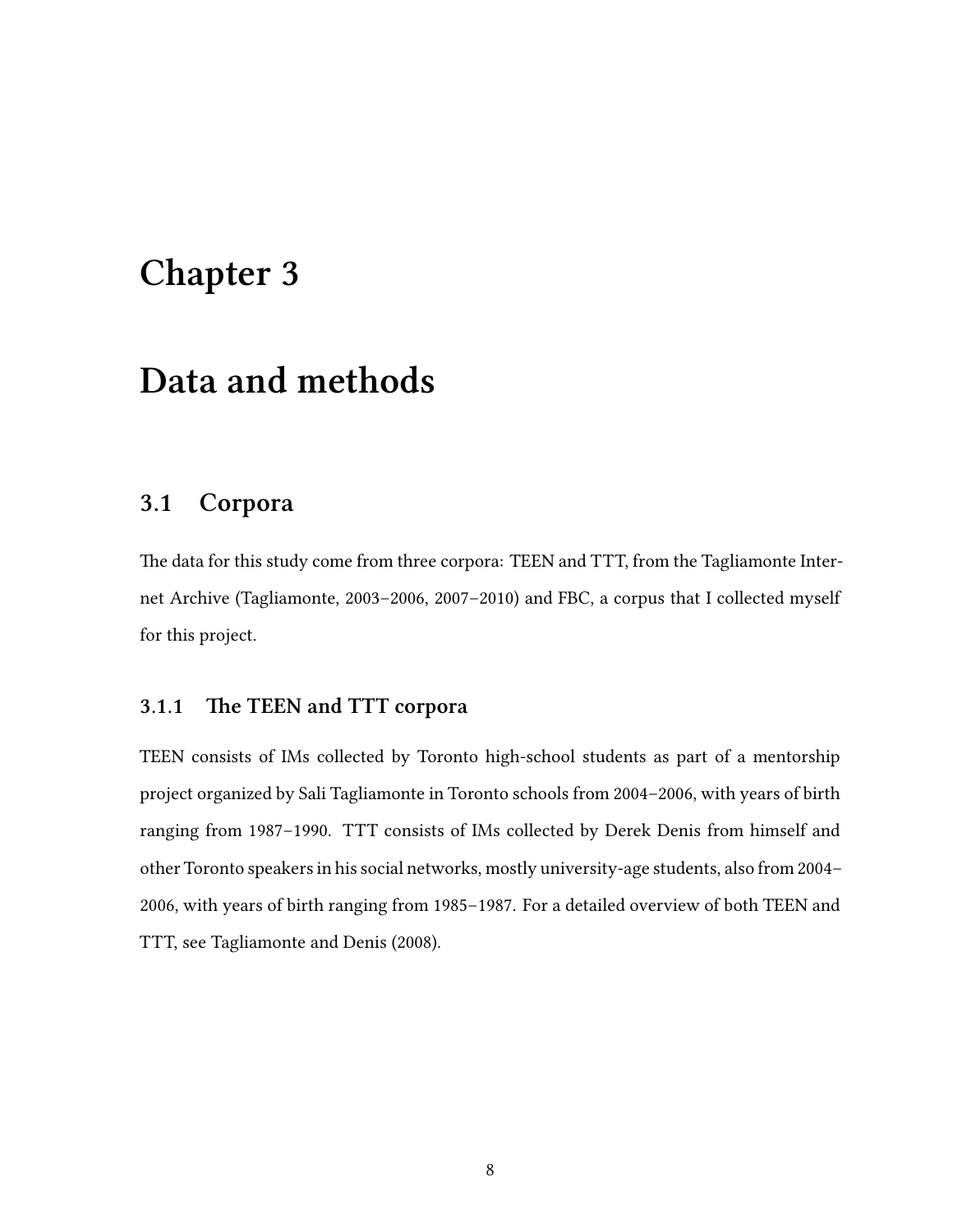# Chapter 3

# Data and methods

## 3.1 Corpora

The data for this study come from three corpora: TEEN and TTT, from the Tagliamonte Internet Archive (Tagliamonte, 2003–2006, 2007–2010) and FBC, a corpus that I collected myself for this project.

### 3.1.1 The TEEN and TTT corpora

TEEN consists of IMs collected by Toronto high-school students as part of a mentorship project organized by Sali Tagliamonte in Toronto schools from 2004–2006, with years of birth ranging from 1987–1990. TTT consists of IMs collected by Derek Denis from himself and other Toronto speakers in his social networks, mostly university-age students, also from 2004–2006, with years of birth ranging from 1985–1987. For a detailed overview of both TEEN and TTT, see Tagliamonte and Denis (2008).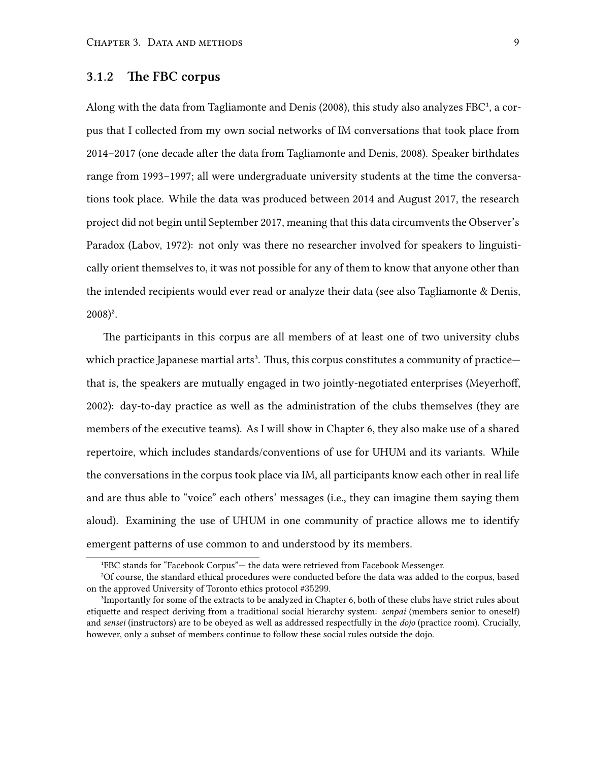### 3.1.2 The FBC corpus

Along with the data from Tagliamonte and Denis (2008), this study also analyzes FBC[1], a corpus that I collected from my own social networks of IM conversations that took place from 2014–2017 (one decade after the data from Tagliamonte and Denis, 2008). Speaker birthdates range from 1993–1997; all were undergraduate university students at the time the conversations took place. While the data was produced between 2014 and August 2017, the research project did not begin until September 2017, meaning that this data circumvents the Observer's Paradox (Labov, 1972): not only was there no researcher involved for speakers to linguistically orient themselves to, it was not possible for any of them to know that anyone other than the intended recipients would ever read or analyze their data (see also Tagliamonte & Denis, 2008)[2].

The participants in this corpus are all members of at least one of two university clubs which practice Japanese martial arts[3]. Thus, this corpus constitutes a community of practice—that is, the speakers are mutually engaged in two jointly-negotiated enterprises (Meyerhoff, 2002): day-to-day practice as well as the administration of the clubs themselves (they are members of the executive teams). As I will show in Chapter 6, they also make use of a shared repertoire, which includes standards/conventions of use for UHUM and its variants. While the conversations in the corpus took place via IM, all participants know each other in real life and are thus able to "voice" each others' messages (i.e., they can imagine them saying them aloud). Examining the use of UHUM in one community of practice allows me to identify emergent patterns of use common to and understood by its members.

[1]FBC stands for "Facebook Corpus"— the data were retrieved from Facebook Messenger.

[2]Of course, the standard ethical procedures were conducted before the data was added to the corpus, based on the approved University of Toronto ethics protocol #35299.

[3]Importantly for some of the extracts to be analyzed in Chapter 6, both of these clubs have strict rules about etiquette and respect deriving from a traditional social hierarchy system: *senpai* (members senior to oneself) and *sensei* (instructors) are to be obeyed as well as addressed respectfully in the *dojo* (practice room). Crucially, however, only a subset of members continue to follow these social rules outside the dojo.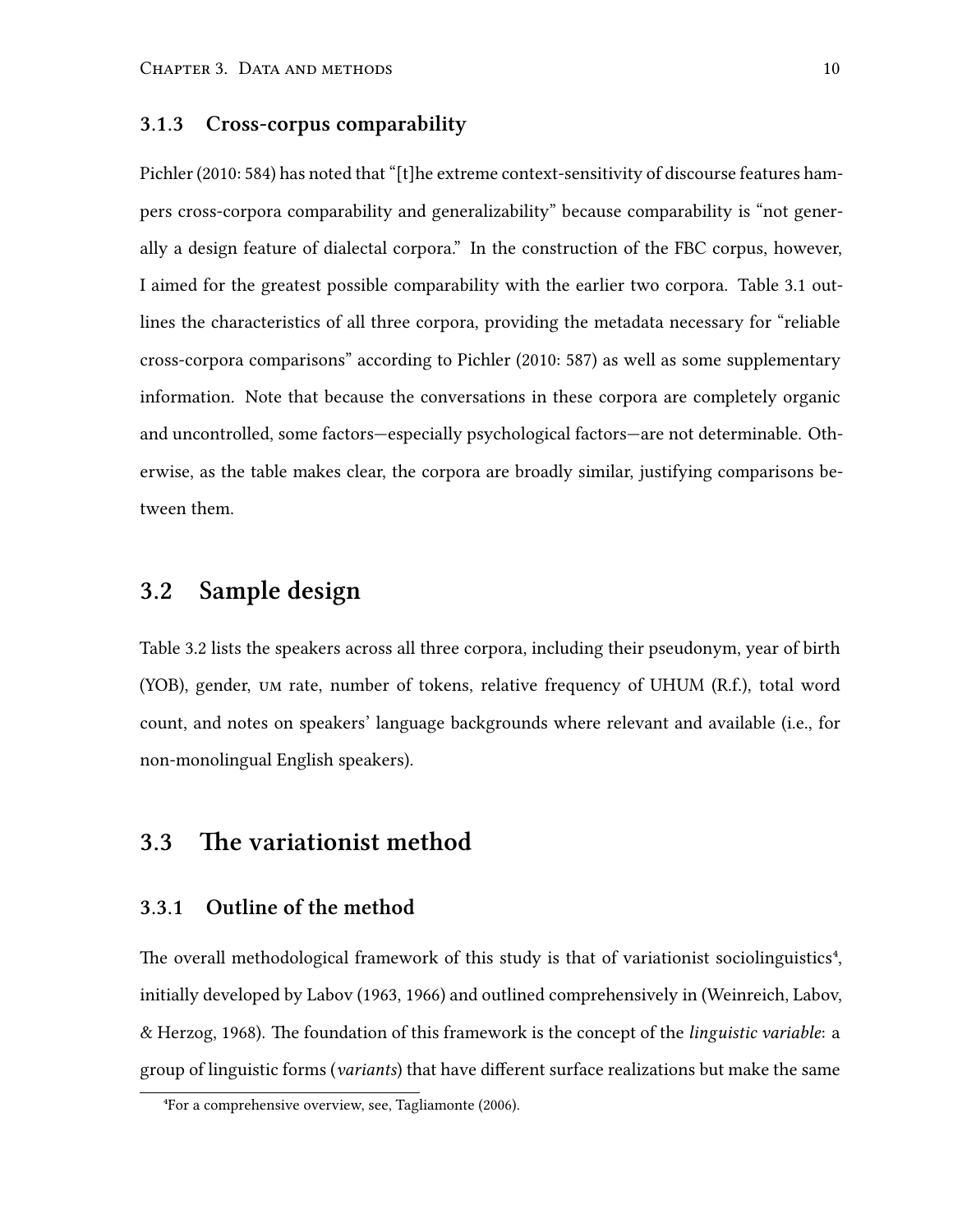### 3.1.3 Cross-corpus comparability

Pichler (2010: 584) has noted that "[t]he extreme context-sensitivity of discourse features hampers cross-corpora comparability and generalizability" because comparability is "not generally a design feature of dialectal corpora." In the construction of the FBC corpus, however, I aimed for the greatest possible comparability with the earlier two corpora. Table 3.1 outlines the characteristics of all three corpora, providing the metadata necessary for "reliable cross-corpora comparisons" according to Pichler (2010: 587) as well as some supplementary information. Note that because the conversations in these corpora are completely organic and uncontrolled, some factors—especially psychological factors—are not determinable. Otherwise, as the table makes clear, the corpora are broadly similar, justifying comparisons between them.

## 3.2 Sample design

Table 3.2 lists the speakers across all three corpora, including their pseudonym, year of birth (YOB), gender, UM rate, number of tokens, relative frequency of UHUM (R.f.), total word count, and notes on speakers' language backgrounds where relevant and available (i.e., for non-monolingual English speakers).

## 3.3 The variationist method

### 3.3.1 Outline of the method

The overall methodological framework of this study is that of variationist sociolinguistics[4], initially developed by Labov (1963, 1966) and outlined comprehensively in (Weinreich, Labov, & Herzog, 1968). The foundation of this framework is the concept of the *linguistic variable*: a group of linguistic forms (*variants*) that have different surface realizations but make the same

[4] For a comprehensive overview, see, Tagliamonte (2006).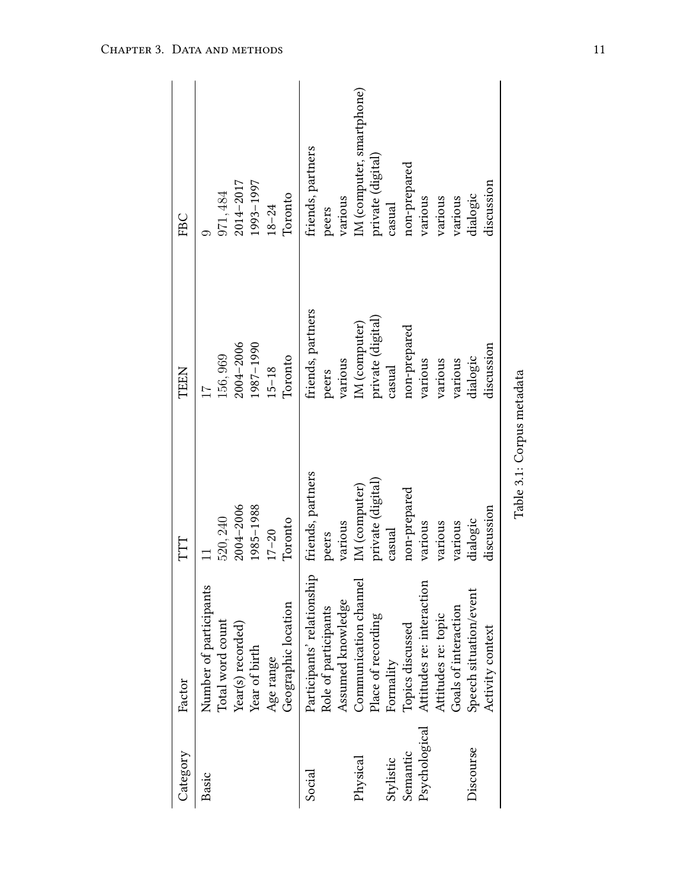| Category | Factor | TTT | TEEN | FBC |
|---|---|---|---|---|
| Basic | Number of participants | 11 | 17 | 9 |
| | Total word count | 520,240 | 156,969 | 971,484 |
| | Year(s) recorded) | 2004–2006 | 2004–2006 | 2014–2017 |
| | Year of birth | 1985–1988 | 1987–1990 | 1993–1997 |
| | Age range | 17–20 | 15–18 | 18–24 |
| | Geographic location | Toronto | Toronto | Toronto |
| Social | Participants' relationship | friends, partners | friends, partners | friends, partners |
| | Role of participants | peers | peers | peers |
| | Assumed knowledge | various | various | various |
| Physical | Communication channel | IM (computer) | IM (computer) | IM (computer, smartphone) |
| | Place of recording | private (digital) | private (digital) | private (digital) |
| Stylistic | Formality | casual | casual | casual |
| Semantic | Topics discussed | non-prepared | non-prepared | non-prepared |
| Psychological | Attitudes re: interaction | various | various | various |
| | Attitudes re: topic | various | various | various |
| | Goals of interaction | various | various | various |
| Discourse | Speech situation/event | dialogic | dialogic | dialogic |
| | Activity context | discussion | discussion | discussion |

Table 3.1: Corpus metadata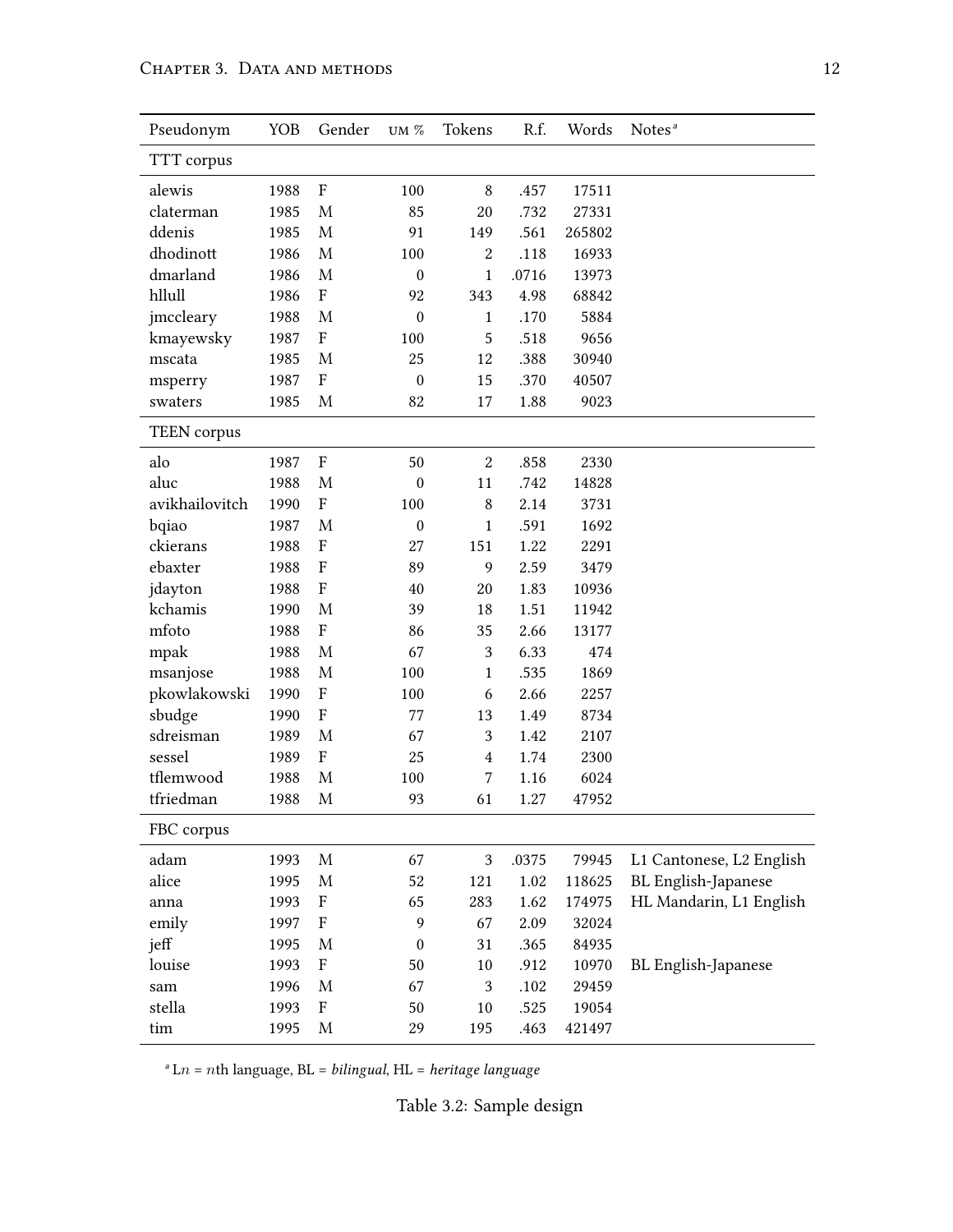| Pseudonym | YOB | Gender | UM % | Tokens | R.f. | Words | Notes[a] |
|---|---|---|---|---|---|---|---|
| TTT corpus | | | | | | | |
| alewis | 1988 | F | 100 | 8 | .457 | 17511 | |
| claterman | 1985 | M | 85 | 20 | .732 | 27331 | |
| ddenis | 1985 | M | 91 | 149 | .561 | 265802 | |
| dhodinott | 1986 | M | 100 | 2 | .118 | 16933 | |
| dmarland | 1986 | M | 0 | 1 | .0716 | 13973 | |
| hllull | 1986 | F | 92 | 343 | 4.98 | 68842 | |
| jmccleary | 1988 | M | 0 | 1 | .170 | 5884 | |
| kmayewsky | 1987 | F | 100 | 5 | .518 | 9656 | |
| mscata | 1985 | M | 25 | 12 | .388 | 30940 | |
| msperry | 1987 | F | 0 | 15 | .370 | 40507 | |
| swaters | 1985 | M | 82 | 17 | 1.88 | 9023 | |
| TEEN corpus | | | | | | | |
| alo | 1987 | F | 50 | 2 | .858 | 2330 | |
| aluc | 1988 | M | 0 | 11 | .742 | 14828 | |
| avikhailovitch | 1990 | F | 100 | 8 | 2.14 | 3731 | |
| bqiao | 1987 | M | 0 | 1 | .591 | 1692 | |
| ckierans | 1988 | F | 27 | 151 | 1.22 | 2291 | |
| ebaxter | 1988 | F | 89 | 9 | 2.59 | 3479 | |
| jdayton | 1988 | F | 40 | 20 | 1.83 | 10936 | |
| kchamis | 1990 | M | 39 | 18 | 1.51 | 11942 | |
| mfoto | 1988 | F | 86 | 35 | 2.66 | 13177 | |
| mpak | 1988 | M | 67 | 3 | 6.33 | 474 | |
| msanjose | 1988 | M | 100 | 1 | .535 | 1869 | |
| pkowlakowski | 1990 | F | 100 | 6 | 2.66 | 2257 | |
| sbudge | 1990 | F | 77 | 13 | 1.49 | 8734 | |
| sdreisman | 1989 | M | 67 | 3 | 1.42 | 2107 | |
| sessel | 1989 | F | 25 | 4 | 1.74 | 2300 | |
| tflemwood | 1988 | M | 100 | 7 | 1.16 | 6024 | |
| tfriedman | 1988 | M | 93 | 61 | 1.27 | 47952 | |
| FBC corpus | | | | | | | |
| adam | 1993 | M | 67 | 3 | .0375 | 79945 | L1 Cantonese, L2 English |
| alice | 1995 | M | 52 | 121 | 1.02 | 118625 | BL English-Japanese |
| anna | 1993 | F | 65 | 283 | 1.62 | 174975 | HL Mandarin, L1 English |
| emily | 1997 | F | 9 | 67 | 2.09 | 32024 | |
| jeff | 1995 | M | 0 | 31 | .365 | 84935 | |
| louise | 1993 | F | 50 | 10 | .912 | 10970 | BL English-Japanese |
| sam | 1996 | M | 67 | 3 | .102 | 29459 | |
| stella | 1993 | F | 50 | 10 | .525 | 19054 | |
| tim | 1995 | M | 29 | 195 | .463 | 421497 | |

[a] L$n$ = $n$th language, BL = *bilingual*, HL = *heritage language*

Table 3.2: Sample design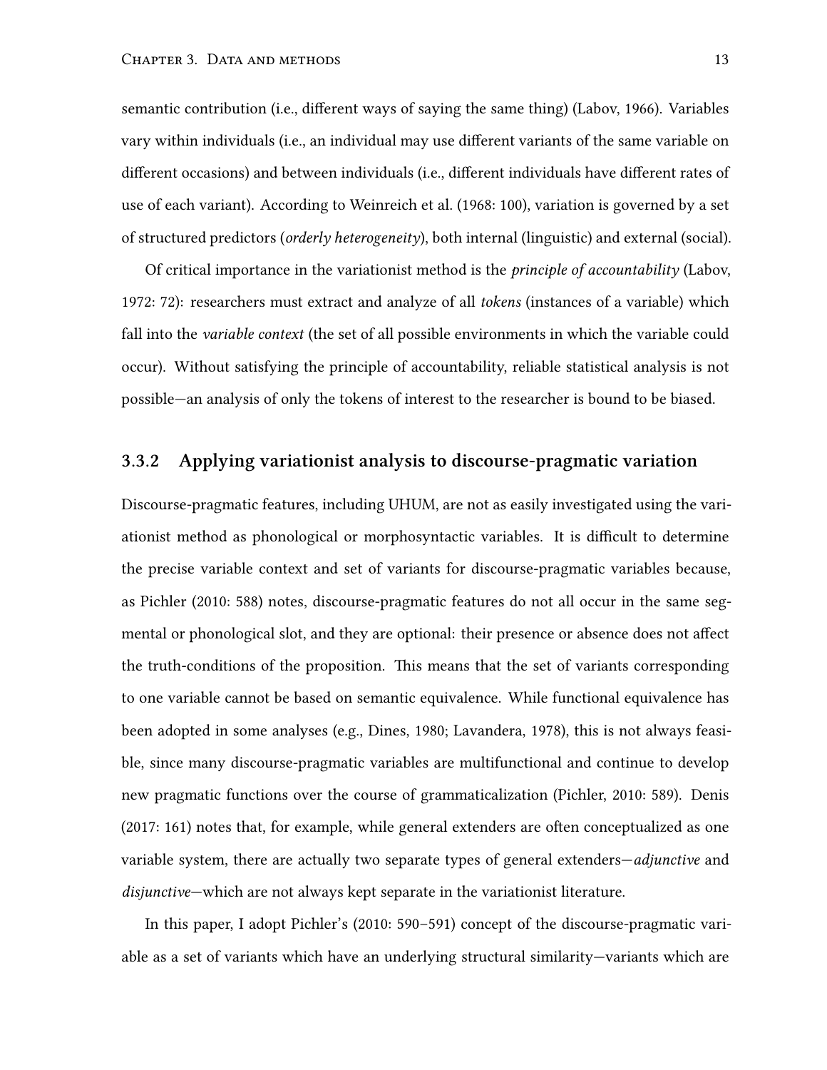semantic contribution (i.e., different ways of saying the same thing) (Labov, 1966). Variables vary within individuals (i.e., an individual may use different variants of the same variable on different occasions) and between individuals (i.e., different individuals have different rates of use of each variant). According to Weinreich et al. (1968: 100), variation is governed by a set of structured predictors (*orderly heterogeneity*), both internal (linguistic) and external (social).

Of critical importance in the variationist method is the *principle of accountability* (Labov, 1972: 72): researchers must extract and analyze of all *tokens* (instances of a variable) which fall into the *variable context* (the set of all possible environments in which the variable could occur). Without satisfying the principle of accountability, reliable statistical analysis is not possible—an analysis of only the tokens of interest to the researcher is bound to be biased.

### 3.3.2 Applying variationist analysis to discourse-pragmatic variation

Discourse-pragmatic features, including UHUM, are not as easily investigated using the variationist method as phonological or morphosyntactic variables. It is difficult to determine the precise variable context and set of variants for discourse-pragmatic variables because, as Pichler (2010: 588) notes, discourse-pragmatic features do not all occur in the same segmental or phonological slot, and they are optional: their presence or absence does not affect the truth-conditions of the proposition. This means that the set of variants corresponding to one variable cannot be based on semantic equivalence. While functional equivalence has been adopted in some analyses (e.g., Dines, 1980; Lavandera, 1978), this is not always feasible, since many discourse-pragmatic variables are multifunctional and continue to develop new pragmatic functions over the course of grammaticalization (Pichler, 2010: 589). Denis (2017: 161) notes that, for example, while general extenders are often conceptualized as one variable system, there are actually two separate types of general extenders—*adjunctive* and *disjunctive*—which are not always kept separate in the variationist literature.

In this paper, I adopt Pichler's (2010: 590–591) concept of the discourse-pragmatic variable as a set of variants which have an underlying structural similarity—variants which are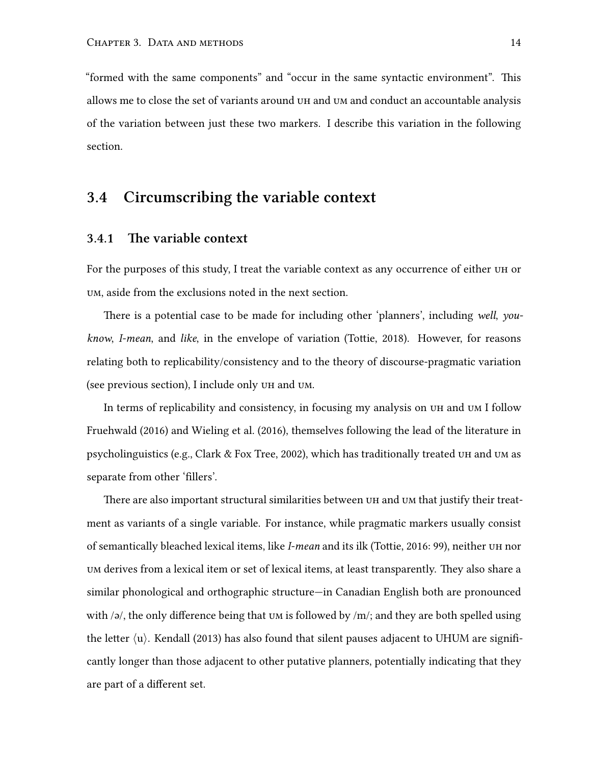"formed with the same components" and "occur in the same syntactic environment". This allows me to close the set of variants around UH and UM and conduct an accountable analysis of the variation between just these two markers. I describe this variation in the following section.

## 3.4 Circumscribing the variable context

### 3.4.1 The variable context

For the purposes of this study, I treat the variable context as any occurrence of either UH or UM, aside from the exclusions noted in the next section.

There is a potential case to be made for including other 'planners', including *well*, *you-know*, *I-mean*, and *like*, in the envelope of variation (Tottie, 2018). However, for reasons relating both to replicability/consistency and to the theory of discourse-pragmatic variation (see previous section), I include only UH and UM.

In terms of replicability and consistency, in focusing my analysis on UH and UM I follow Fruehwald (2016) and Wieling et al. (2016), themselves following the lead of the literature in psycholinguistics (e.g., Clark & Fox Tree, 2002), which has traditionally treated UH and UM as separate from other 'fillers'.

There are also important structural similarities between UH and UM that justify their treatment as variants of a single variable. For instance, while pragmatic markers usually consist of semantically bleached lexical items, like *I-mean* and its ilk (Tottie, 2016: 99), neither UH nor UM derives from a lexical item or set of lexical items, at least transparently. They also share a similar phonological and orthographic structure—in Canadian English both are pronounced with /ə/, the only difference being that UM is followed by /m/; and they are both spelled using the letter ⟨u⟩. Kendall (2013) has also found that silent pauses adjacent to UHUM are significantly longer than those adjacent to other putative planners, potentially indicating that they are part of a different set.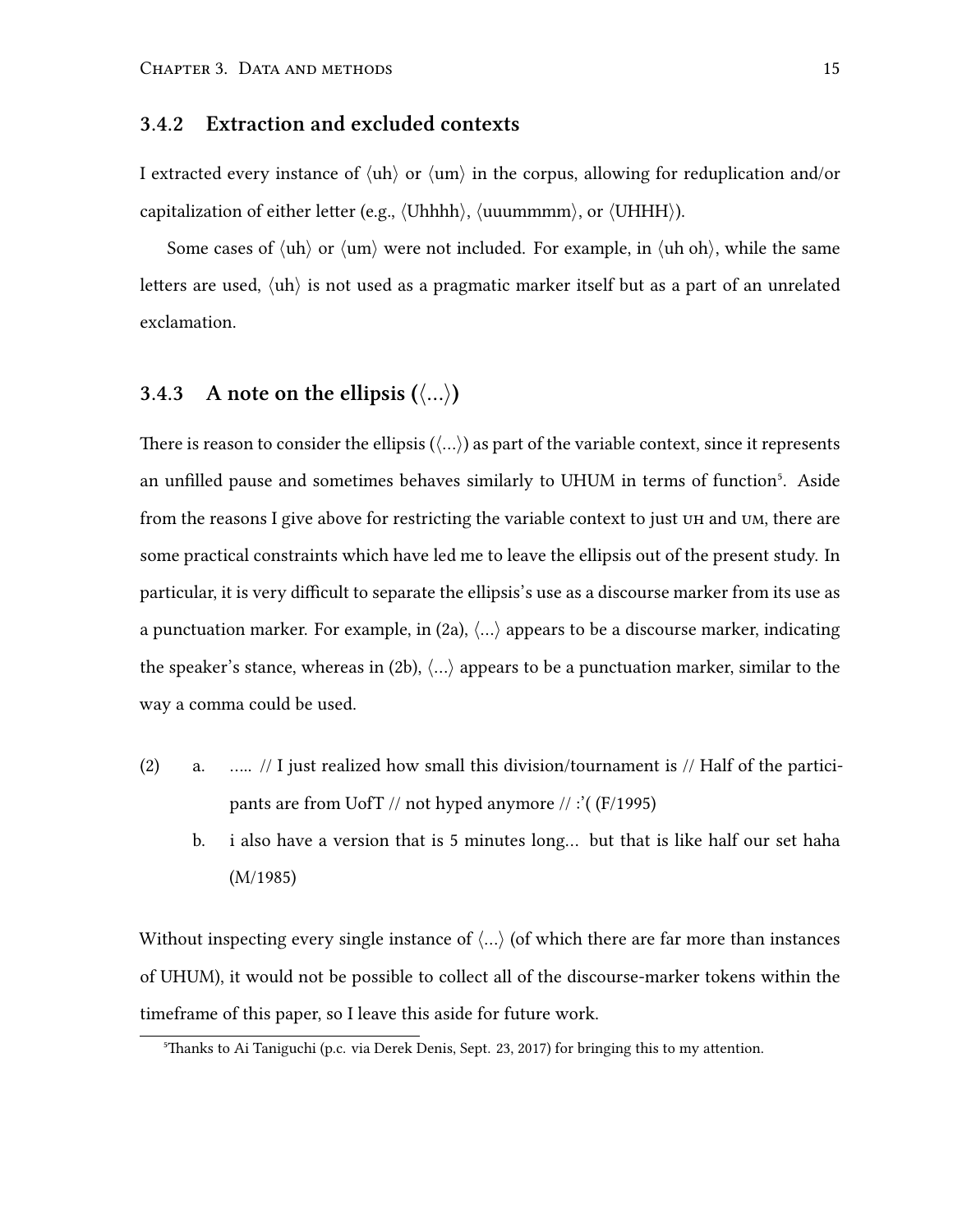### 3.4.2 Extraction and excluded contexts

I extracted every instance of ⟨uh⟩ or ⟨um⟩ in the corpus, allowing for reduplication and/or capitalization of either letter (e.g., ⟨Uhhhh⟩, ⟨uuummmm⟩, or ⟨UHHH⟩).

Some cases of ⟨uh⟩ or ⟨um⟩ were not included. For example, in ⟨uh oh⟩, while the same letters are used, ⟨uh⟩ is not used as a pragmatic marker itself but as a part of an unrelated exclamation.

### 3.4.3 A note on the ellipsis (⟨...⟩)

There is reason to consider the ellipsis (⟨...⟩) as part of the variable context, since it represents an unfilled pause and sometimes behaves similarly to UHUM in terms of function[5]. Aside from the reasons I give above for restricting the variable context to just UH and UM, there are some practical constraints which have led me to leave the ellipsis out of the present study. In particular, it is very difficult to separate the ellipsis's use as a discourse marker from its use as a punctuation marker. For example, in (2a), ⟨...⟩ appears to be a discourse marker, indicating the speaker's stance, whereas in (2b), ⟨...⟩ appears to be a punctuation marker, similar to the way a comma could be used.

(2) a. ..... // I just realized how small this division/tournament is // Half of the participants are from UofT // not hyped anymore // :'( (F/1995)

b. i also have a version that is 5 minutes long... but that is like half our set haha (M/1985)

Without inspecting every single instance of ⟨...⟩ (of which there are far more than instances of UHUM), it would not be possible to collect all of the discourse-marker tokens within the timeframe of this paper, so I leave this aside for future work.

[5] Thanks to Ai Taniguchi (p.c. via Derek Denis, Sept. 23, 2017) for bringing this to my attention.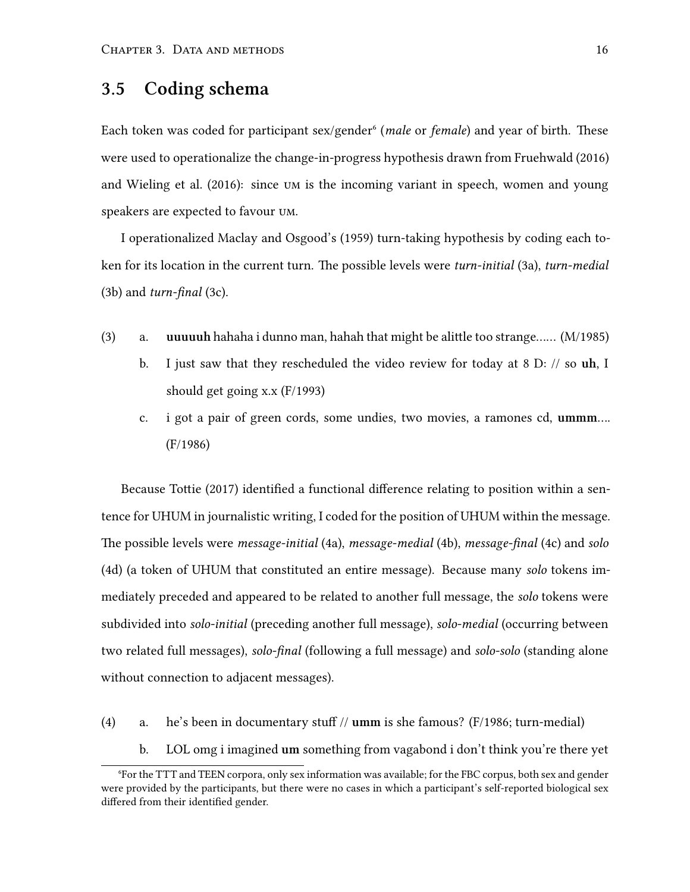## 3.5 Coding schema

Each token was coded for participant sex/gender[6] (*male* or *female*) and year of birth. These were used to operationalize the change-in-progress hypothesis drawn from Fruehwald (2016) and Wieling et al. (2016): since UM is the incoming variant in speech, women and young speakers are expected to favour UM.

I operationalized Maclay and Osgood's (1959) turn-taking hypothesis by coding each token for its location in the current turn. The possible levels were *turn-initial* (3a), *turn-medial* (3b) and *turn-final* (3c).

(3) a. **uuuuuh** hahaha i dunno man, hahah that might be alittle too strange...... (M/1985)

  b. I just saw that they rescheduled the video review for today at 8 D: // so **uh**, I should get going x.x (F/1993)

  c. i got a pair of green cords, some undies, two movies, a ramones cd, **ummm**.... (F/1986)

Because Tottie (2017) identified a functional difference relating to position within a sentence for UHUM in journalistic writing, I coded for the position of UHUM within the message. The possible levels were *message-initial* (4a), *message-medial* (4b), *message-final* (4c) and *solo* (4d) (a token of UHUM that constituted an entire message). Because many *solo* tokens immediately preceded and appeared to be related to another full message, the *solo* tokens were subdivided into *solo-initial* (preceding another full message), *solo-medial* (occurring between two related full messages), *solo-final* (following a full message) and *solo-solo* (standing alone without connection to adjacent messages).

(4) a. he's been in documentary stuff // **umm** is she famous? (F/1986; turn-medial)

  b. LOL omg i imagined **um** something from vagabond i don't think you're there yet

[6] For the TTT and TEEN corpora, only sex information was available; for the FBC corpus, both sex and gender were provided by the participants, but there were no cases in which a participant's self-reported biological sex differed from their identified gender.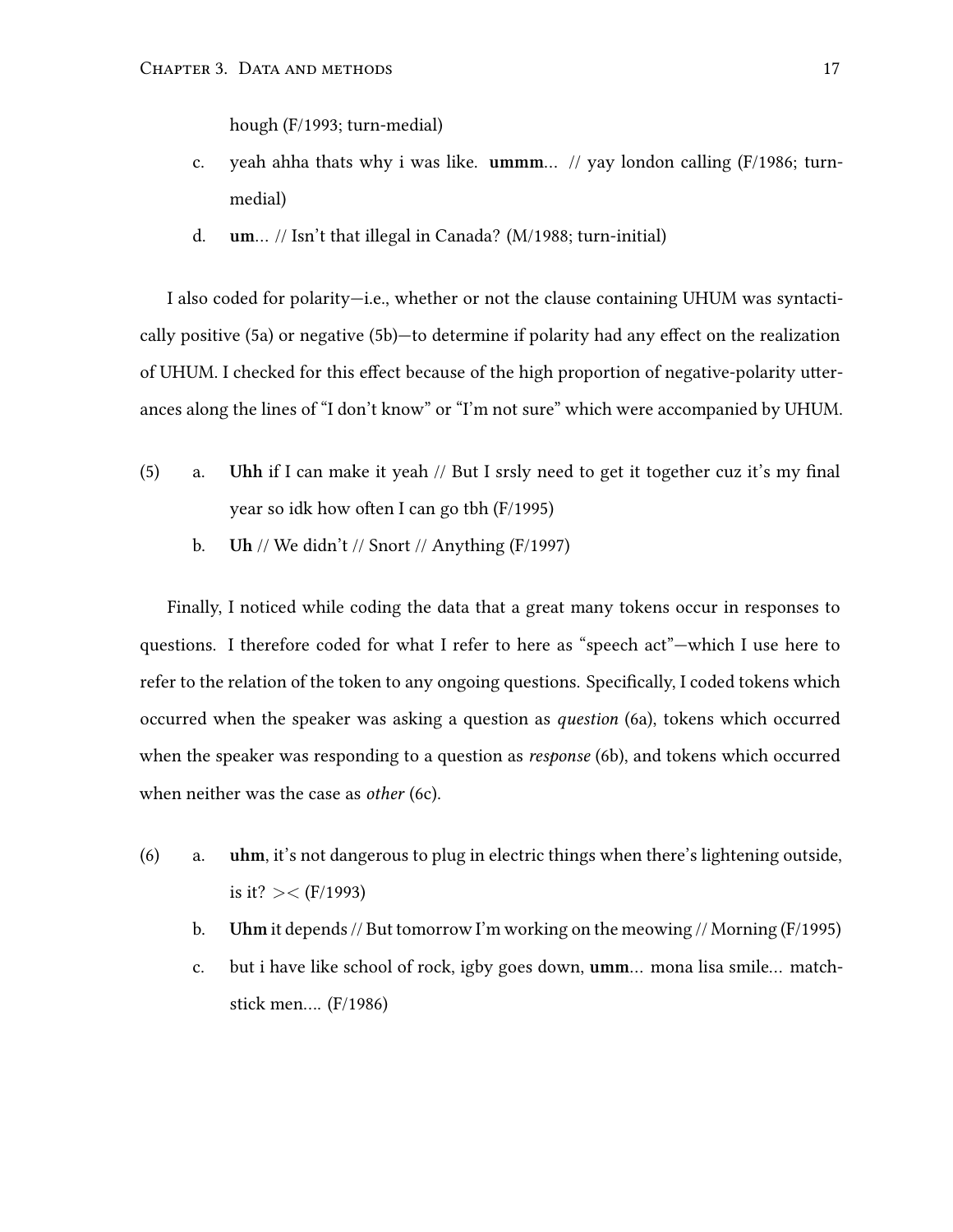hough (F/1993; turn-medial)

c. yeah ahha thats why i was like. **ummm**... // yay london calling (F/1986; turn-medial)

d. **um**... // Isn't that illegal in Canada? (M/1988; turn-initial)

I also coded for polarity—i.e., whether or not the clause containing UHUM was syntactically positive (5a) or negative (5b)—to determine if polarity had any effect on the realization of UHUM. I checked for this effect because of the high proportion of negative-polarity utterances along the lines of "I don't know" or "I'm not sure" which were accompanied by UHUM.

(5) a. **Uhh** if I can make it yeah // But I srsly need to get it together cuz it's my final year so idk how often I can go tbh (F/1995)

b. **Uh** // We didn't // Snort // Anything (F/1997)

Finally, I noticed while coding the data that a great many tokens occur in responses to questions. I therefore coded for what I refer to here as "speech act"—which I use here to refer to the relation of the token to any ongoing questions. Specifically, I coded tokens which occurred when the speaker was asking a question as *question* (6a), tokens which occurred when the speaker was responding to a question as *response* (6b), and tokens which occurred when neither was the case as *other* (6c).

(6) a. **uhm**, it's not dangerous to plug in electric things when there's lightening outside, is it? >< (F/1993)

b. **Uhm** it depends // But tomorrow I'm working on the meowing // Morning (F/1995)

c. but i have like school of rock, igby goes down, **umm**... mona lisa smile... matchstick men.... (F/1986)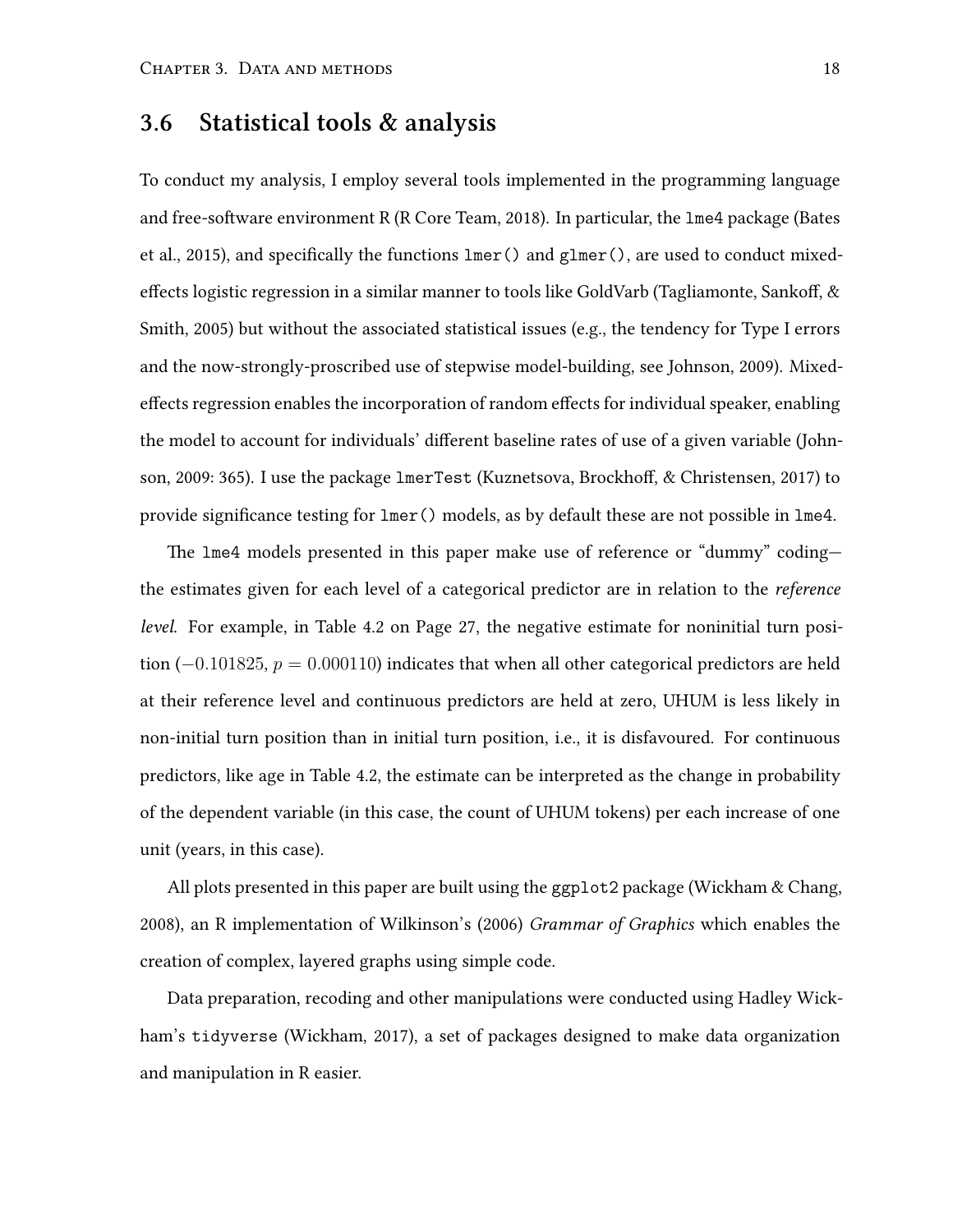## 3.6 Statistical tools & analysis

To conduct my analysis, I employ several tools implemented in the programming language and free-software environment R (R Core Team, 2018). In particular, the `lme4` package (Bates et al., 2015), and specifically the functions `lmer()` and `glmer()`, are used to conduct mixed-effects logistic regression in a similar manner to tools like GoldVarb (Tagliamonte, Sankoff, & Smith, 2005) but without the associated statistical issues (e.g., the tendency for Type I errors and the now-strongly-proscribed use of stepwise model-building, see Johnson, 2009). Mixed-effects regression enables the incorporation of random effects for individual speaker, enabling the model to account for individuals' different baseline rates of use of a given variable (Johnson, 2009: 365). I use the package `lmerTest` (Kuznetsova, Brockhoff, & Christensen, 2017) to provide significance testing for `lmer()` models, as by default these are not possible in `lme4`.

The `lme4` models presented in this paper make use of reference or "dummy" coding—the estimates given for each level of a categorical predictor are in relation to the *reference level*. For example, in Table 4.2 on Page 27, the negative estimate for noninitial turn position ($-0.101825$, $p = 0.000110$) indicates that when all other categorical predictors are held at their reference level and continuous predictors are held at zero, UHUM is less likely in non-initial turn position than in initial turn position, i.e., it is disfavoured. For continuous predictors, like age in Table 4.2, the estimate can be interpreted as the change in probability of the dependent variable (in this case, the count of UHUM tokens) per each increase of one unit (years, in this case).

All plots presented in this paper are built using the `ggplot2` package (Wickham & Chang, 2008), an R implementation of Wilkinson's (2006) *Grammar of Graphics* which enables the creation of complex, layered graphs using simple code.

Data preparation, recoding and other manipulations were conducted using Hadley Wickham's `tidyverse` (Wickham, 2017), a set of packages designed to make data organization and manipulation in R easier.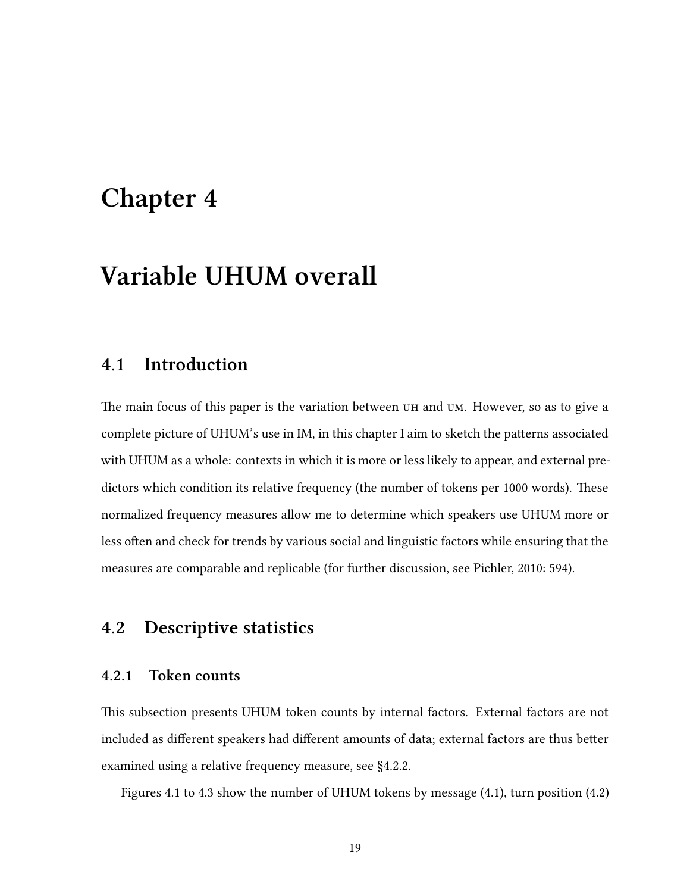# Chapter 4

# Variable UHUM overall

## 4.1 Introduction

The main focus of this paper is the variation between UH and UM. However, so as to give a complete picture of UHUM's use in IM, in this chapter I aim to sketch the patterns associated with UHUM as a whole: contexts in which it is more or less likely to appear, and external predictors which condition its relative frequency (the number of tokens per 1000 words). These normalized frequency measures allow me to determine which speakers use UHUM more or less often and check for trends by various social and linguistic factors while ensuring that the measures are comparable and replicable (for further discussion, see Pichler, 2010: 594).

## 4.2 Descriptive statistics

### 4.2.1 Token counts

This subsection presents UHUM token counts by internal factors. External factors are not included as different speakers had different amounts of data; external factors are thus better examined using a relative frequency measure, see §4.2.2.

Figures 4.1 to 4.3 show the number of UHUM tokens by message (4.1), turn position (4.2)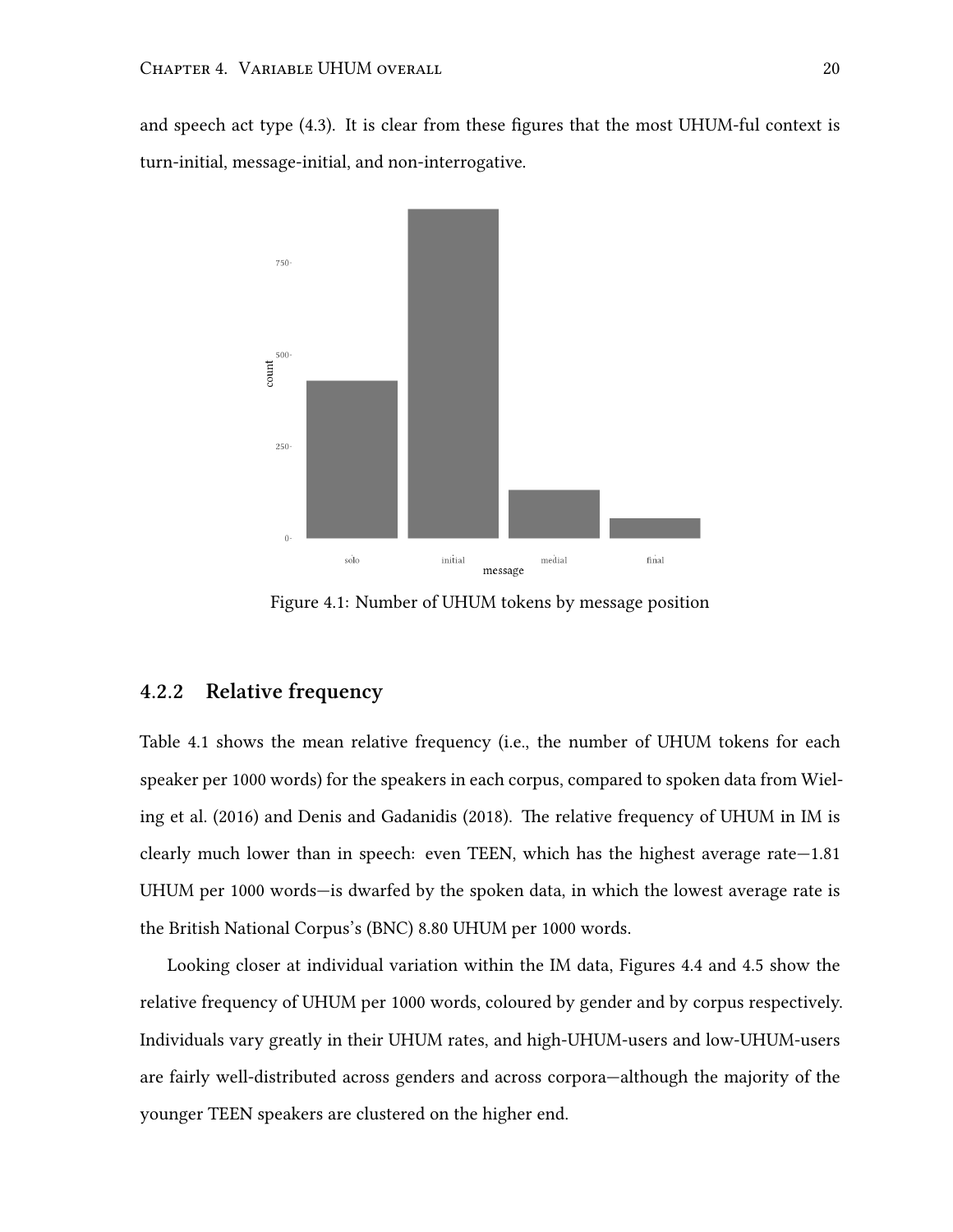and speech act type (4.3). It is clear from these figures that the most UHUM-ful context is turn-initial, message-initial, and non-interrogative.

Figure 4.1: Number of UHUM tokens by message position

### 4.2.2 Relative frequency

Table 4.1 shows the mean relative frequency (i.e., the number of UHUM tokens for each speaker per 1000 words) for the speakers in each corpus, compared to spoken data from Wieling et al. (2016) and Denis and Gadanidis (2018). The relative frequency of UHUM in IM is clearly much lower than in speech: even TEEN, which has the highest average rate—1.81 UHUM per 1000 words—is dwarfed by the spoken data, in which the lowest average rate is the British National Corpus's (BNC) 8.80 UHUM per 1000 words.

Looking closer at individual variation within the IM data, Figures 4.4 and 4.5 show the relative frequency of UHUM per 1000 words, coloured by gender and by corpus respectively. Individuals vary greatly in their UHUM rates, and high-UHUM-users and low-UHUM-users are fairly well-distributed across genders and across corpora—although the majority of the younger TEEN speakers are clustered on the higher end.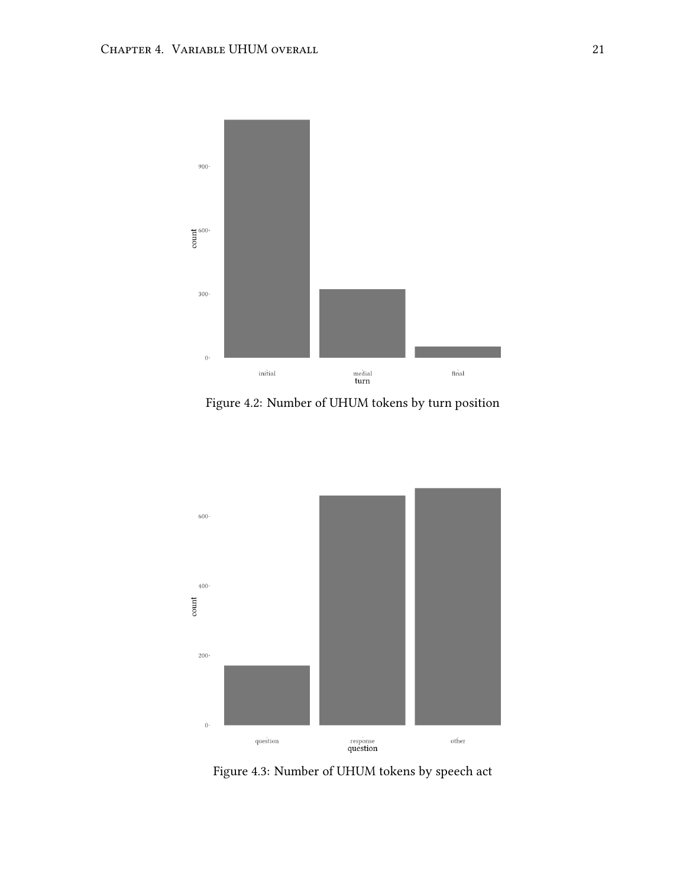Figure 4.2: Number of UHUM tokens by turn position

Figure 4.3: Number of UHUM tokens by speech act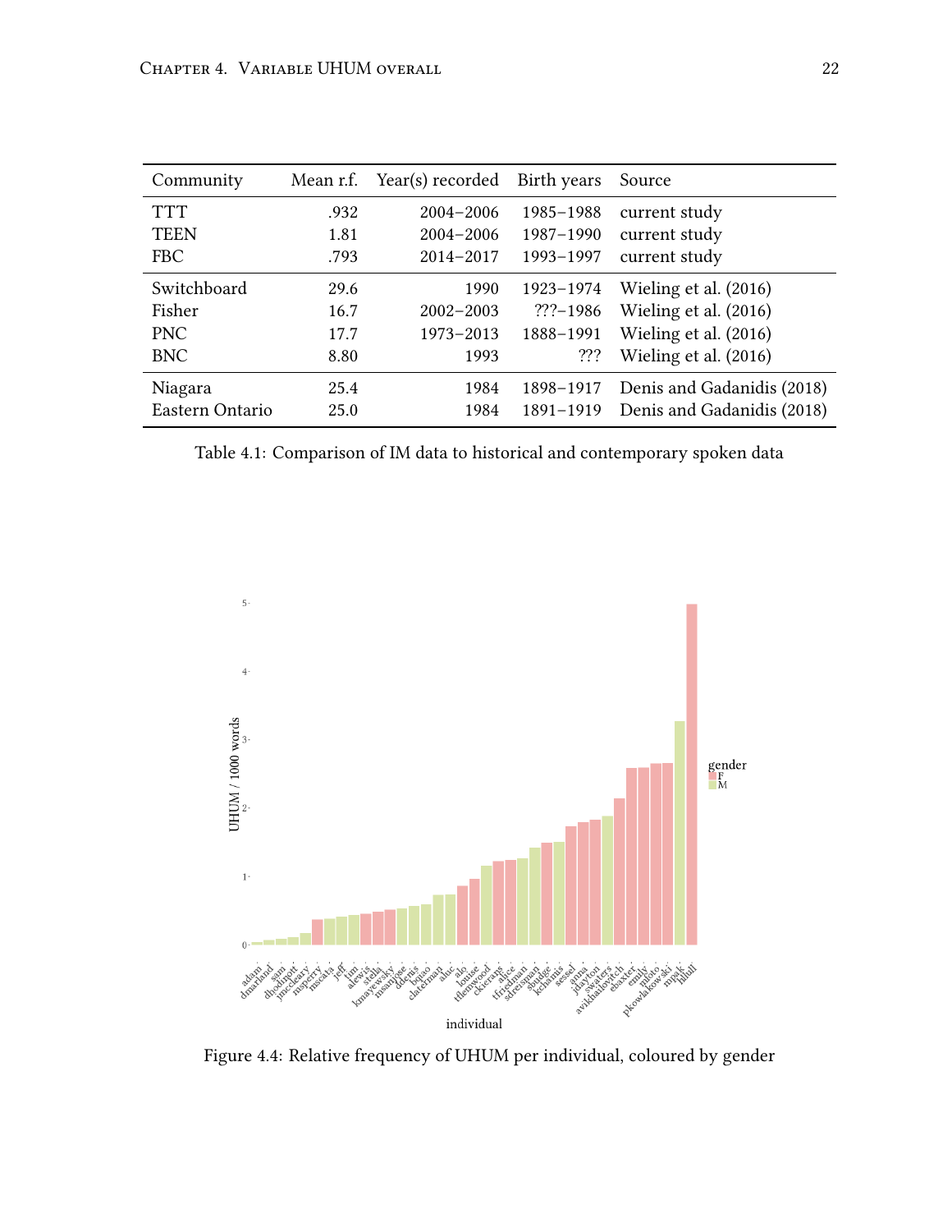| Community | Mean r.f. | Year(s) recorded | Birth years | Source |
|---|---|---|---|---|
| TTT | .932 | 2004–2006 | 1985–1988 | current study |
| TEEN | 1.81 | 2004–2006 | 1987–1990 | current study |
| FBC | .793 | 2014–2017 | 1993–1997 | current study |
| Switchboard | 29.6 | 1990 | 1923–1974 | Wieling et al. (2016) |
| Fisher | 16.7 | 2002–2003 | ???–1986 | Wieling et al. (2016) |
| PNC | 17.7 | 1973–2013 | 1888–1991 | Wieling et al. (2016) |
| BNC | 8.80 | 1993 | ??? | Wieling et al. (2016) |
| Niagara | 25.4 | 1984 | 1898–1917 | Denis and Gadanidis (2018) |
| Eastern Ontario | 25.0 | 1984 | 1891–1919 | Denis and Gadanidis (2018) |

Table 4.1: Comparison of IM data to historical and contemporary spoken data

Figure 4.4: Relative frequency of UHUM per individual, coloured by gender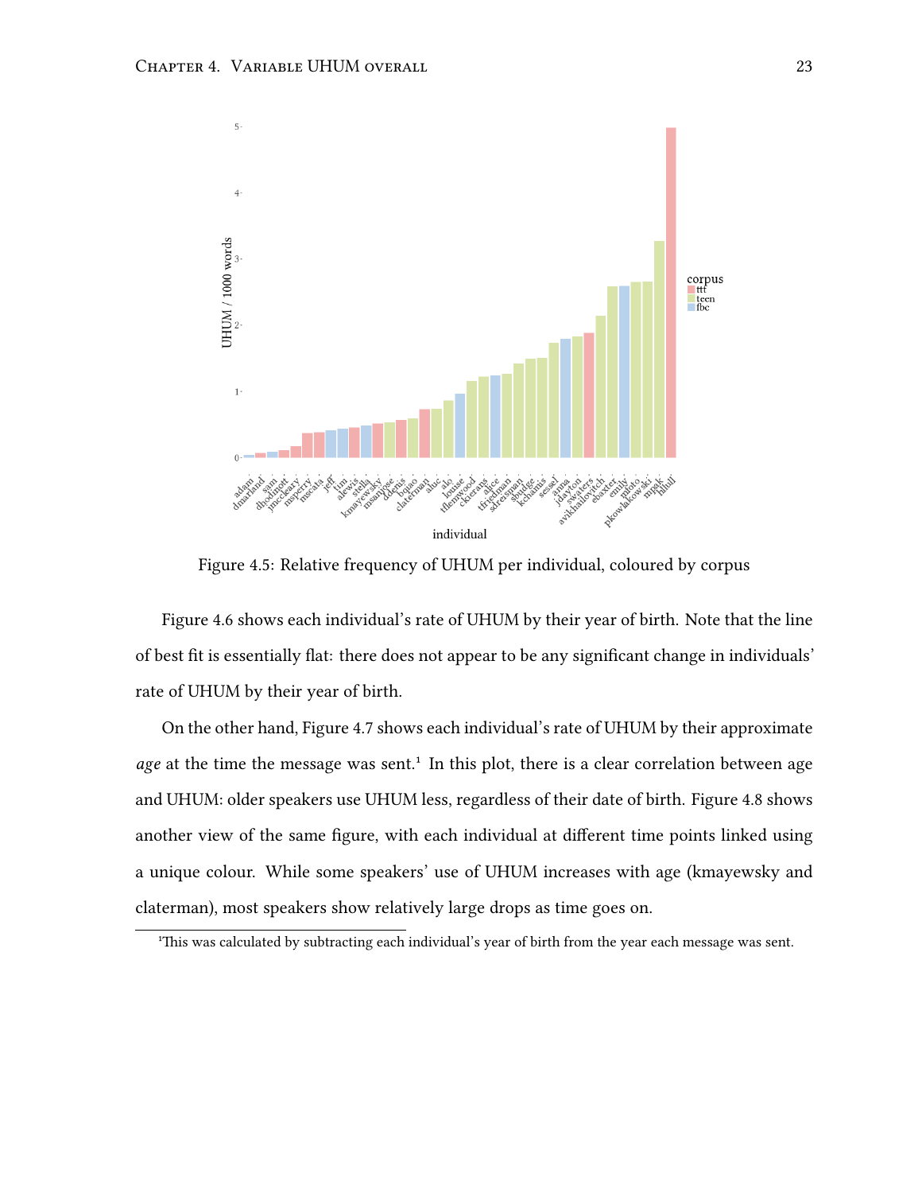Figure 4.5: Relative frequency of UHUM per individual, coloured by corpus

Figure 4.6 shows each individual's rate of UHUM by their year of birth. Note that the line of best fit is essentially flat: there does not appear to be any significant change in individuals' rate of UHUM by their year of birth.

On the other hand, Figure 4.7 shows each individual's rate of UHUM by their approximate *age* at the time the message was sent.[1] In this plot, there is a clear correlation between age and UHUM: older speakers use UHUM less, regardless of their date of birth. Figure 4.8 shows another view of the same figure, with each individual at different time points linked using a unique colour. While some speakers' use of UHUM increases with age (kmayewsky and claterman), most speakers show relatively large drops as time goes on.

[1]This was calculated by subtracting each individual's year of birth from the year each message was sent.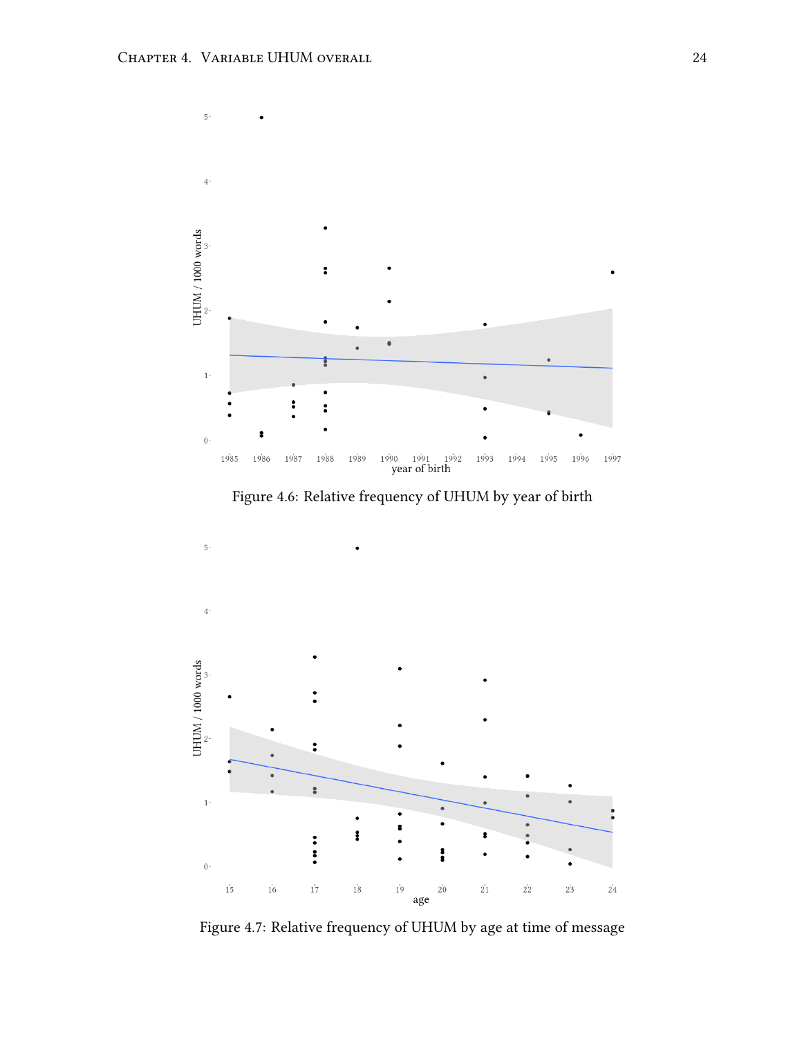Figure 4.6: Relative frequency of UHUM by year of birth

Figure 4.7: Relative frequency of UHUM by age at time of message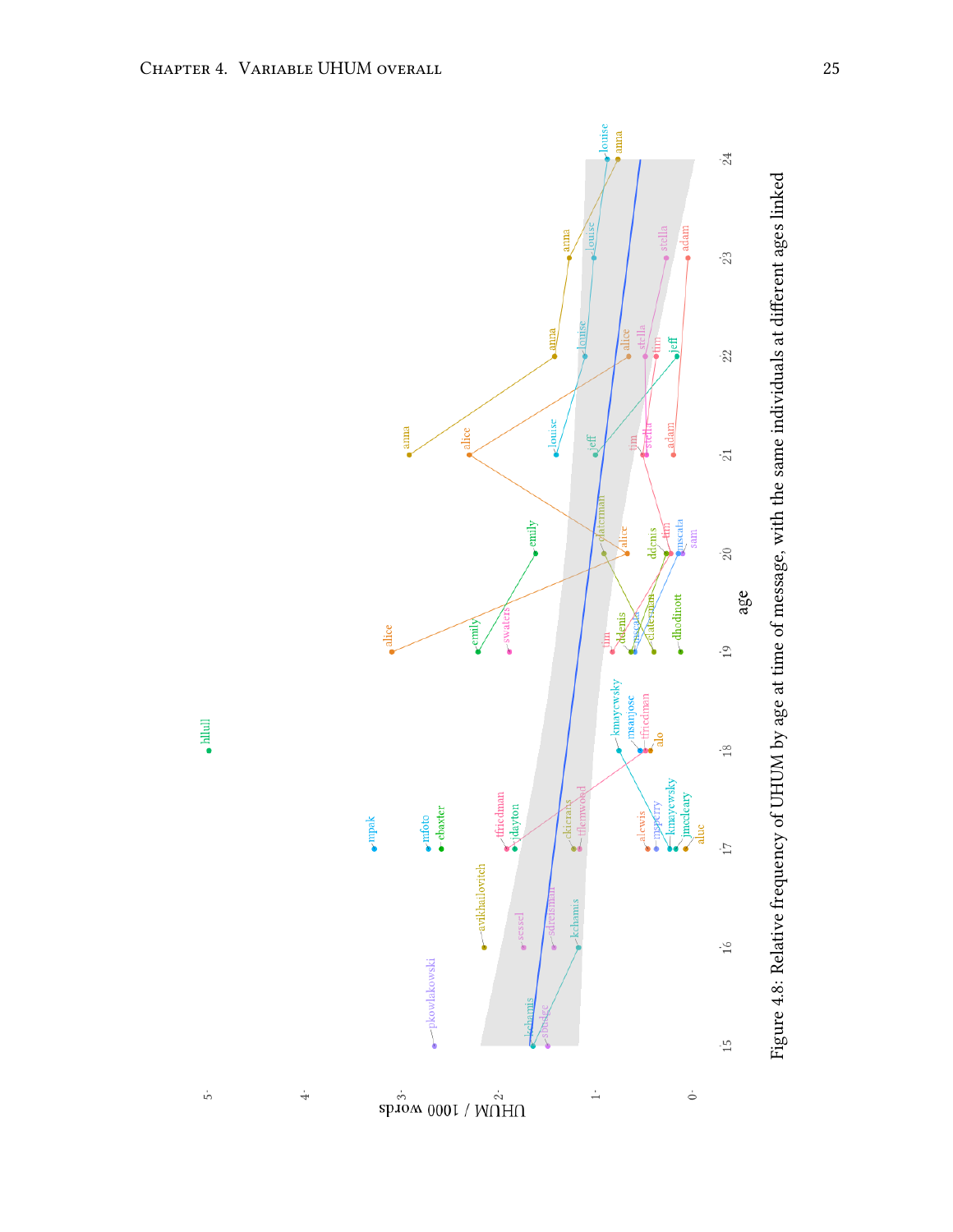Figure 4.8: Relative frequency of UHUM by age at time of message, with the same individuals at different ages linked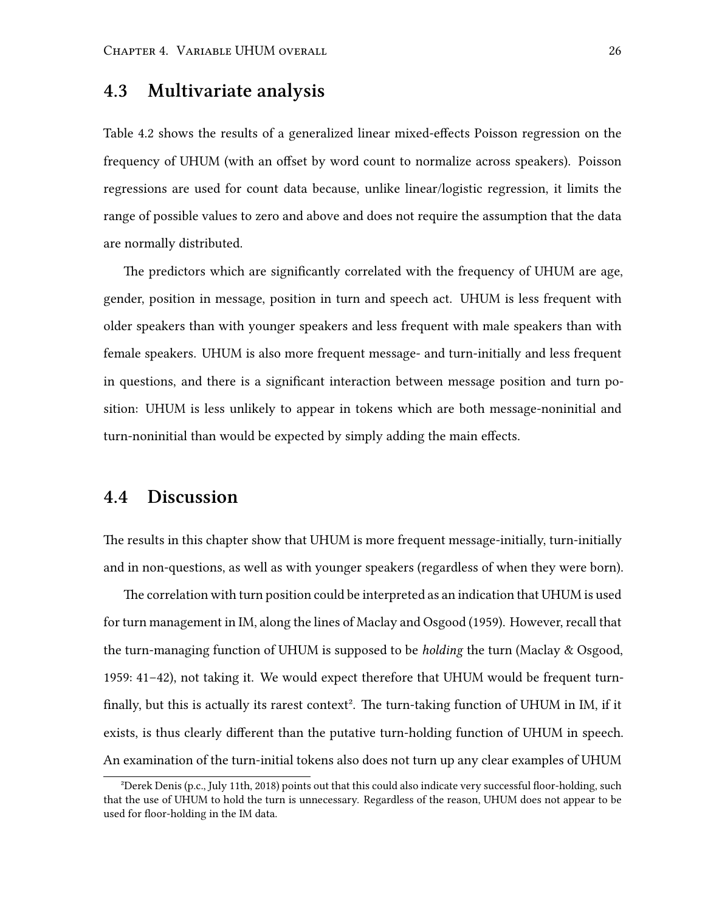## 4.3 Multivariate analysis

Table 4.2 shows the results of a generalized linear mixed-effects Poisson regression on the frequency of UHUM (with an offset by word count to normalize across speakers). Poisson regressions are used for count data because, unlike linear/logistic regression, it limits the range of possible values to zero and above and does not require the assumption that the data are normally distributed.

The predictors which are significantly correlated with the frequency of UHUM are age, gender, position in message, position in turn and speech act. UHUM is less frequent with older speakers than with younger speakers and less frequent with male speakers than with female speakers. UHUM is also more frequent message- and turn-initially and less frequent in questions, and there is a significant interaction between message position and turn position: UHUM is less unlikely to appear in tokens which are both message-noninitial and turn-noninitial than would be expected by simply adding the main effects.

## 4.4 Discussion

The results in this chapter show that UHUM is more frequent message-initially, turn-initially and in non-questions, as well as with younger speakers (regardless of when they were born).

The correlation with turn position could be interpreted as an indication that UHUM is used for turn management in IM, along the lines of Maclay and Osgood (1959). However, recall that the turn-managing function of UHUM is supposed to be *holding* the turn (Maclay & Osgood, 1959: 41–42), not taking it. We would expect therefore that UHUM would be frequent turn-finally, but this is actually its rarest context[2]. The turn-taking function of UHUM in IM, if it exists, is thus clearly different than the putative turn-holding function of UHUM in speech. An examination of the turn-initial tokens also does not turn up any clear examples of UHUM

[2]Derek Denis (p.c., July 11th, 2018) points out that this could also indicate very successful floor-holding, such that the use of UHUM to hold the turn is unnecessary. Regardless of the reason, UHUM does not appear to be used for floor-holding in the IM data.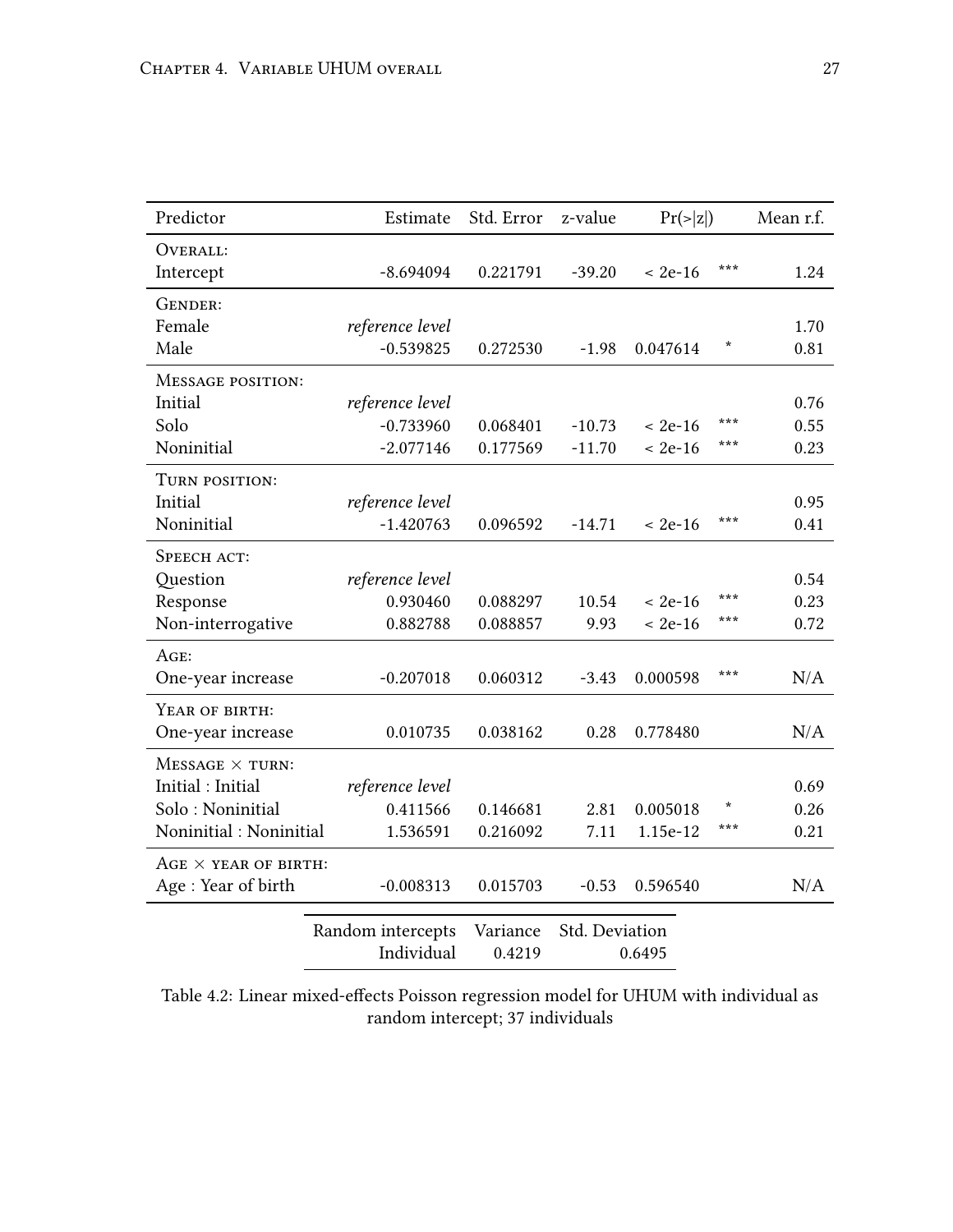| Predictor | Estimate | Std. Error | z-value | Pr(>\|z\|) | | Mean r.f. |
|---|---|---|---|---|---|---|
| OVERALL: | | | | | | |
| Intercept | -8.694094 | 0.221791 | -39.20 | < 2e-16 | *** | 1.24 |
| GENDER: | | | | | | |
| Female | *reference level* | | | | | 1.70 |
| Male | -0.539825 | 0.272530 | -1.98 | 0.047614 | * | 0.81 |
| MESSAGE POSITION: | | | | | | |
| Initial | *reference level* | | | | | 0.76 |
| Solo | -0.733960 | 0.068401 | -10.73 | < 2e-16 | *** | 0.55 |
| Noninitial | -2.077146 | 0.177569 | -11.70 | < 2e-16 | *** | 0.23 |
| TURN POSITION: | | | | | | |
| Initial | *reference level* | | | | | 0.95 |
| Noninitial | -1.420763 | 0.096592 | -14.71 | < 2e-16 | *** | 0.41 |
| SPEECH ACT: | | | | | | |
| Question | *reference level* | | | | | 0.54 |
| Response | 0.930460 | 0.088297 | 10.54 | < 2e-16 | *** | 0.23 |
| Non-interrogative | 0.882788 | 0.088857 | 9.93 | < 2e-16 | *** | 0.72 |
| AGE: | | | | | | |
| One-year increase | -0.207018 | 0.060312 | -3.43 | 0.000598 | *** | N/A |
| YEAR OF BIRTH: | | | | | | |
| One-year increase | 0.010735 | 0.038162 | 0.28 | 0.778480 | | N/A |
| MESSAGE × TURN: | | | | | | |
| Initial : Initial | *reference level* | | | | | 0.69 |
| Solo : Noninitial | 0.411566 | 0.146681 | 2.81 | 0.005018 | * | 0.26 |
| Noninitial : Noninitial | 1.536591 | 0.216092 | 7.11 | 1.15e-12 | *** | 0.21 |
| AGE × YEAR OF BIRTH: | | | | | | |
| Age : Year of birth | -0.008313 | 0.015703 | -0.53 | 0.596540 | | N/A |

| Random intercepts | Variance | Std. Deviation |
|---|---|---|
| Individual | 0.4219 | 0.6495 |

Table 4.2: Linear mixed-effects Poisson regression model for UHUM with individual as random intercept; 37 individuals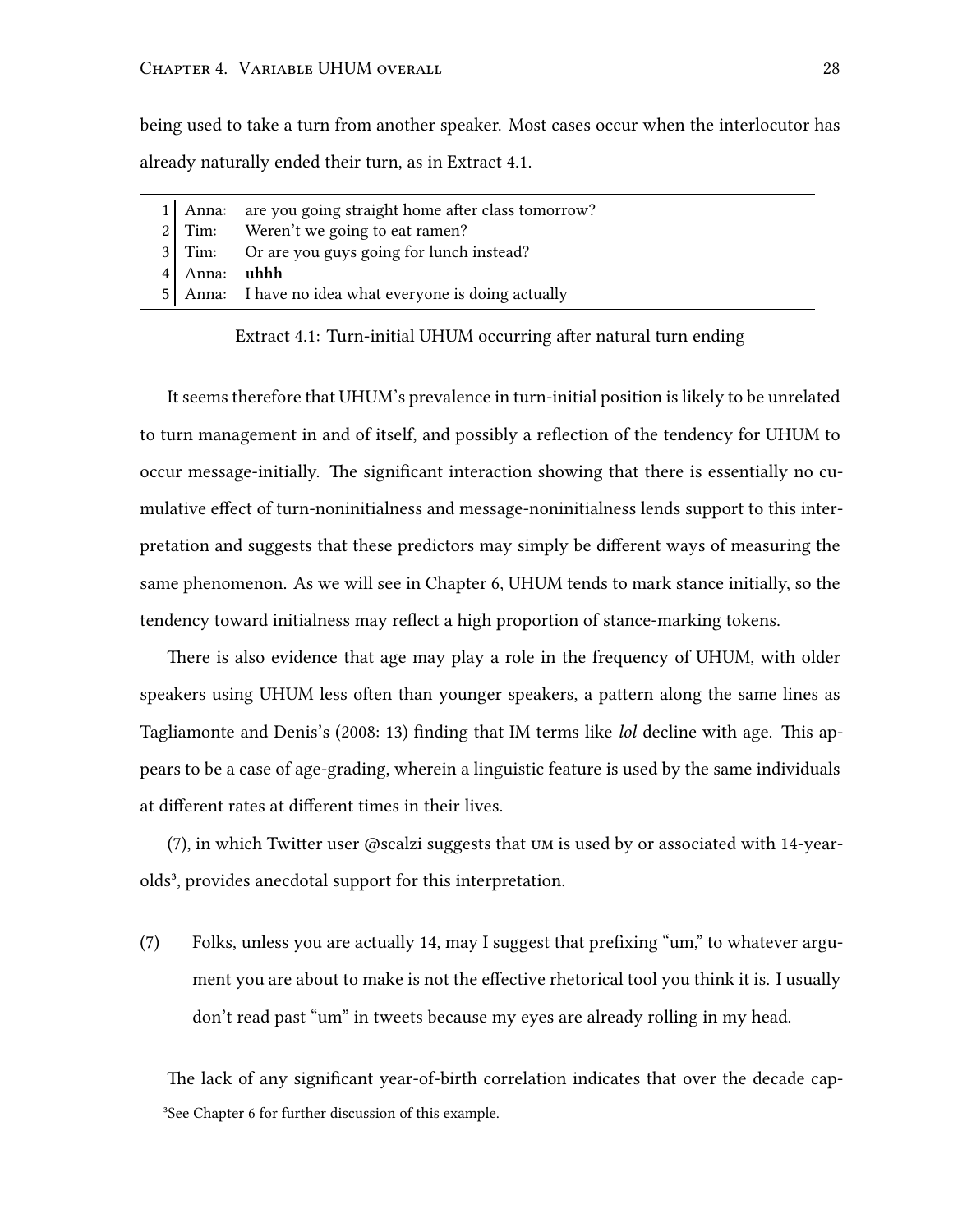being used to take a turn from another speaker. Most cases occur when the interlocutor has already naturally ended their turn, as in Extract 4.1.

| | | |
|---|---|---|
| 1 | Anna: | are you going straight home after class tomorrow? |
| 2 | Tim: | Weren't we going to eat ramen? |
| 3 | Tim: | Or are you guys going for lunch instead? |
| 4 | Anna: | **uhhh** |
| 5 | Anna: | I have no idea what everyone is doing actually |

Extract 4.1: Turn-initial UHUM occurring after natural turn ending

It seems therefore that UHUM's prevalence in turn-initial position is likely to be unrelated to turn management in and of itself, and possibly a reflection of the tendency for UHUM to occur message-initially. The significant interaction showing that there is essentially no cumulative effect of turn-noninitialness and message-noninitialness lends support to this interpretation and suggests that these predictors may simply be different ways of measuring the same phenomenon. As we will see in Chapter 6, UHUM tends to mark stance initially, so the tendency toward initialness may reflect a high proportion of stance-marking tokens.

There is also evidence that age may play a role in the frequency of UHUM, with older speakers using UHUM less often than younger speakers, a pattern along the same lines as Tagliamonte and Denis's (2008: 13) finding that IM terms like *lol* decline with age. This appears to be a case of age-grading, wherein a linguistic feature is used by the same individuals at different rates at different times in their lives.

(7), in which Twitter user @scalzi suggests that UM is used by or associated with 14-year-olds[3], provides anecdotal support for this interpretation.

(7) Folks, unless you are actually 14, may I suggest that prefixing "um," to whatever argument you are about to make is not the effective rhetorical tool you think it is. I usually don't read past "um" in tweets because my eyes are already rolling in my head.

The lack of any significant year-of-birth correlation indicates that over the decade cap-

[3]See Chapter 6 for further discussion of this example.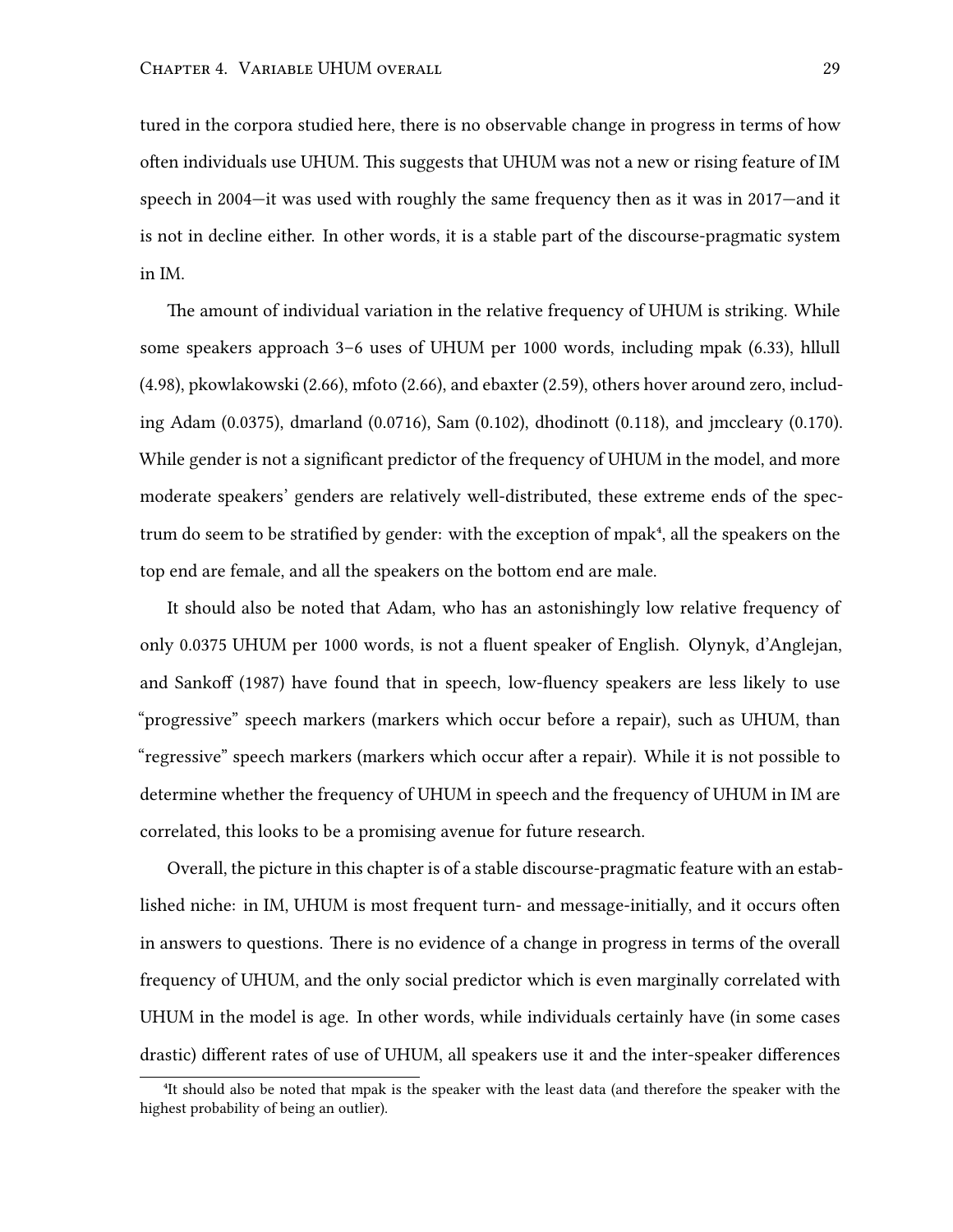tured in the corpora studied here, there is no observable change in progress in terms of how often individuals use UHUM. This suggests that UHUM was not a new or rising feature of IM speech in 2004—it was used with roughly the same frequency then as it was in 2017—and it is not in decline either. In other words, it is a stable part of the discourse-pragmatic system in IM.

The amount of individual variation in the relative frequency of UHUM is striking. While some speakers approach 3–6 uses of UHUM per 1000 words, including mpak (6.33), hllull (4.98), pkowlakowski (2.66), mfoto (2.66), and ebaxter (2.59), others hover around zero, including Adam (0.0375), dmarland (0.0716), Sam (0.102), dhodinott (0.118), and jmccleary (0.170). While gender is not a significant predictor of the frequency of UHUM in the model, and more moderate speakers' genders are relatively well-distributed, these extreme ends of the spectrum do seem to be stratified by gender: with the exception of mpak[4], all the speakers on the top end are female, and all the speakers on the bottom end are male.

It should also be noted that Adam, who has an astonishingly low relative frequency of only 0.0375 UHUM per 1000 words, is not a fluent speaker of English. Olynyk, d'Anglejan, and Sankoff (1987) have found that in speech, low-fluency speakers are less likely to use "progressive" speech markers (markers which occur before a repair), such as UHUM, than "regressive" speech markers (markers which occur after a repair). While it is not possible to determine whether the frequency of UHUM in speech and the frequency of UHUM in IM are correlated, this looks to be a promising avenue for future research.

Overall, the picture in this chapter is of a stable discourse-pragmatic feature with an established niche: in IM, UHUM is most frequent turn- and message-initially, and it occurs often in answers to questions. There is no evidence of a change in progress in terms of the overall frequency of UHUM, and the only social predictor which is even marginally correlated with UHUM in the model is age. In other words, while individuals certainly have (in some cases drastic) different rates of use of UHUM, all speakers use it and the inter-speaker differences

[4] It should also be noted that mpak is the speaker with the least data (and therefore the speaker with the highest probability of being an outlier).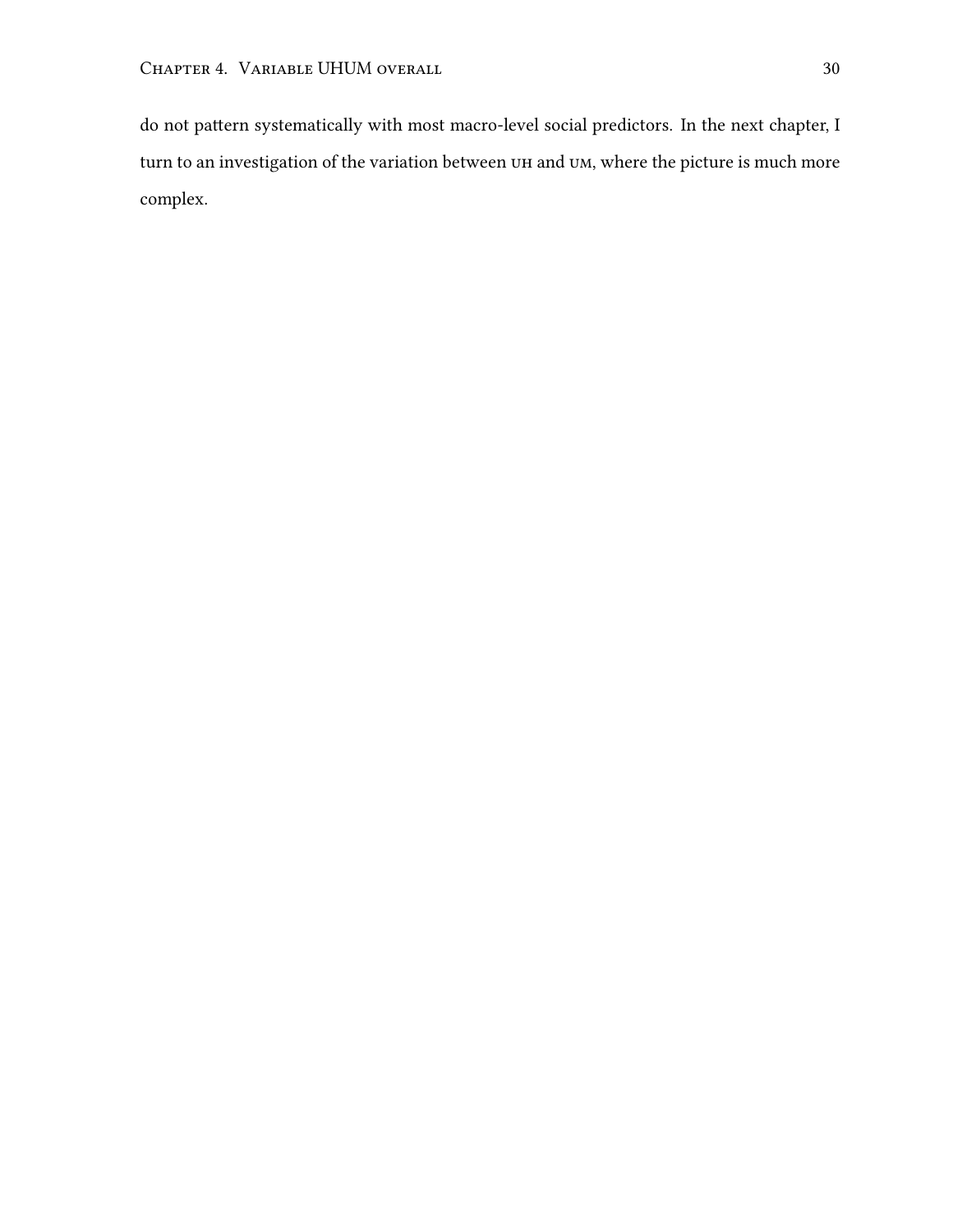do not pattern systematically with most macro-level social predictors. In the next chapter, I turn to an investigation of the variation between UH and UM, where the picture is much more complex.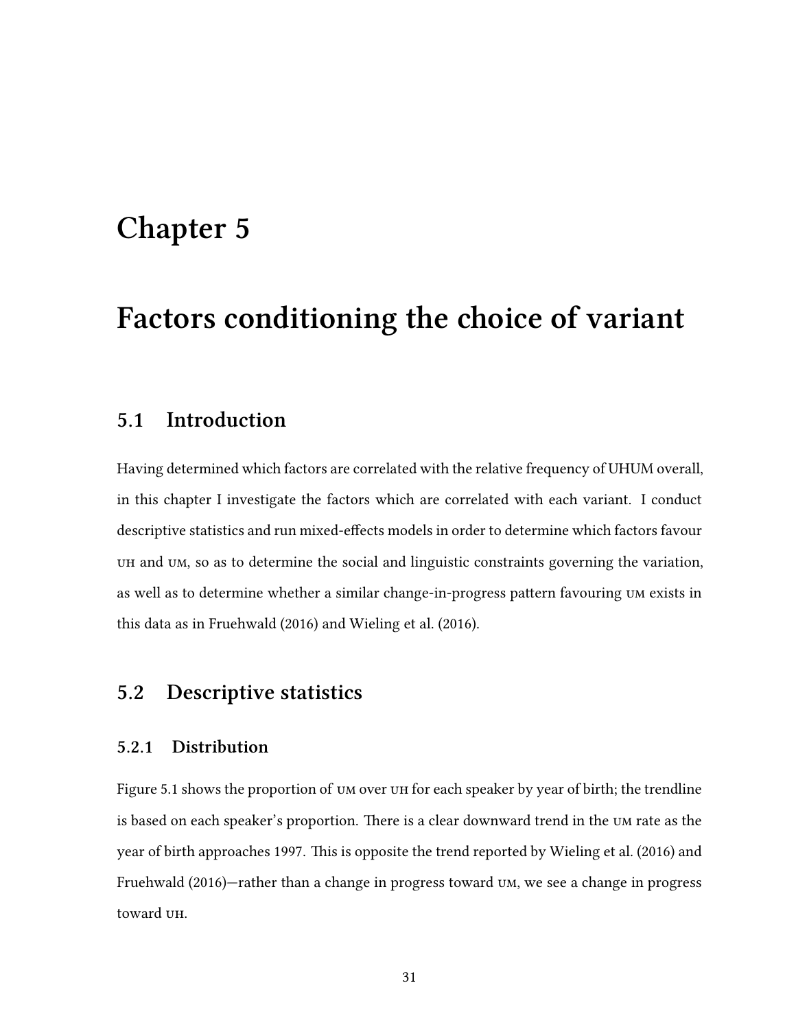# Chapter 5

# Factors conditioning the choice of variant

## 5.1 Introduction

Having determined which factors are correlated with the relative frequency of UHUM overall, in this chapter I investigate the factors which are correlated with each variant. I conduct descriptive statistics and run mixed-effects models in order to determine which factors favour UH and UM, so as to determine the social and linguistic constraints governing the variation, as well as to determine whether a similar change-in-progress pattern favouring UM exists in this data as in Fruehwald (2016) and Wieling et al. (2016).

## 5.2 Descriptive statistics

### 5.2.1 Distribution

Figure 5.1 shows the proportion of UM over UH for each speaker by year of birth; the trendline is based on each speaker's proportion. There is a clear downward trend in the UM rate as the year of birth approaches 1997. This is opposite the trend reported by Wieling et al. (2016) and Fruehwald (2016)—rather than a change in progress toward UM, we see a change in progress toward UH.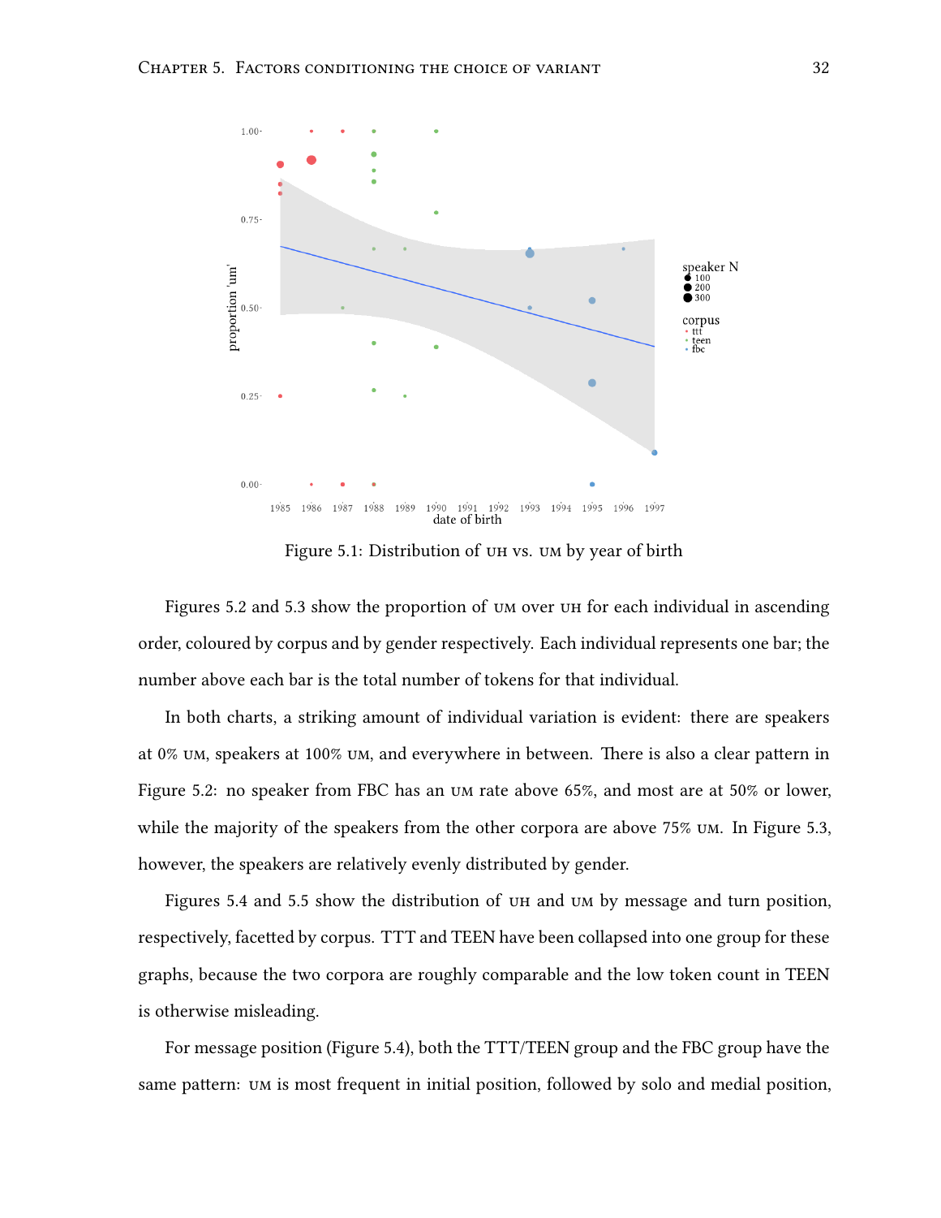Figure 5.1: Distribution of UH vs. UM by year of birth

Figures 5.2 and 5.3 show the proportion of UM over UH for each individual in ascending order, coloured by corpus and by gender respectively. Each individual represents one bar; the number above each bar is the total number of tokens for that individual.

In both charts, a striking amount of individual variation is evident: there are speakers at 0% UM, speakers at 100% UM, and everywhere in between. There is also a clear pattern in Figure 5.2: no speaker from FBC has an UM rate above 65%, and most are at 50% or lower, while the majority of the speakers from the other corpora are above 75% UM. In Figure 5.3, however, the speakers are relatively evenly distributed by gender.

Figures 5.4 and 5.5 show the distribution of UH and UM by message and turn position, respectively, facetted by corpus. TTT and TEEN have been collapsed into one group for these graphs, because the two corpora are roughly comparable and the low token count in TEEN is otherwise misleading.

For message position (Figure 5.4), both the TTT/TEEN group and the FBC group have the same pattern: UM is most frequent in initial position, followed by solo and medial position,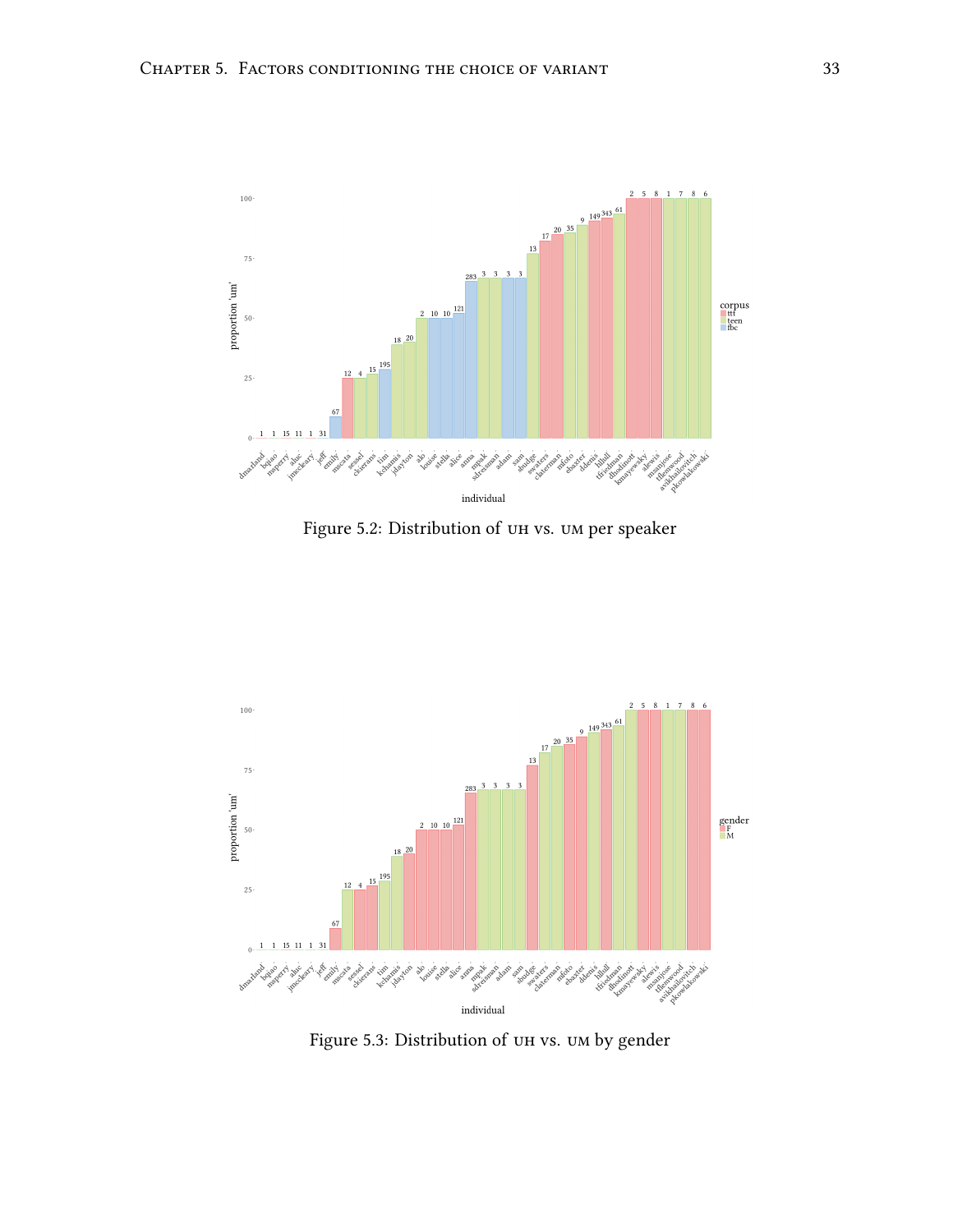Figure 5.2: Distribution of UH vs. UM per speaker

Figure 5.3: Distribution of UH vs. UM by gender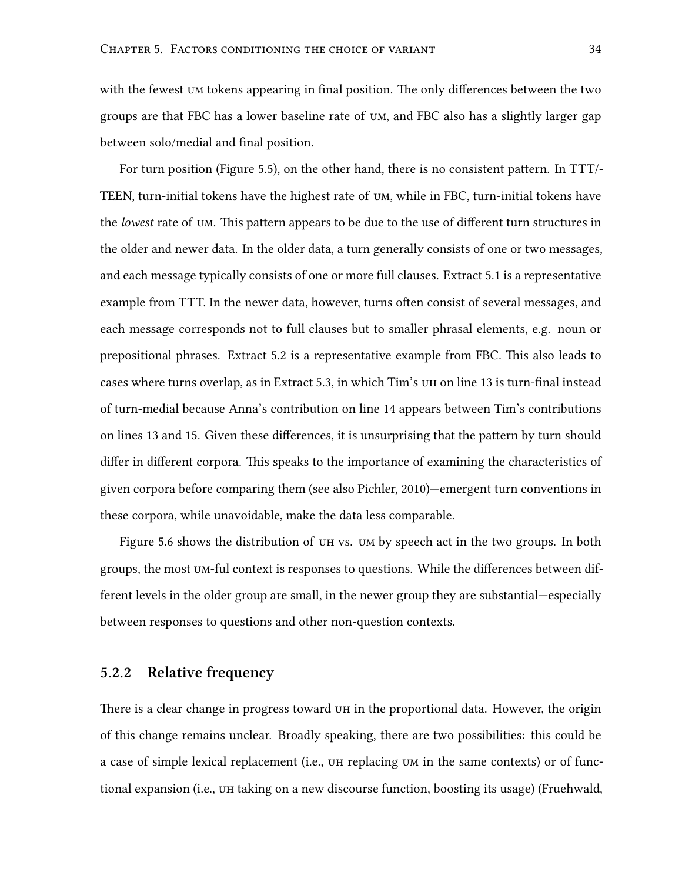with the fewest UM tokens appearing in final position. The only differences between the two groups are that FBC has a lower baseline rate of UM, and FBC also has a slightly larger gap between solo/medial and final position.

For turn position (Figure 5.5), on the other hand, there is no consistent pattern. In TTT/-TEEN, turn-initial tokens have the highest rate of UM, while in FBC, turn-initial tokens have the *lowest* rate of UM. This pattern appears to be due to the use of different turn structures in the older and newer data. In the older data, a turn generally consists of one or two messages, and each message typically consists of one or more full clauses. Extract 5.1 is a representative example from TTT. In the newer data, however, turns often consist of several messages, and each message corresponds not to full clauses but to smaller phrasal elements, e.g. noun or prepositional phrases. Extract 5.2 is a representative example from FBC. This also leads to cases where turns overlap, as in Extract 5.3, in which Tim's UH on line 13 is turn-final instead of turn-medial because Anna's contribution on line 14 appears between Tim's contributions on lines 13 and 15. Given these differences, it is unsurprising that the pattern by turn should differ in different corpora. This speaks to the importance of examining the characteristics of given corpora before comparing them (see also Pichler, 2010)—emergent turn conventions in these corpora, while unavoidable, make the data less comparable.

Figure 5.6 shows the distribution of UH vs. UM by speech act in the two groups. In both groups, the most UM-ful context is responses to questions. While the differences between different levels in the older group are small, in the newer group they are substantial—especially between responses to questions and other non-question contexts.

### 5.2.2 Relative frequency

There is a clear change in progress toward UH in the proportional data. However, the origin of this change remains unclear. Broadly speaking, there are two possibilities: this could be a case of simple lexical replacement (i.e., UH replacing UM in the same contexts) or of functional expansion (i.e., UH taking on a new discourse function, boosting its usage) (Fruehwald,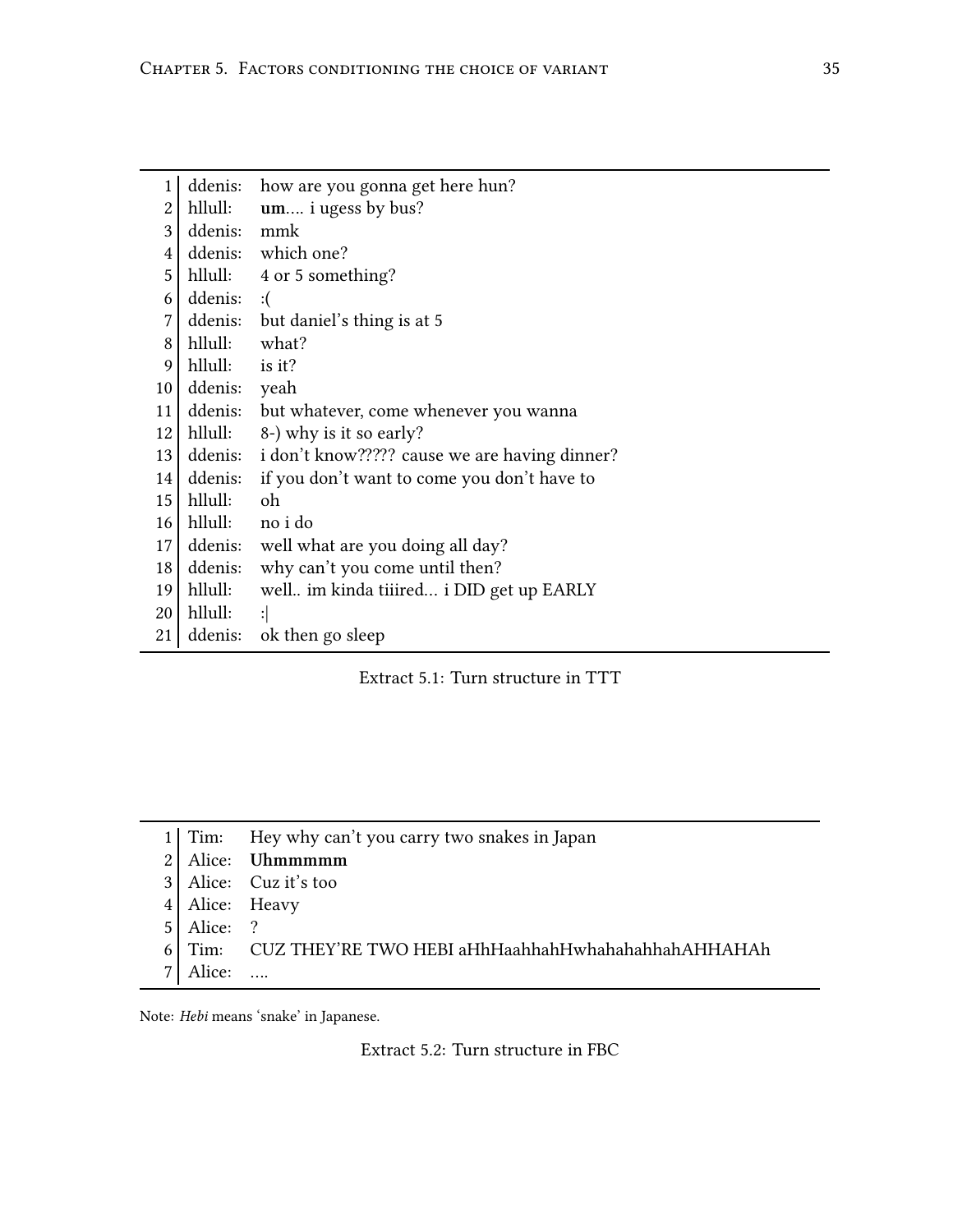| | | |
|---|---|---|
| 1 | ddenis: | how are you gonna get here hun? |
| 2 | hllull: | **um**.... i ugess by bus? |
| 3 | ddenis: | mmk |
| 4 | ddenis: | which one? |
| 5 | hllull: | 4 or 5 something? |
| 6 | ddenis: | :( |
| 7 | ddenis: | but daniel's thing is at 5 |
| 8 | hllull: | what? |
| 9 | hllull: | is it? |
| 10 | ddenis: | yeah |
| 11 | ddenis: | but whatever, come whenever you wanna |
| 12 | hllull: | 8-) why is it so early? |
| 13 | ddenis: | i don't know????? cause we are having dinner? |
| 14 | ddenis: | if you don't want to come you don't have to |
| 15 | hllull: | oh |
| 16 | hllull: | no i do |
| 17 | ddenis: | well what are you doing all day? |
| 18 | ddenis: | why can't you come until then? |
| 19 | hllull: | well.. im kinda tiiired... i DID get up EARLY |
| 20 | hllull: | :\| |
| 21 | ddenis: | ok then go sleep |

Extract 5.1: Turn structure in TTT

| | | |
|---|---|---|
| 1 | Tim: | Hey why can't you carry two snakes in Japan |
| 2 | Alice: | **Uhmmmmm** |
| 3 | Alice: | Cuz it's too |
| 4 | Alice: | Heavy |
| 5 | Alice: | ? |
| 6 | Tim: | CUZ THEY'RE TWO HEBI aHhHaahhahHwhahahahhahAHHAHAh |
| 7 | Alice: | .... |

Note: *Hebi* means 'snake' in Japanese.

Extract 5.2: Turn structure in FBC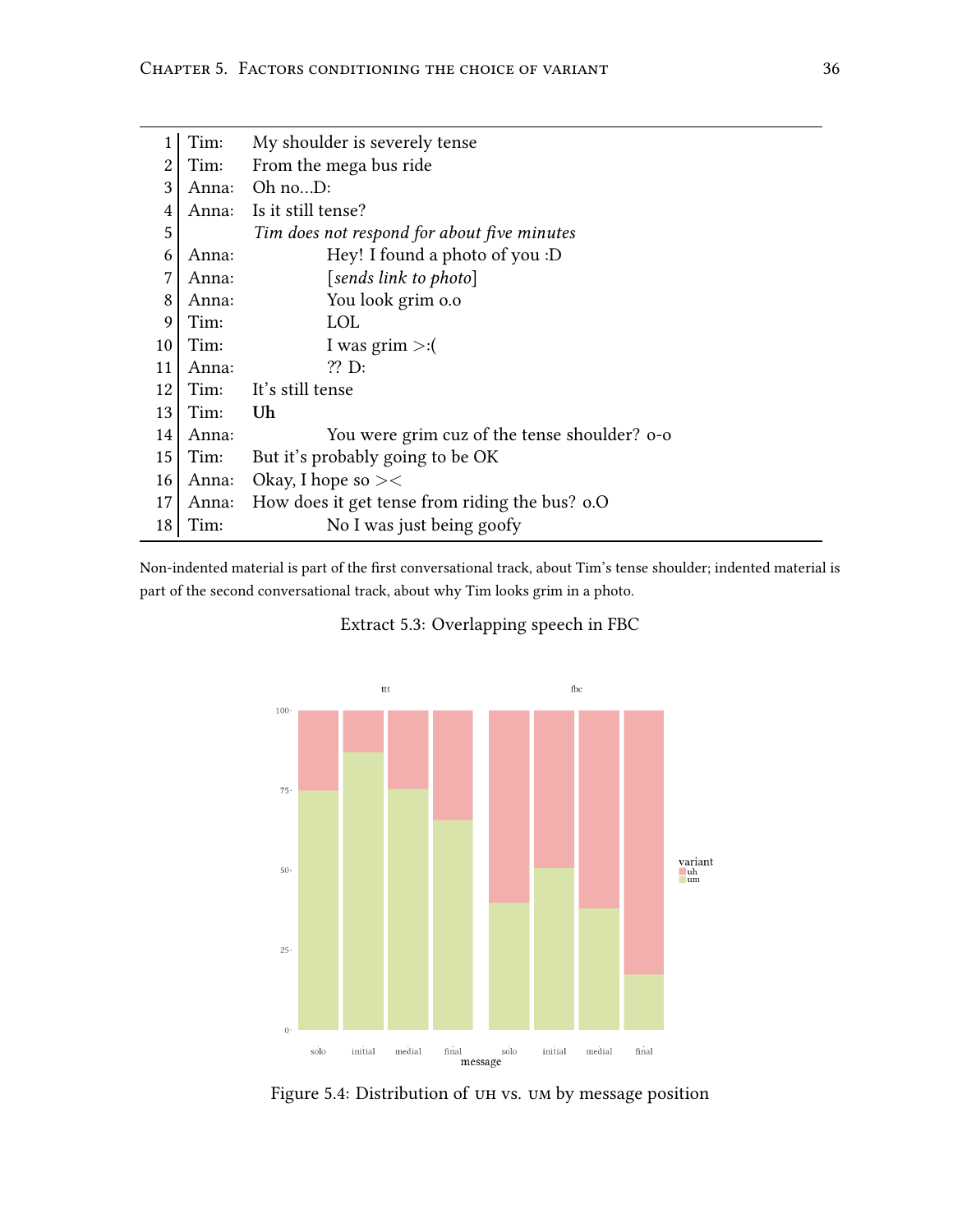| | | |
|---|---|---|
| 1 | Tim: | My shoulder is severely tense |
| 2 | Tim: | From the mega bus ride |
| 3 | Anna: | Oh no...D: |
| 4 | Anna: | Is it still tense? |
| 5 | | *Tim does not respond for about five minutes* |
| 6 | Anna: | Hey! I found a photo of you :D |
| 7 | Anna: | [*sends link to photo*] |
| 8 | Anna: | You look grim o.o |
| 9 | Tim: | LOL |
| 10 | Tim: | I was grim >:( |
| 11 | Anna: | ?? D: |
| 12 | Tim: | It's still tense |
| 13 | Tim: | **Uh** |
| 14 | Anna: | You were grim cuz of the tense shoulder? o-o |
| 15 | Tim: | But it's probably going to be OK |
| 16 | Anna: | Okay, I hope so >< |
| 17 | Anna: | How does it get tense from riding the bus? o.O |
| 18 | Tim: | No I was just being goofy |

Non-indented material is part of the first conversational track, about Tim's tense shoulder; indented material is part of the second conversational track, about why Tim looks grim in a photo.

Extract 5.3: Overlapping speech in FBC

Figure 5.4: Distribution of UH vs. UM by message position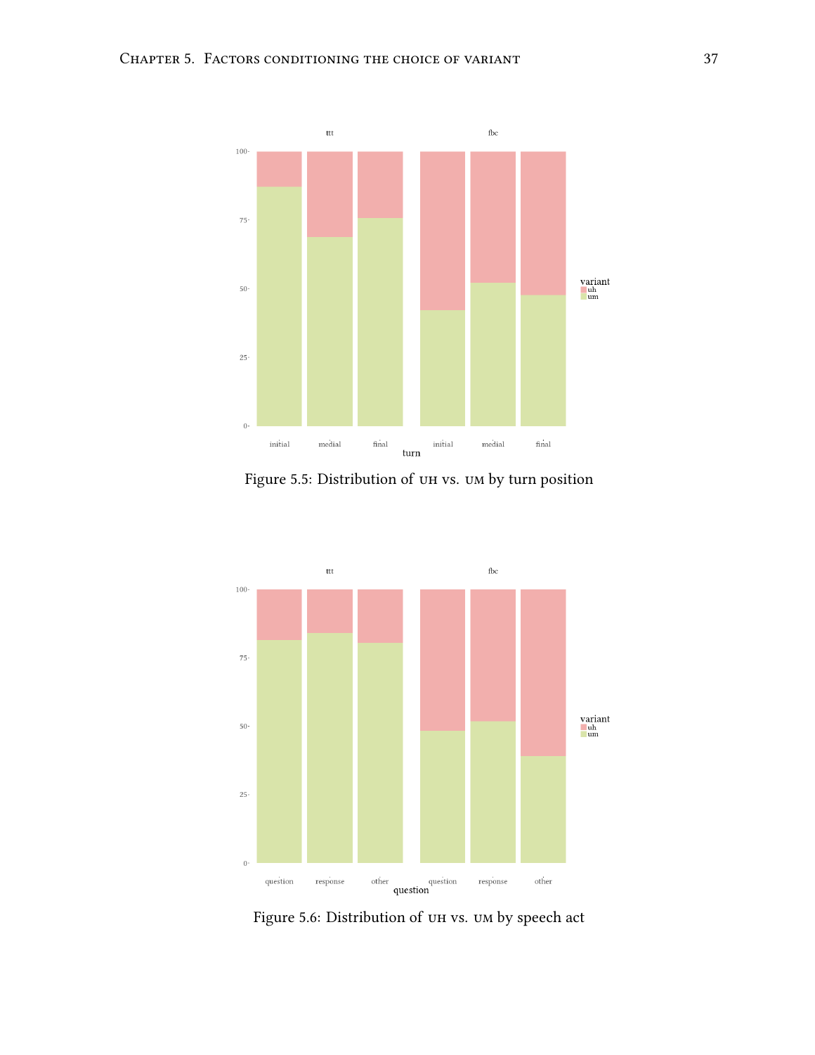Figure 5.5: Distribution of UH vs. UM by turn position

Figure 5.6: Distribution of UH vs. UM by speech act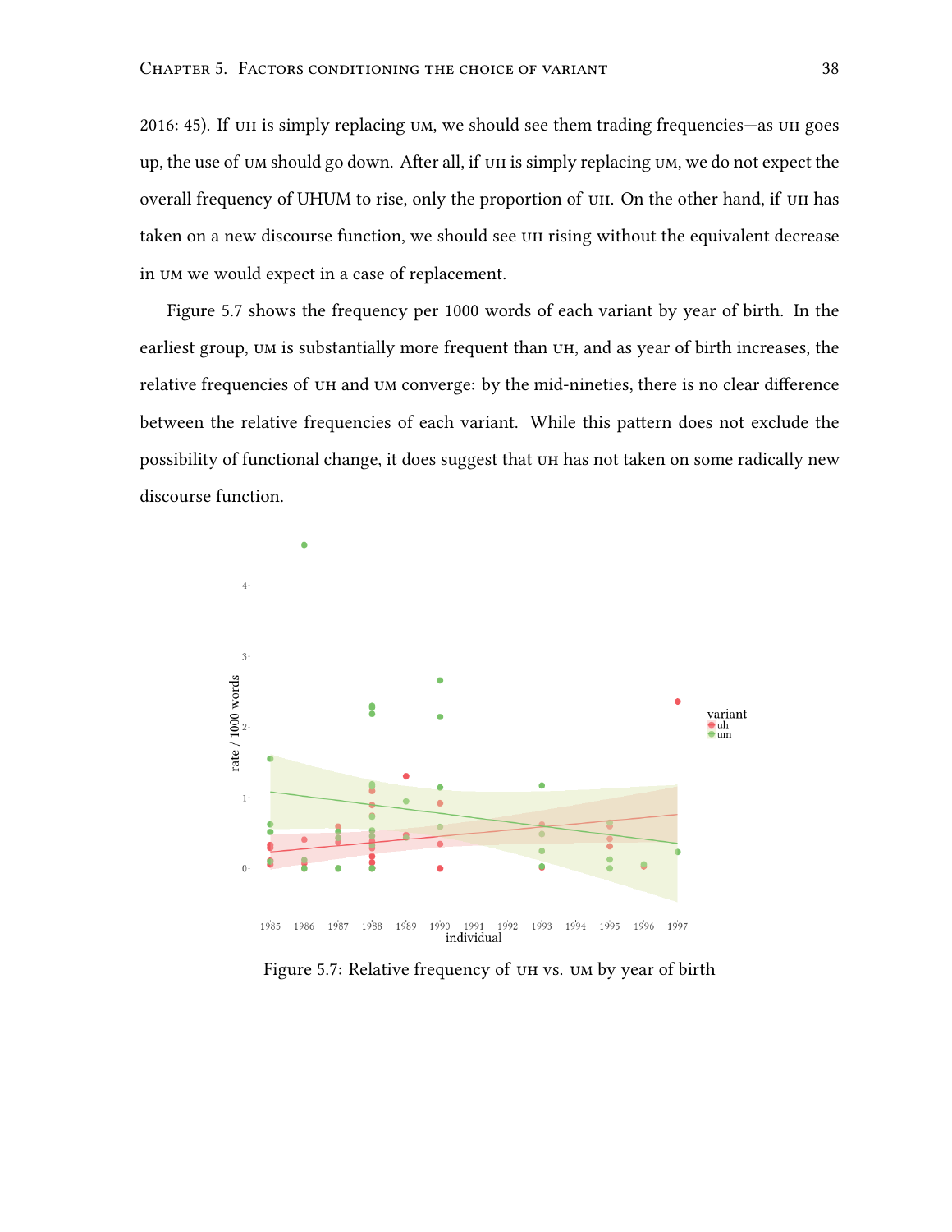2016: 45). If UH is simply replacing UM, we should see them trading frequencies—as UH goes up, the use of UM should go down. After all, if UH is simply replacing UM, we do not expect the overall frequency of UHUM to rise, only the proportion of UH. On the other hand, if UH has taken on a new discourse function, we should see UH rising without the equivalent decrease in UM we would expect in a case of replacement.

Figure 5.7 shows the frequency per 1000 words of each variant by year of birth. In the earliest group, UM is substantially more frequent than UH, and as year of birth increases, the relative frequencies of UH and UM converge: by the mid-nineties, there is no clear difference between the relative frequencies of each variant. While this pattern does not exclude the possibility of functional change, it does suggest that UH has not taken on some radically new discourse function.

Figure 5.7: Relative frequency of UH vs. UM by year of birth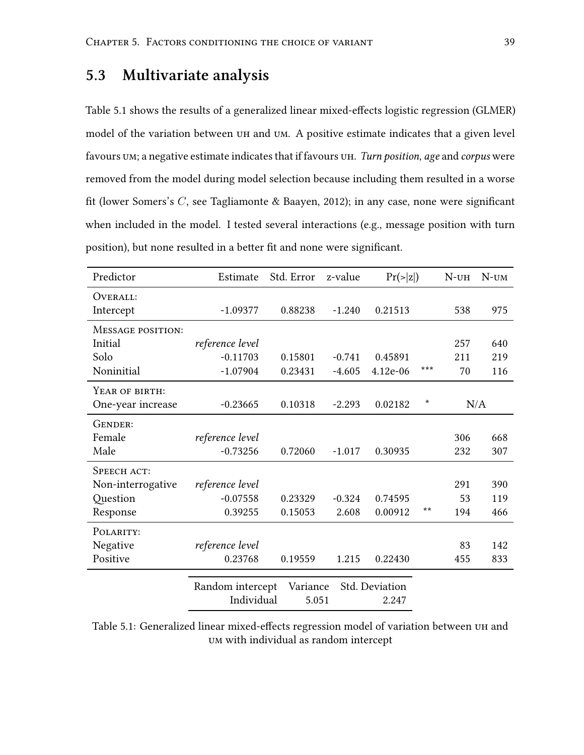## 5.3 Multivariate analysis

Table 5.1 shows the results of a generalized linear mixed-effects logistic regression (GLMER) model of the variation between UH and UM. A positive estimate indicates that a given level favours UM; a negative estimate indicates that if favours UH. *Turn position*, *age* and *corpus* were removed from the model during model selection because including them resulted in a worse fit (lower Somers's $C$, see Tagliamonte & Baayen, 2012); in any case, none were significant when included in the model. I tested several interactions (e.g., message position with turn position), but none resulted in a better fit and none were significant.

| Predictor | Estimate | Std. Error | z-value | Pr(>\|z\|) | | N-UH | N-UM |
|---|---|---|---|---|---|---|---|
| OVERALL: | | | | | | | |
| Intercept | -1.09377 | 0.88238 | -1.240 | 0.21513 | | 538 | 975 |
| MESSAGE POSITION: | | | | | | | |
| Initial | *reference level* | | | | | 257 | 640 |
| Solo | -0.11703 | 0.15801 | -0.741 | 0.45891 | | 211 | 219 |
| Noninitial | -1.07904 | 0.23431 | -4.605 | 4.12e-06 | *** | 70 | 116 |
| YEAR OF BIRTH: | | | | | | | |
| One-year increase | -0.23665 | 0.10318 | -2.293 | 0.02182 | * | N/A | |
| GENDER: | | | | | | | |
| Female | *reference level* | | | | | 306 | 668 |
| Male | -0.73256 | 0.72060 | -1.017 | 0.30935 | | 232 | 307 |
| SPEECH ACT: | | | | | | | |
| Non-interrogative | *reference level* | | | | | 291 | 390 |
| Question | -0.07558 | 0.23329 | -0.324 | 0.74595 | | 53 | 119 |
| Response | 0.39255 | 0.15053 | 2.608 | 0.00912 | ** | 194 | 466 |
| POLARITY: | | | | | | | |
| Negative | *reference level* | | | | | 83 | 142 |
| Positive | 0.23768 | 0.19559 | 1.215 | 0.22430 | | 455 | 833 |

| Random intercept | Variance | Std. Deviation |
|---|---|---|
| Individual | 5.051 | 2.247 |

Table 5.1: Generalized linear mixed-effects regression model of variation between UH and UM with individual as random intercept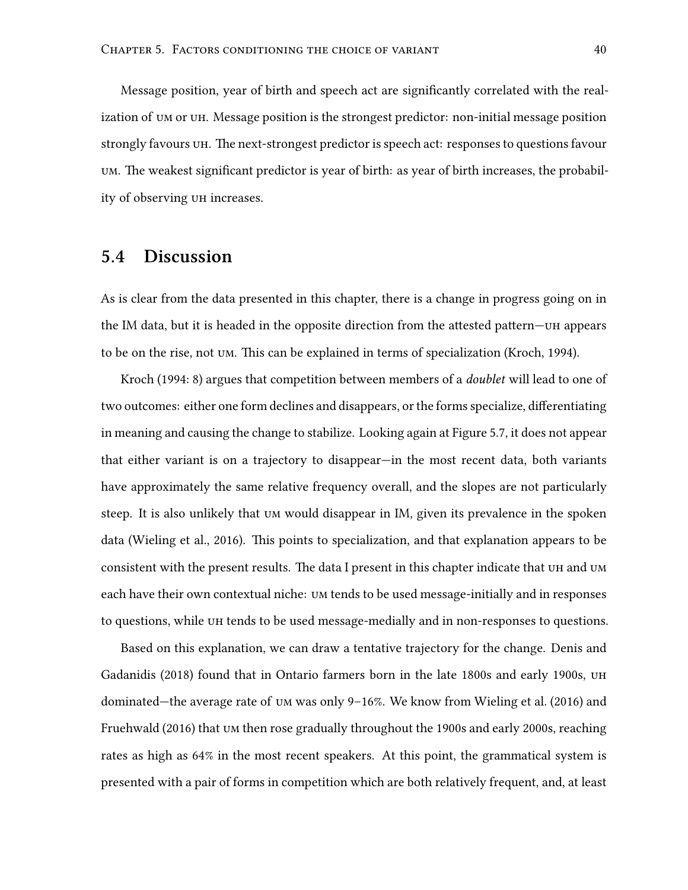Message position, year of birth and speech act are significantly correlated with the realization of UM or UH. Message position is the strongest predictor: non-initial message position strongly favours UH. The next-strongest predictor is speech act: responses to questions favour UM. The weakest significant predictor is year of birth: as year of birth increases, the probability of observing UH increases.

## 5.4 Discussion

As is clear from the data presented in this chapter, there is a change in progress going on in the IM data, but it is headed in the opposite direction from the attested pattern—UH appears to be on the rise, not UM. This can be explained in terms of specialization (Kroch, 1994).

Kroch (1994: 8) argues that competition between members of a *doublet* will lead to one of two outcomes: either one form declines and disappears, or the forms specialize, differentiating in meaning and causing the change to stabilize. Looking again at Figure 5.7, it does not appear that either variant is on a trajectory to disappear—in the most recent data, both variants have approximately the same relative frequency overall, and the slopes are not particularly steep. It is also unlikely that UM would disappear in IM, given its prevalence in the spoken data (Wieling et al., 2016). This points to specialization, and that explanation appears to be consistent with the present results. The data I present in this chapter indicate that UH and UM each have their own contextual niche: UM tends to be used message-initially and in responses to questions, while UH tends to be used message-medially and in non-responses to questions.

Based on this explanation, we can draw a tentative trajectory for the change. Denis and Gadanidis (2018) found that in Ontario farmers born in the late 1800s and early 1900s, UH dominated—the average rate of UM was only 9–16%. We know from Wieling et al. (2016) and Fruehwald (2016) that UM then rose gradually throughout the 1900s and early 2000s, reaching rates as high as 64% in the most recent speakers. At this point, the grammatical system is presented with a pair of forms in competition which are both relatively frequent, and, at least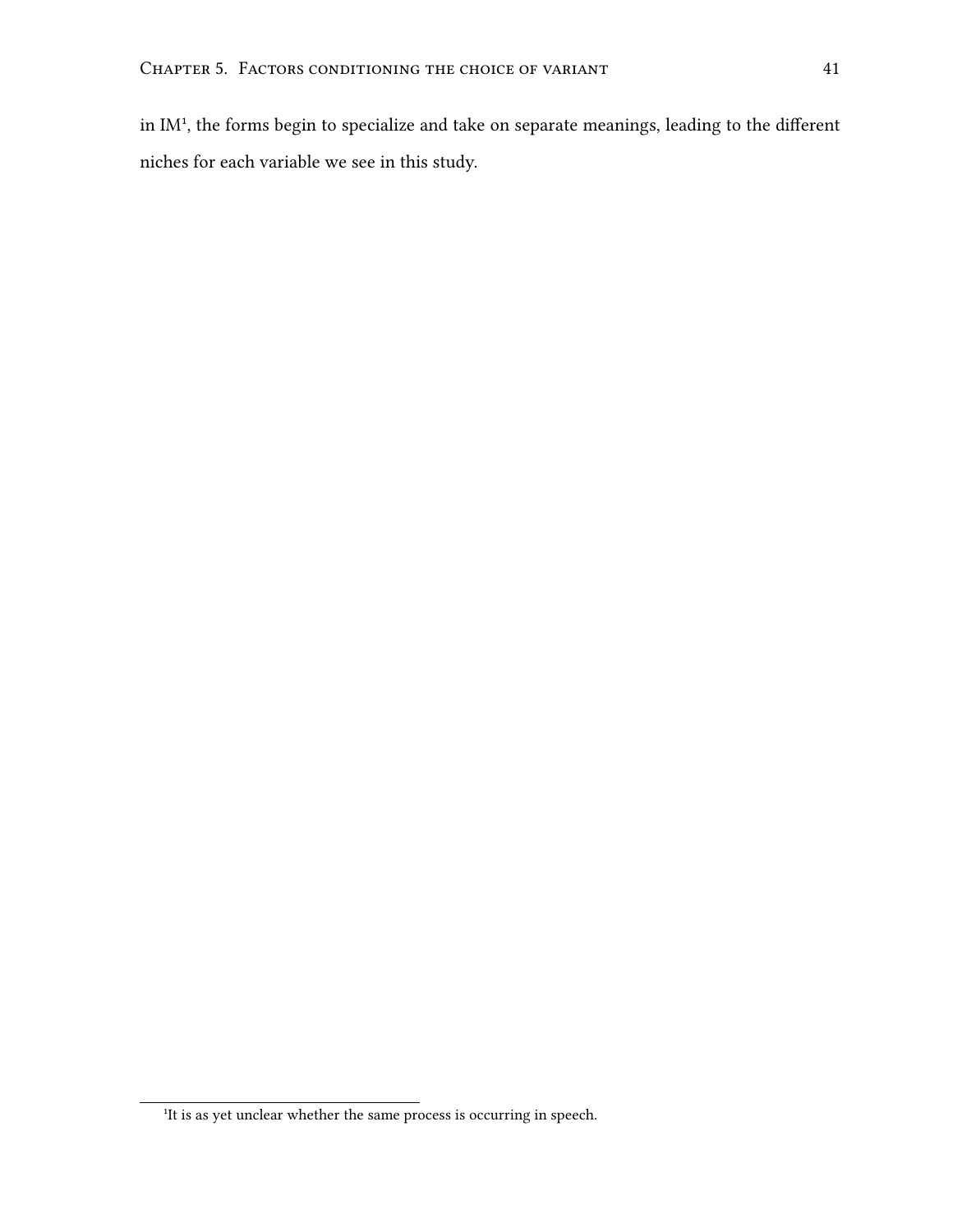in IM[1], the forms begin to specialize and take on separate meanings, leading to the different niches for each variable we see in this study.

[1] It is as yet unclear whether the same process is occurring in speech.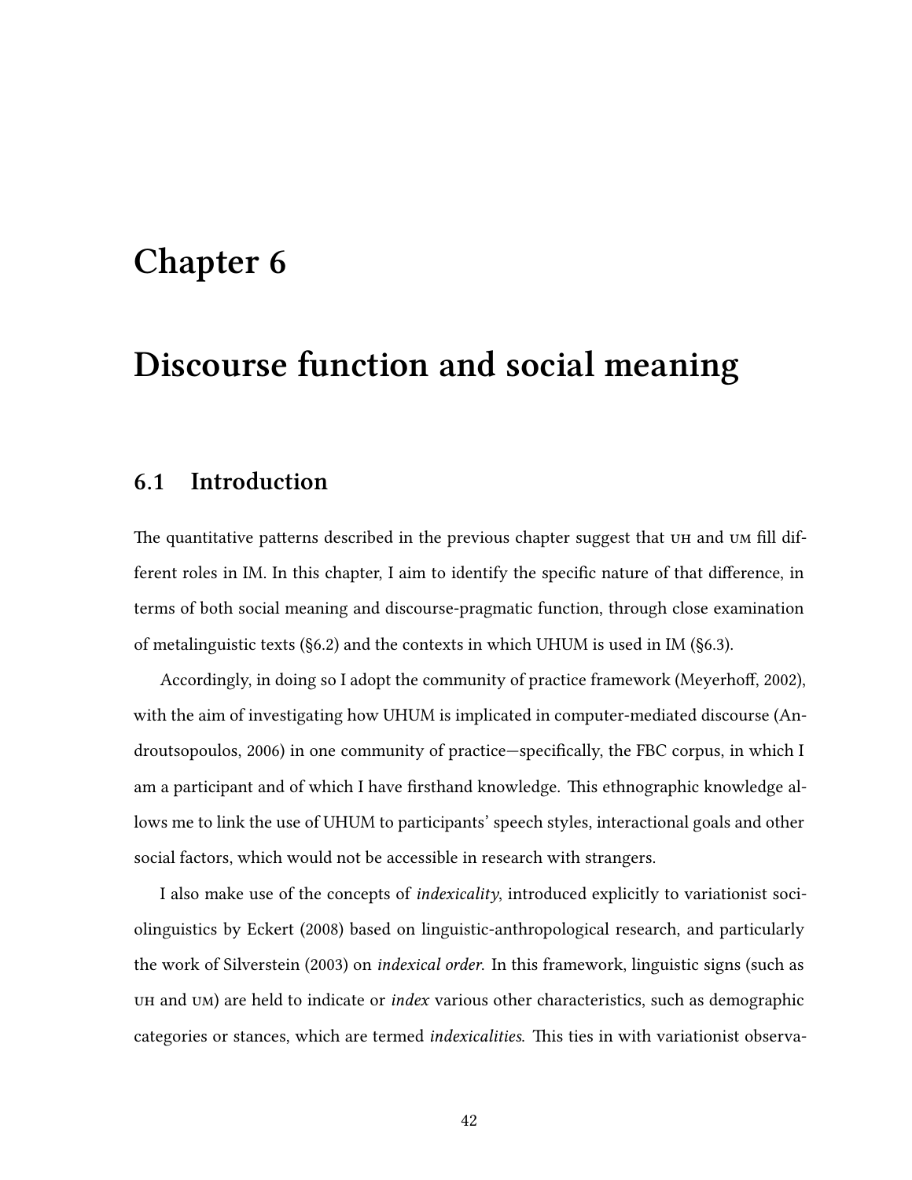# Chapter 6

# Discourse function and social meaning

## 6.1 Introduction

The quantitative patterns described in the previous chapter suggest that UH and UM fill different roles in IM. In this chapter, I aim to identify the specific nature of that difference, in terms of both social meaning and discourse-pragmatic function, through close examination of metalinguistic texts (§6.2) and the contexts in which UHUM is used in IM (§6.3).

Accordingly, in doing so I adopt the community of practice framework (Meyerhoff, 2002), with the aim of investigating how UHUM is implicated in computer-mediated discourse (Androutsopoulos, 2006) in one community of practice—specifically, the FBC corpus, in which I am a participant and of which I have firsthand knowledge. This ethnographic knowledge allows me to link the use of UHUM to participants' speech styles, interactional goals and other social factors, which would not be accessible in research with strangers.

I also make use of the concepts of *indexicality*, introduced explicitly to variationist sociolinguistics by Eckert (2008) based on linguistic-anthropological research, and particularly the work of Silverstein (2003) on *indexical order*. In this framework, linguistic signs (such as UH and UM) are held to indicate or *index* various other characteristics, such as demographic categories or stances, which are termed *indexicalities*. This ties in with variationist observa-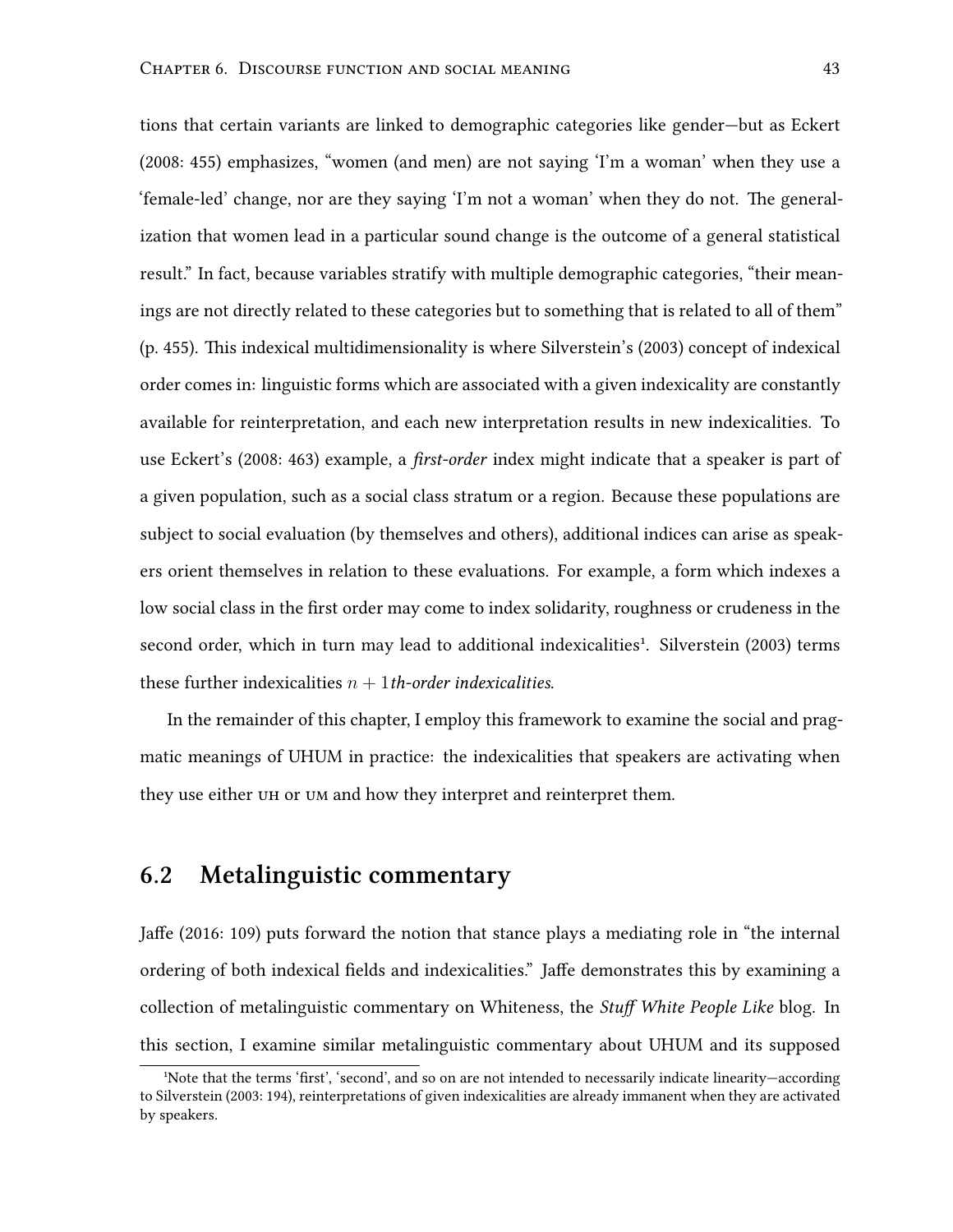tions that certain variants are linked to demographic categories like gender—but as Eckert (2008: 455) emphasizes, "women (and men) are not saying 'I'm a woman' when they use a 'female-led' change, nor are they saying 'I'm not a woman' when they do not. The generalization that women lead in a particular sound change is the outcome of a general statistical result." In fact, because variables stratify with multiple demographic categories, "their meanings are not directly related to these categories but to something that is related to all of them" (p. 455). This indexical multidimensionality is where Silverstein's (2003) concept of indexical order comes in: linguistic forms which are associated with a given indexicality are constantly available for reinterpretation, and each new interpretation results in new indexicalities. To use Eckert's (2008: 463) example, a *first-order* index might indicate that a speaker is part of a given population, such as a social class stratum or a region. Because these populations are subject to social evaluation (by themselves and others), additional indices can arise as speakers orient themselves in relation to these evaluations. For example, a form which indexes a low social class in the first order may come to index solidarity, roughness or crudeness in the second order, which in turn may lead to additional indexicalities[1]. Silverstein (2003) terms these further indexicalities $n+1$*th-order indexicalities*.

In the remainder of this chapter, I employ this framework to examine the social and pragmatic meanings of UHUM in practice: the indexicalities that speakers are activating when they use either UH or UM and how they interpret and reinterpret them.

## 6.2 Metalinguistic commentary

Jaffe (2016: 109) puts forward the notion that stance plays a mediating role in "the internal ordering of both indexical fields and indexicalities." Jaffe demonstrates this by examining a collection of metalinguistic commentary on Whiteness, the *Stuff White People Like* blog. In this section, I examine similar metalinguistic commentary about UHUM and its supposed

[1] Note that the terms 'first', 'second', and so on are not intended to necessarily indicate linearity—according to Silverstein (2003: 194), reinterpretations of given indexicalities are already immanent when they are activated by speakers.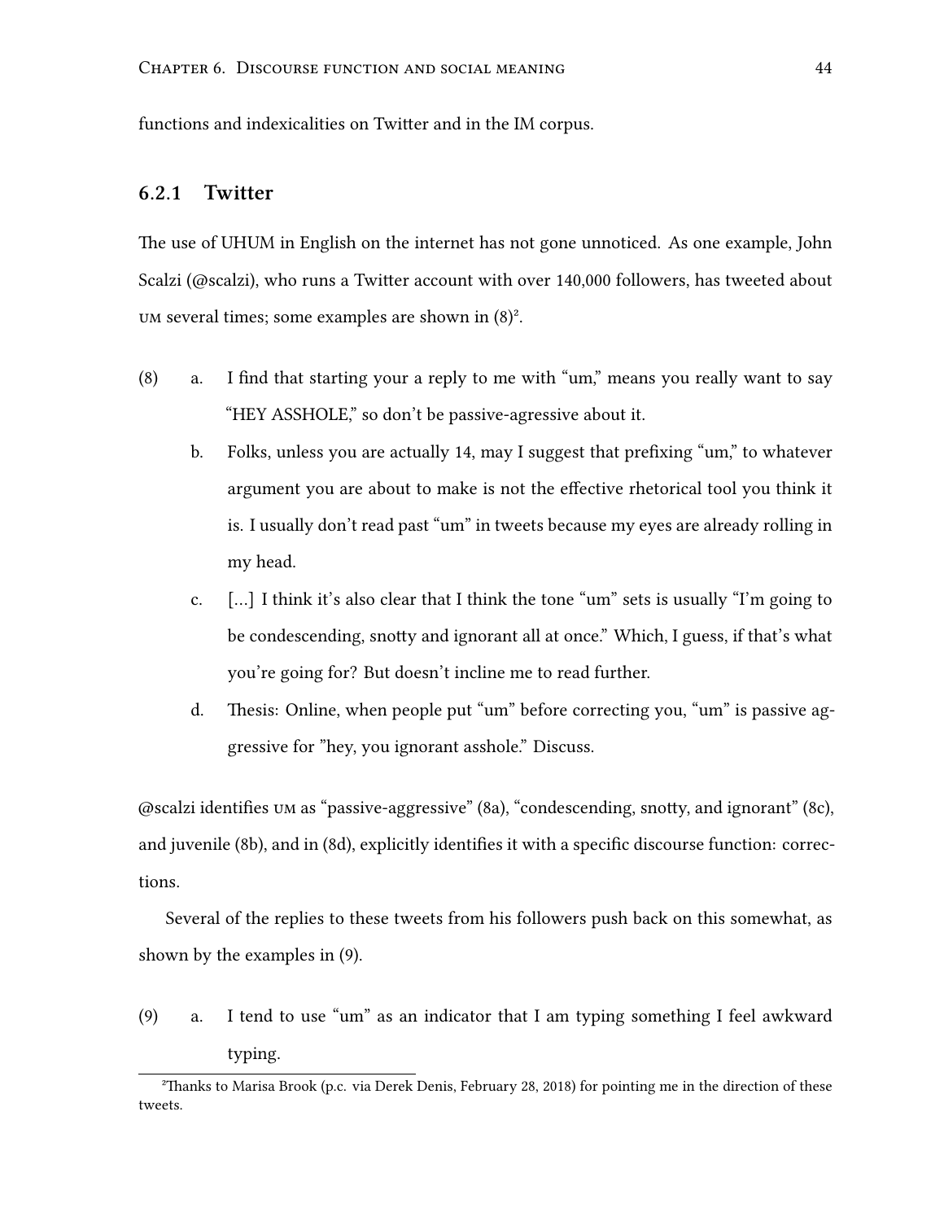functions and indexicalities on Twitter and in the IM corpus.

### 6.2.1 Twitter

The use of UHUM in English on the internet has not gone unnoticed. As one example, John Scalzi (@scalzi), who runs a Twitter account with over 140,000 followers, has tweeted about UM several times; some examples are shown in (8)[2].

(8) a. I find that starting your a reply to me with "um," means you really want to say "HEY ASSHOLE," so don't be passive-agressive about it.

b. Folks, unless you are actually 14, may I suggest that prefixing "um," to whatever argument you are about to make is not the effective rhetorical tool you think it is. I usually don't read past "um" in tweets because my eyes are already rolling in my head.

c. [...] I think it's also clear that I think the tone "um" sets is usually "I'm going to be condescending, snotty and ignorant all at once." Which, I guess, if that's what you're going for? But doesn't incline me to read further.

d. Thesis: Online, when people put "um" before correcting you, "um" is passive aggressive for "hey, you ignorant asshole." Discuss.

@scalzi identifies UM as "passive-aggressive" (8a), "condescending, snotty, and ignorant" (8c), and juvenile (8b), and in (8d), explicitly identifies it with a specific discourse function: corrections.

Several of the replies to these tweets from his followers push back on this somewhat, as shown by the examples in (9).

(9) a. I tend to use "um" as an indicator that I am typing something I feel awkward typing.

[2] Thanks to Marisa Brook (p.c. via Derek Denis, February 28, 2018) for pointing me in the direction of these tweets.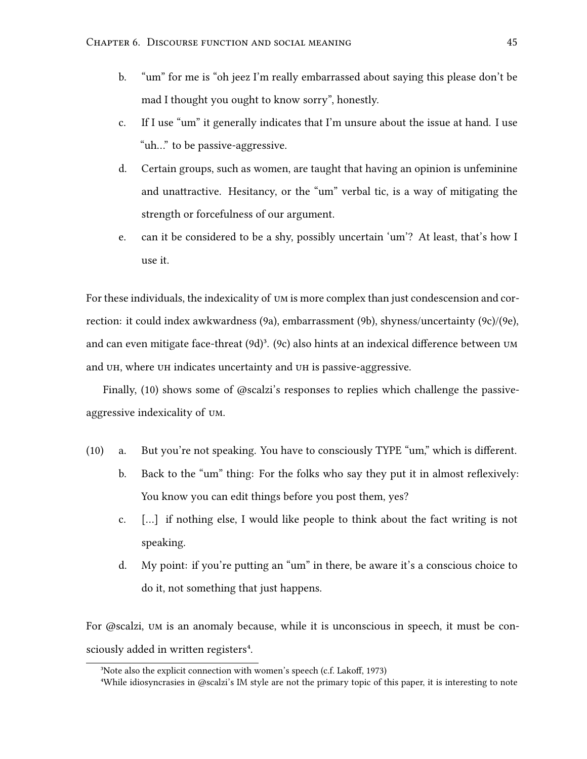b. "um" for me is "oh jeez I'm really embarrassed about saying this please don't be mad I thought you ought to know sorry", honestly.

c. If I use "um" it generally indicates that I'm unsure about the issue at hand. I use "uh..." to be passive-aggressive.

d. Certain groups, such as women, are taught that having an opinion is unfeminine and unattractive. Hesitancy, or the "um" verbal tic, is a way of mitigating the strength or forcefulness of our argument.

e. can it be considered to be a shy, possibly uncertain 'um'? At least, that's how I use it.

For these individuals, the indexicality of UM is more complex than just condescension and correction: it could index awkwardness (9a), embarrassment (9b), shyness/uncertainty (9c)/(9e), and can even mitigate face-threat (9d)[3]. (9c) also hints at an indexical difference between UM and UH, where UH indicates uncertainty and UH is passive-aggressive.

Finally, (10) shows some of @scalzi's responses to replies which challenge the passive-aggressive indexicality of UM.

(10) a. But you're not speaking. You have to consciously TYPE "um," which is different.

b. Back to the "um" thing: For the folks who say they put it in almost reflexively: You know you can edit things before you post them, yes?

c. [...] if nothing else, I would like people to think about the fact writing is not speaking.

d. My point: if you're putting an "um" in there, be aware it's a conscious choice to do it, not something that just happens.

For @scalzi, UM is an anomaly because, while it is unconscious in speech, it must be consciously added in written registers[4].

[3] Note also the explicit connection with women's speech (c.f. Lakoff, 1973)

[4] While idiosyncrasies in @scalzi's IM style are not the primary topic of this paper, it is interesting to note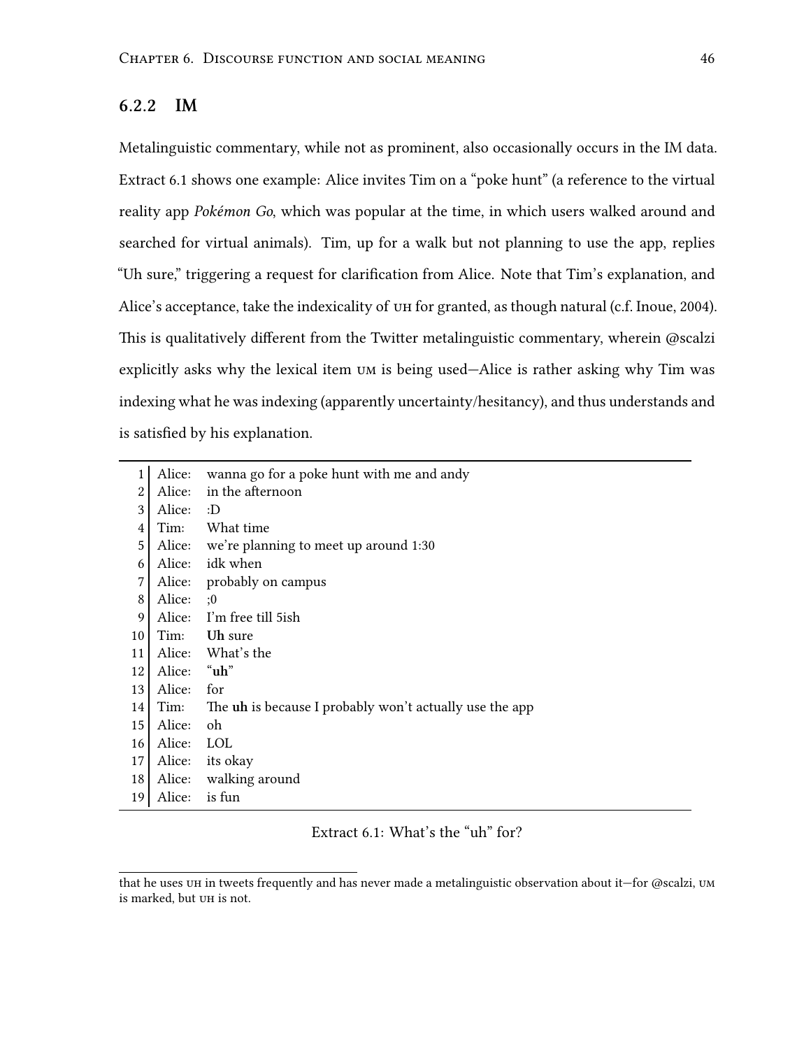### 6.2.2 IM

Metalinguistic commentary, while not as prominent, also occasionally occurs in the IM data. Extract 6.1 shows one example: Alice invites Tim on a "poke hunt" (a reference to the virtual reality app *Pokémon Go*, which was popular at the time, in which users walked around and searched for virtual animals). Tim, up for a walk but not planning to use the app, replies "Uh sure," triggering a request for clarification from Alice. Note that Tim's explanation, and Alice's acceptance, take the indexicality of UH for granted, as though natural (c.f. Inoue, 2004). This is qualitatively different from the Twitter metalinguistic commentary, wherein @scalzi explicitly asks why the lexical item UM is being used—Alice is rather asking why Tim was indexing what he was indexing (apparently uncertainty/hesitancy), and thus understands and is satisfied by his explanation.

| | | |
|---|---|---|
| 1 | Alice: | wanna go for a poke hunt with me and andy |
| 2 | Alice: | in the afternoon |
| 3 | Alice: | :D |
| 4 | Tim: | What time |
| 5 | Alice: | we're planning to meet up around 1:30 |
| 6 | Alice: | idk when |
| 7 | Alice: | probably on campus |
| 8 | Alice: | ;0 |
| 9 | Alice: | I'm free till 5ish |
| 10 | Tim: | **Uh** sure |
| 11 | Alice: | What's the |
| 12 | Alice: | "**uh**" |
| 13 | Alice: | for |
| 14 | Tim: | The **uh** is because I probably won't actually use the app |
| 15 | Alice: | oh |
| 16 | Alice: | LOL |
| 17 | Alice: | its okay |
| 18 | Alice: | walking around |
| 19 | Alice: | is fun |

Extract 6.1: What's the "uh" for?

that he uses UH in tweets frequently and has never made a metalinguistic observation about it—for @scalzi, UM is marked, but UH is not.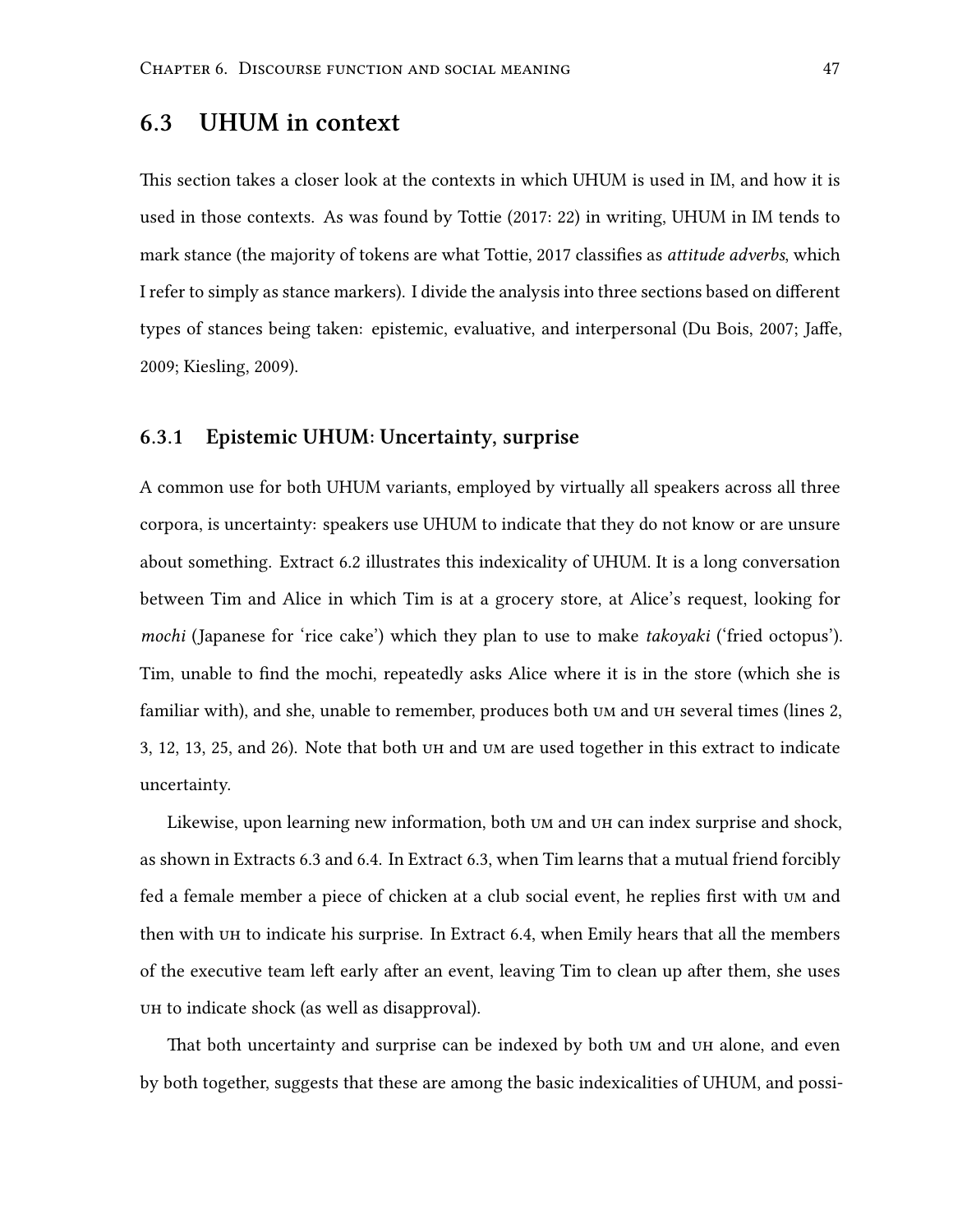## 6.3 UHUM in context

This section takes a closer look at the contexts in which UHUM is used in IM, and how it is used in those contexts. As was found by Tottie (2017: 22) in writing, UHUM in IM tends to mark stance (the majority of tokens are what Tottie, 2017 classifies as *attitude adverbs*, which I refer to simply as stance markers). I divide the analysis into three sections based on different types of stances being taken: epistemic, evaluative, and interpersonal (Du Bois, 2007; Jaffe, 2009; Kiesling, 2009).

### 6.3.1 Epistemic UHUM: Uncertainty, surprise

A common use for both UHUM variants, employed by virtually all speakers across all three corpora, is uncertainty: speakers use UHUM to indicate that they do not know or are unsure about something. Extract 6.2 illustrates this indexicality of UHUM. It is a long conversation between Tim and Alice in which Tim is at a grocery store, at Alice's request, looking for *mochi* (Japanese for 'rice cake') which they plan to use to make *takoyaki* ('fried octopus'). Tim, unable to find the mochi, repeatedly asks Alice where it is in the store (which she is familiar with), and she, unable to remember, produces both UM and UH several times (lines 2, 3, 12, 13, 25, and 26). Note that both UH and UM are used together in this extract to indicate uncertainty.

Likewise, upon learning new information, both UM and UH can index surprise and shock, as shown in Extracts 6.3 and 6.4. In Extract 6.3, when Tim learns that a mutual friend forcibly fed a female member a piece of chicken at a club social event, he replies first with UM and then with UH to indicate his surprise. In Extract 6.4, when Emily hears that all the members of the executive team left early after an event, leaving Tim to clean up after them, she uses UH to indicate shock (as well as disapproval).

That both uncertainty and surprise can be indexed by both UM and UH alone, and even by both together, suggests that these are among the basic indexicalities of UHUM, and possi-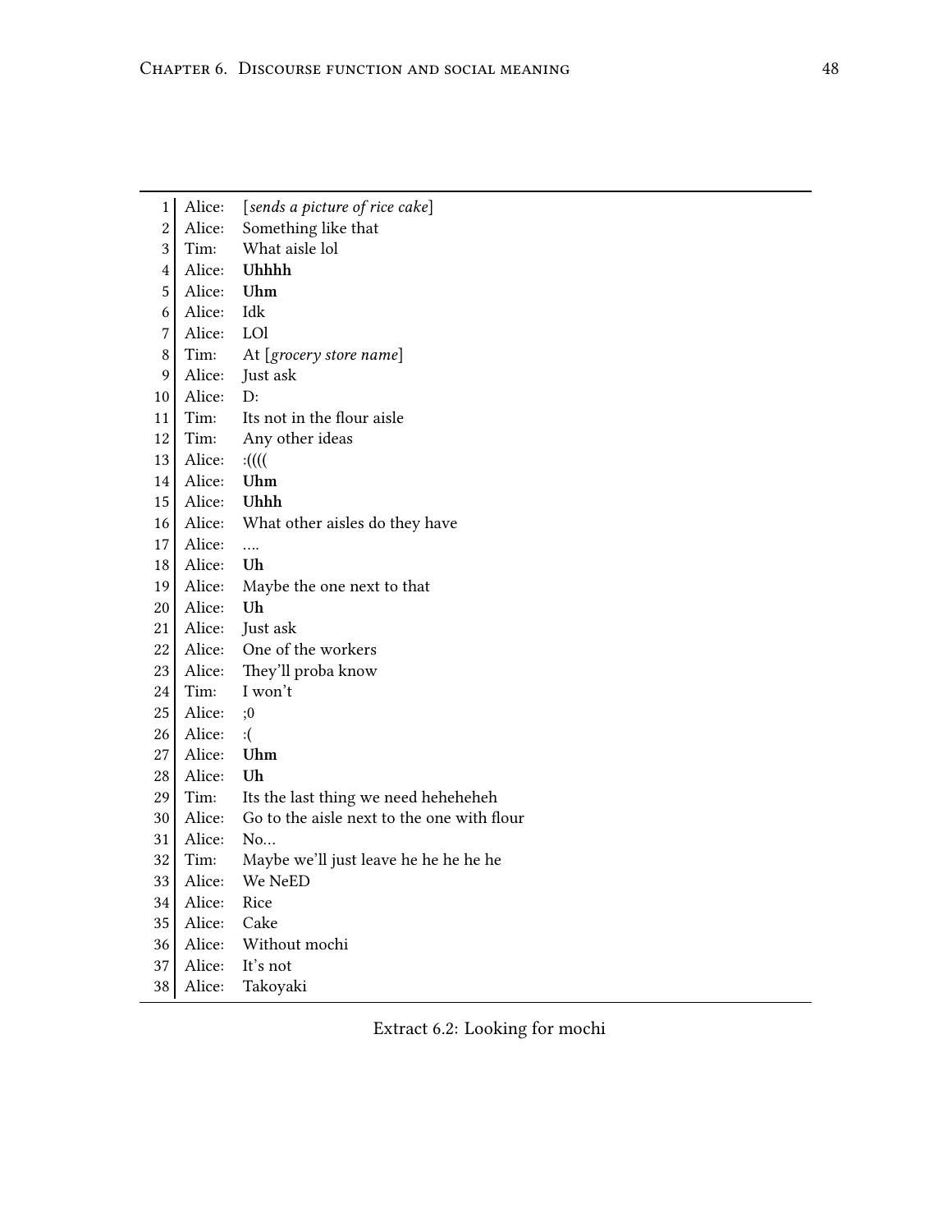| | | |
|---|---|---|
| 1 | Alice: | [*sends a picture of rice cake*] |
| 2 | Alice: | Something like that |
| 3 | Tim: | What aisle lol |
| 4 | Alice: | **Uhhhh** |
| 5 | Alice: | **Uhm** |
| 6 | Alice: | Idk |
| 7 | Alice: | LOl |
| 8 | Tim: | At [*grocery store name*] |
| 9 | Alice: | Just ask |
| 10 | Alice: | D: |
| 11 | Tim: | Its not in the flour aisle |
| 12 | Tim: | Any other ideas |
| 13 | Alice: | :(((( |
| 14 | Alice: | **Uhm** |
| 15 | Alice: | **Uhhh** |
| 16 | Alice: | What other aisles do they have |
| 17 | Alice: | .... |
| 18 | Alice: | **Uh** |
| 19 | Alice: | Maybe the one next to that |
| 20 | Alice: | **Uh** |
| 21 | Alice: | Just ask |
| 22 | Alice: | One of the workers |
| 23 | Alice: | They'll proba know |
| 24 | Tim: | I won't |
| 25 | Alice: | ;0 |
| 26 | Alice: | :( |
| 27 | Alice: | **Uhm** |
| 28 | Alice: | **Uh** |
| 29 | Tim: | Its the last thing we need heheheheh |
| 30 | Alice: | Go to the aisle next to the one with flour |
| 31 | Alice: | No... |
| 32 | Tim: | Maybe we'll just leave he he he he he |
| 33 | Alice: | We NeED |
| 34 | Alice: | Rice |
| 35 | Alice: | Cake |
| 36 | Alice: | Without mochi |
| 37 | Alice: | It's not |
| 38 | Alice: | Takoyaki |

Extract 6.2: Looking for mochi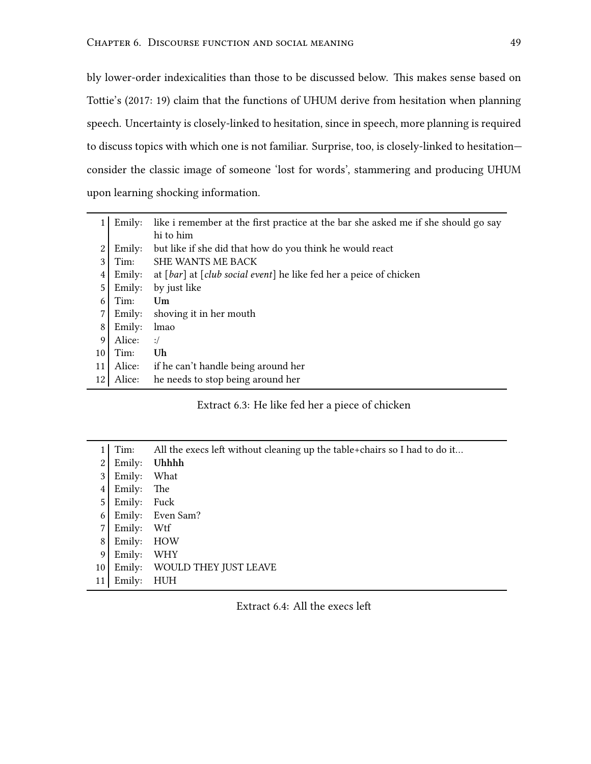bly lower-order indexicalities than those to be discussed below. This makes sense based on Tottie's (2017: 19) claim that the functions of UHUM derive from hesitation when planning speech. Uncertainty is closely-linked to hesitation, since in speech, more planning is required to discuss topics with which one is not familiar. Surprise, too, is closely-linked to hesitation—consider the classic image of someone 'lost for words', stammering and producing UHUM upon learning shocking information.

| | | |
|---|---|---|
| 1 | Emily: | like i remember at the first practice at the bar she asked me if she should go say hi to him |
| 2 | Emily: | but like if she did that how do you think he would react |
| 3 | Tim: | SHE WANTS ME BACK |
| 4 | Emily: | at [*bar*] at [*club social event*] he like fed her a peice of chicken |
| 5 | Emily: | by just like |
| 6 | Tim: | **Um** |
| 7 | Emily: | shoving it in her mouth |
| 8 | Emily: | lmao |
| 9 | Alice: | :/ |
| 10 | Tim: | **Uh** |
| 11 | Alice: | if he can't handle being around her |
| 12 | Alice: | he needs to stop being around her |

Extract 6.3: He like fed her a piece of chicken

| | | |
|---|---|---|
| 1 | Tim: | All the execs left without cleaning up the table+chairs so I had to do it... |
| 2 | Emily: | **Uhhhh** |
| 3 | Emily: | What |
| 4 | Emily: | The |
| 5 | Emily: | Fuck |
| 6 | Emily: | Even Sam? |
| 7 | Emily: | Wtf |
| 8 | Emily: | HOW |
| 9 | Emily: | WHY |
| 10 | Emily: | WOULD THEY JUST LEAVE |
| 11 | Emily: | HUH |

Extract 6.4: All the execs left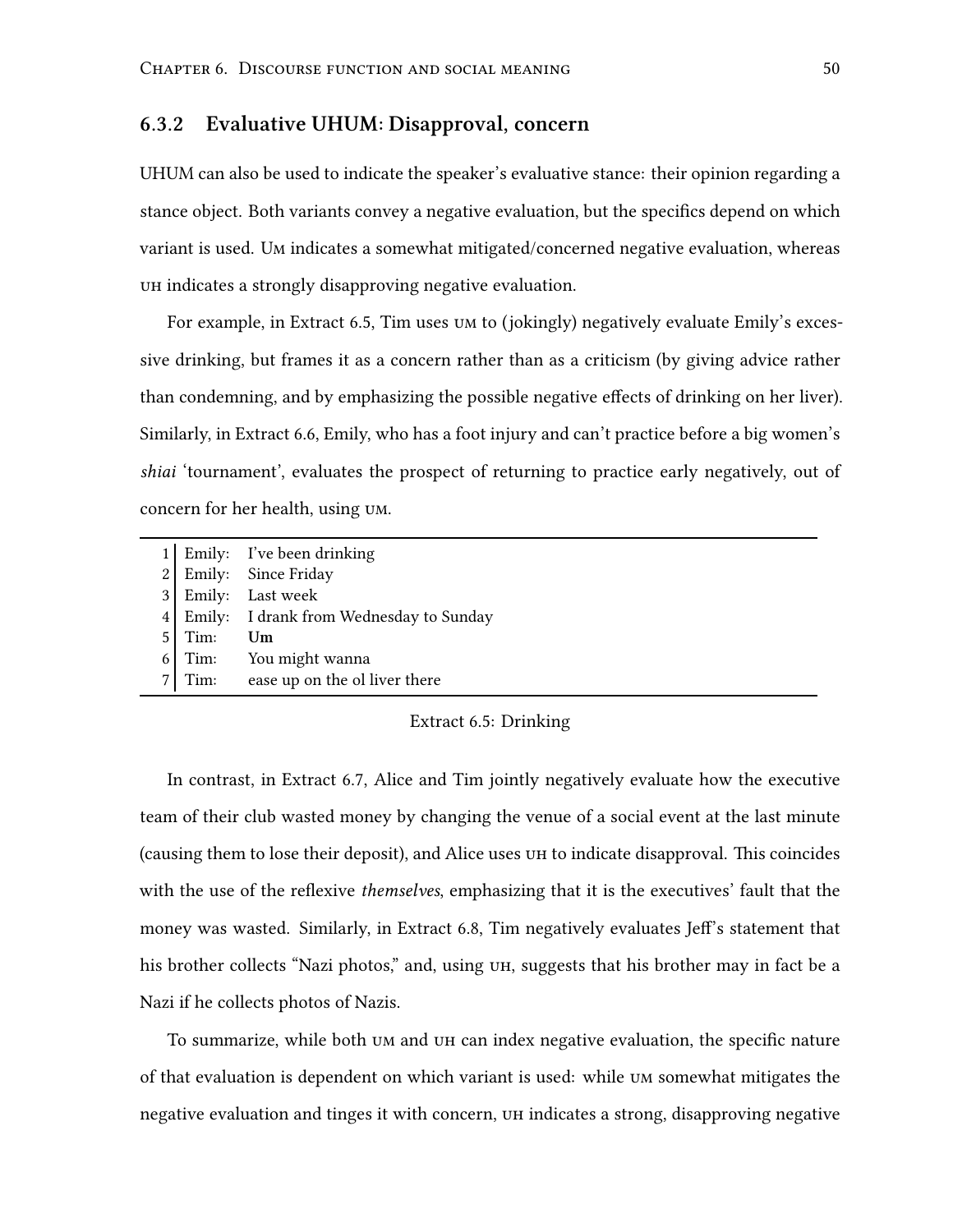### 6.3.2 Evaluative UHUM: Disapproval, concern

UHUM can also be used to indicate the speaker's evaluative stance: their opinion regarding a stance object. Both variants convey a negative evaluation, but the specifics depend on which variant is used. UM indicates a somewhat mitigated/concerned negative evaluation, whereas UH indicates a strongly disapproving negative evaluation.

For example, in Extract 6.5, Tim uses UM to (jokingly) negatively evaluate Emily's excessive drinking, but frames it as a concern rather than as a criticism (by giving advice rather than condemning, and by emphasizing the possible negative effects of drinking on her liver). Similarly, in Extract 6.6, Emily, who has a foot injury and can't practice before a big women's *shiai* 'tournament', evaluates the prospect of returning to practice early negatively, out of concern for her health, using UM.

| | | |
|---|---|---|
| 1 | Emily: | I've been drinking |
| 2 | Emily: | Since Friday |
| 3 | Emily: | Last week |
| 4 | Emily: | I drank from Wednesday to Sunday |
| 5 | Tim: | **Um** |
| 6 | Tim: | You might wanna |
| 7 | Tim: | ease up on the ol liver there |

Extract 6.5: Drinking

In contrast, in Extract 6.7, Alice and Tim jointly negatively evaluate how the executive team of their club wasted money by changing the venue of a social event at the last minute (causing them to lose their deposit), and Alice uses UH to indicate disapproval. This coincides with the use of the reflexive *themselves*, emphasizing that it is the executives' fault that the money was wasted. Similarly, in Extract 6.8, Tim negatively evaluates Jeff's statement that his brother collects "Nazi photos," and, using UH, suggests that his brother may in fact be a Nazi if he collects photos of Nazis.

To summarize, while both UM and UH can index negative evaluation, the specific nature of that evaluation is dependent on which variant is used: while UM somewhat mitigates the negative evaluation and tinges it with concern, UH indicates a strong, disapproving negative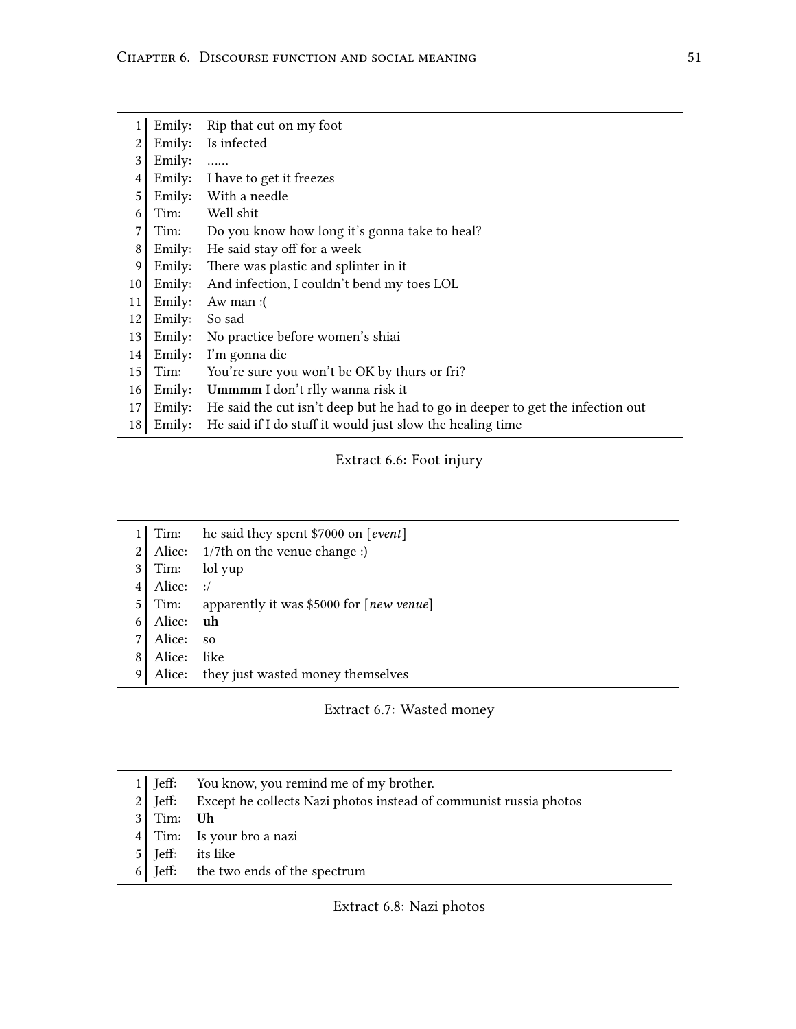| | | |
|---|---|---|
| 1 | Emily: | Rip that cut on my foot |
| 2 | Emily: | Is infected |
| 3 | Emily: | ...... |
| 4 | Emily: | I have to get it freezes |
| 5 | Emily: | With a needle |
| 6 | Tim: | Well shit |
| 7 | Tim: | Do you know how long it's gonna take to heal? |
| 8 | Emily: | He said stay off for a week |
| 9 | Emily: | There was plastic and splinter in it |
| 10 | Emily: | And infection, I couldn't bend my toes LOL |
| 11 | Emily: | Aw man :( |
| 12 | Emily: | So sad |
| 13 | Emily: | No practice before women's shiai |
| 14 | Emily: | I'm gonna die |
| 15 | Tim: | You're sure you won't be OK by thurs or fri? |
| 16 | Emily: | **Ummmm** I don't rlly wanna risk it |
| 17 | Emily: | He said the cut isn't deep but he had to go in deeper to get the infection out |
| 18 | Emily: | He said if I do stuff it would just slow the healing time |

Extract 6.6: Foot injury

| | | |
|---|---|---|
| 1 | Tim: | he said they spent $7000 on [*event*] |
| 2 | Alice: | 1/7th on the venue change :) |
| 3 | Tim: | lol yup |
| 4 | Alice: | :/ |
| 5 | Tim: | apparently it was $5000 for [*new venue*] |
| 6 | Alice: | **uh** |
| 7 | Alice: | so |
| 8 | Alice: | like |
| 9 | Alice: | they just wasted money themselves |

Extract 6.7: Wasted money

| | | |
|---|---|---|
| 1 | Jeff: | You know, you remind me of my brother. |
| 2 | Jeff: | Except he collects Nazi photos instead of communist russia photos |
| 3 | Tim: | **Uh** |
| 4 | Tim: | Is your bro a nazi |
| 5 | Jeff: | its like |
| 6 | Jeff: | the two ends of the spectrum |

Extract 6.8: Nazi photos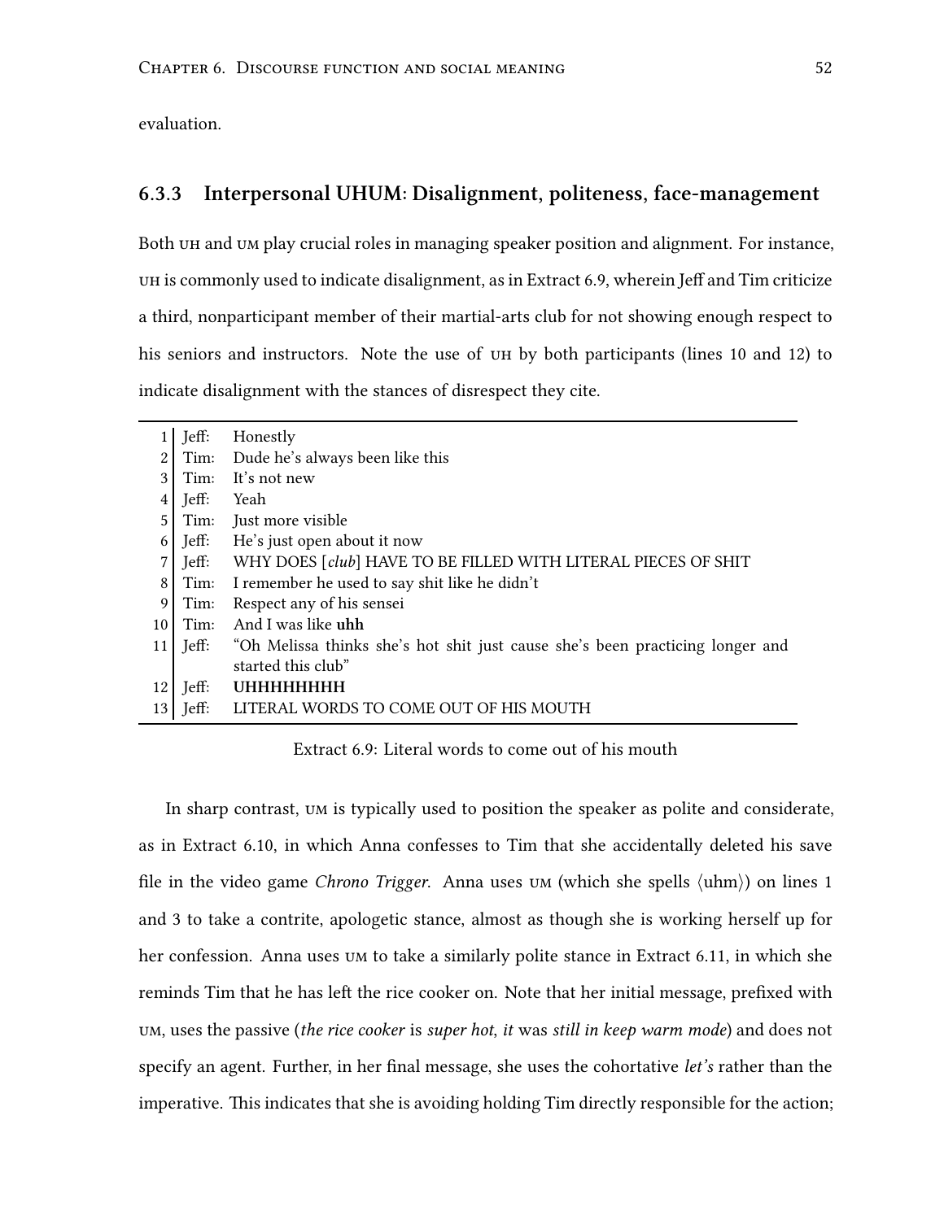evaluation.

### 6.3.3 Interpersonal UHUM: Disalignment, politeness, face-management

Both UH and UM play crucial roles in managing speaker position and alignment. For instance, UH is commonly used to indicate disalignment, as in Extract 6.9, wherein Jeff and Tim criticize a third, nonparticipant member of their martial-arts club for not showing enough respect to his seniors and instructors. Note the use of UH by both participants (lines 10 and 12) to indicate disalignment with the stances of disrespect they cite.

| | | |
|---|---|---|
| 1 | Jeff: | Honestly |
| 2 | Tim: | Dude he's always been like this |
| 3 | Tim: | It's not new |
| 4 | Jeff: | Yeah |
| 5 | Tim: | Just more visible |
| 6 | Jeff: | He's just open about it now |
| 7 | Jeff: | WHY DOES [*club*] HAVE TO BE FILLED WITH LITERAL PIECES OF SHIT |
| 8 | Tim: | I remember he used to say shit like he didn't |
| 9 | Tim: | Respect any of his sensei |
| 10 | Tim: | And I was like **uhh** |
| 11 | Jeff: | "Oh Melissa thinks she's hot shit just cause she's been practicing longer and started this club" |
| 12 | Jeff: | **UHHHHHHHH** |
| 13 | Jeff: | LITERAL WORDS TO COME OUT OF HIS MOUTH |

Extract 6.9: Literal words to come out of his mouth

In sharp contrast, UM is typically used to position the speaker as polite and considerate, as in Extract 6.10, in which Anna confesses to Tim that she accidentally deleted his save file in the video game *Chrono Trigger*. Anna uses UM (which she spells ⟨uhm⟩) on lines 1 and 3 to take a contrite, apologetic stance, almost as though she is working herself up for her confession. Anna uses UM to take a similarly polite stance in Extract 6.11, in which she reminds Tim that he has left the rice cooker on. Note that her initial message, prefixed with UM, uses the passive (*the rice cooker* is *super hot*, *it* was *still in keep warm mode*) and does not specify an agent. Further, in her final message, she uses the cohortative *let's* rather than the imperative. This indicates that she is avoiding holding Tim directly responsible for the action;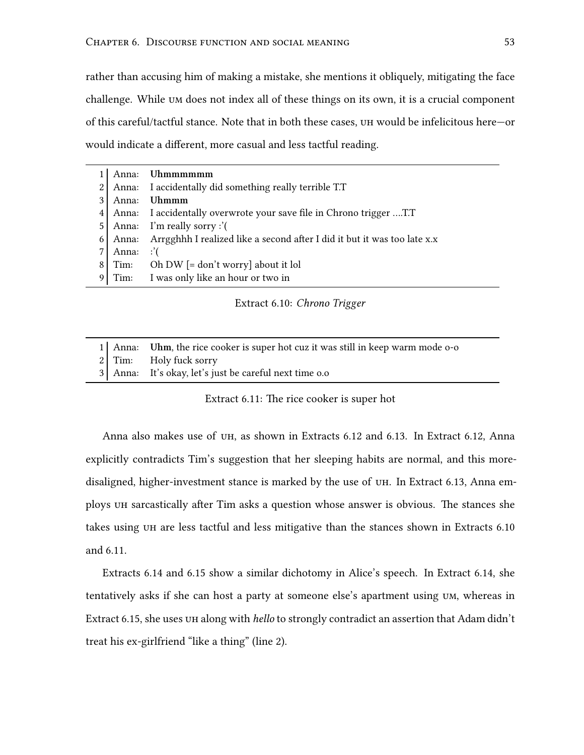rather than accusing him of making a mistake, she mentions it obliquely, mitigating the face challenge. While UM does not index all of these things on its own, it is a crucial component of this careful/tactful stance. Note that in both these cases, UH would be infelicitous here—or would indicate a different, more casual and less tactful reading.

| | | |
|---|---|---|
| 1 | Anna: | **Uhmmmmmm** |
| 2 | Anna: | I accidentally did something really terrible T.T |
| 3 | Anna: | **Uhmmm** |
| 4 | Anna: | I accidentally overwrote your save file in Chrono trigger ....T.T |
| 5 | Anna: | I'm really sorry :'( |
| 6 | Anna: | Arrgghhh I realized like a second after I did it but it was too late x.x |
| 7 | Anna: | :'( |
| 8 | Tim: | Oh DW [= don't worry] about it lol |
| 9 | Tim: | I was only like an hour or two in |

Extract 6.10: *Chrono Trigger*

| | | |
|---|---|---|
| 1 | Anna: | **Uhm**, the rice cooker is super hot cuz it was still in keep warm mode o-o |
| 2 | Tim: | Holy fuck sorry |
| 3 | Anna: | It's okay, let's just be careful next time o.o |

Extract 6.11: The rice cooker is super hot

Anna also makes use of UH, as shown in Extracts 6.12 and 6.13. In Extract 6.12, Anna explicitly contradicts Tim's suggestion that her sleeping habits are normal, and this more-disaligned, higher-investment stance is marked by the use of UH. In Extract 6.13, Anna employs UH sarcastically after Tim asks a question whose answer is obvious. The stances she takes using UH are less tactful and less mitigative than the stances shown in Extracts 6.10 and 6.11.

Extracts 6.14 and 6.15 show a similar dichotomy in Alice's speech. In Extract 6.14, she tentatively asks if she can host a party at someone else's apartment using UM, whereas in Extract 6.15, she uses UH along with *hello* to strongly contradict an assertion that Adam didn't treat his ex-girlfriend "like a thing" (line 2).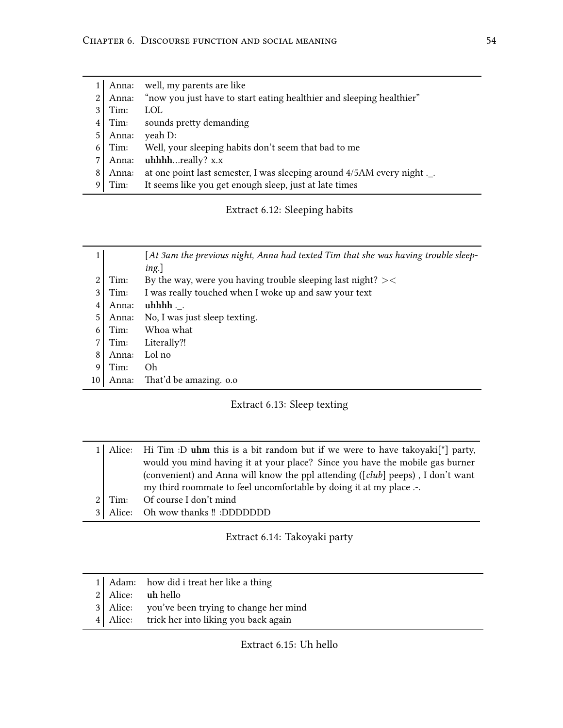| | | |
|---|---|---|
| 1 | Anna: | well, my parents are like |
| 2 | Anna: | "now you just have to start eating healthier and sleeping healthier" |
| 3 | Tim: | LOL |
| 4 | Tim: | sounds pretty demanding |
| 5 | Anna: | yeah D: |
| 6 | Tim: | Well, your sleeping habits don't seem that bad to me |
| 7 | Anna: | **uhhhh**...really? x.x |
| 8 | Anna: | at one point last semester, I was sleeping around 4/5AM every night ._. |
| 9 | Tim: | It seems like you get enough sleep, just at late times |

Extract 6.12: Sleeping habits

| | | |
|---|---|---|
| 1 | | [*At 3am the previous night, Anna had texted Tim that she was having trouble sleeping.*] |
| 2 | Tim: | By the way, were you having trouble sleeping last night? >< |
| 3 | Tim: | I was really touched when I woke up and saw your text |
| 4 | Anna: | **uhhhh** ._. |
| 5 | Anna: | No, I was just sleep texting. |
| 6 | Tim: | Whoa what |
| 7 | Tim: | Literally?! |
| 8 | Anna: | Lol no |
| 9 | Tim: | Oh |
| 10 | Anna: | That'd be amazing. o.o |

Extract 6.13: Sleep texting

| | | |
|---|---|---|
| 1 | Alice: | Hi Tim :D **uhm** this is a bit random but if we were to have takoyaki[*] party, would you mind having it at your place? Since you have the mobile gas burner (convenient) and Anna will know the ppl attending ([*club*] peeps) , I don't want my third roommate to feel uncomfortable by doing it at my place .-. |
| 2 | Tim: | Of course I don't mind |
| 3 | Alice: | Oh wow thanks ‼ :DDDDDDD |

Extract 6.14: Takoyaki party

| | | |
|---|---|---|
| 1 | Adam: | how did i treat her like a thing |
| 2 | Alice: | **uh** hello |
| 3 | Alice: | you've been trying to change her mind |
| 4 | Alice: | trick her into liking you back again |

Extract 6.15: Uh hello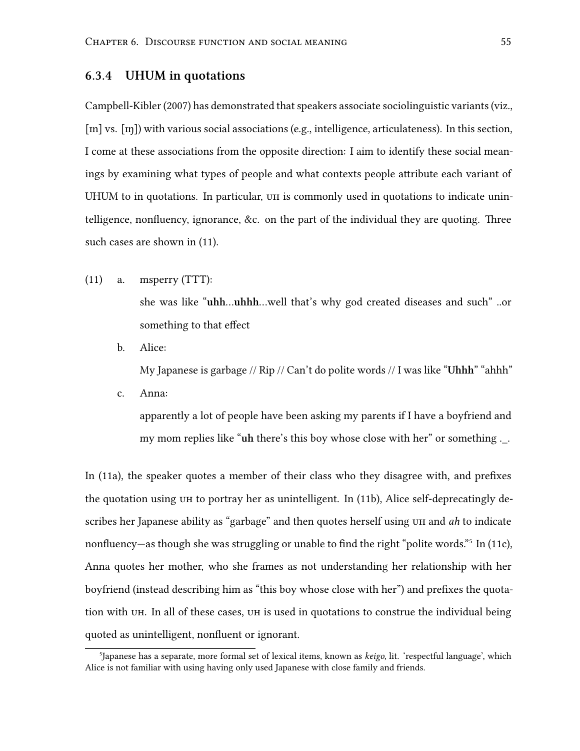### 6.3.4 UHUM in quotations

Campbell-Kibler (2007) has demonstrated that speakers associate sociolinguistic variants (viz., [ɪn] vs. [ɪŋ]) with various social associations (e.g., intelligence, articulateness). In this section, I come at these associations from the opposite direction: I aim to identify these social meanings by examining what types of people and what contexts people attribute each variant of UHUM to in quotations. In particular, UH is commonly used in quotations to indicate unintelligence, nonfluency, ignorance, &c. on the part of the individual they are quoting. Three such cases are shown in (11).

(11) a. msperry (TTT):

she was like "**uhh**...**uhhh**...well that's why god created diseases and such" ..or something to that effect

b. Alice:

My Japanese is garbage // Rip // Can't do polite words // I was like "**Uhhh**" "ahhh"

c. Anna:

apparently a lot of people have been asking my parents if I have a boyfriend and my mom replies like "**uh** there's this boy whose close with her" or something ._.

In (11a), the speaker quotes a member of their class who they disagree with, and prefixes the quotation using UH to portray her as unintelligent. In (11b), Alice self-deprecatingly describes her Japanese ability as "garbage" and then quotes herself using UH and *ah* to indicate nonfluency—as though she was struggling or unable to find the right "polite words."[5] In (11c), Anna quotes her mother, who she frames as not understanding her relationship with her boyfriend (instead describing him as "this boy whose close with her") and prefixes the quotation with UH. In all of these cases, UH is used in quotations to construe the individual being quoted as unintelligent, nonfluent or ignorant.

[5] Japanese has a separate, more formal set of lexical items, known as *keigo*, lit. 'respectful language', which Alice is not familiar with using having only used Japanese with close family and friends.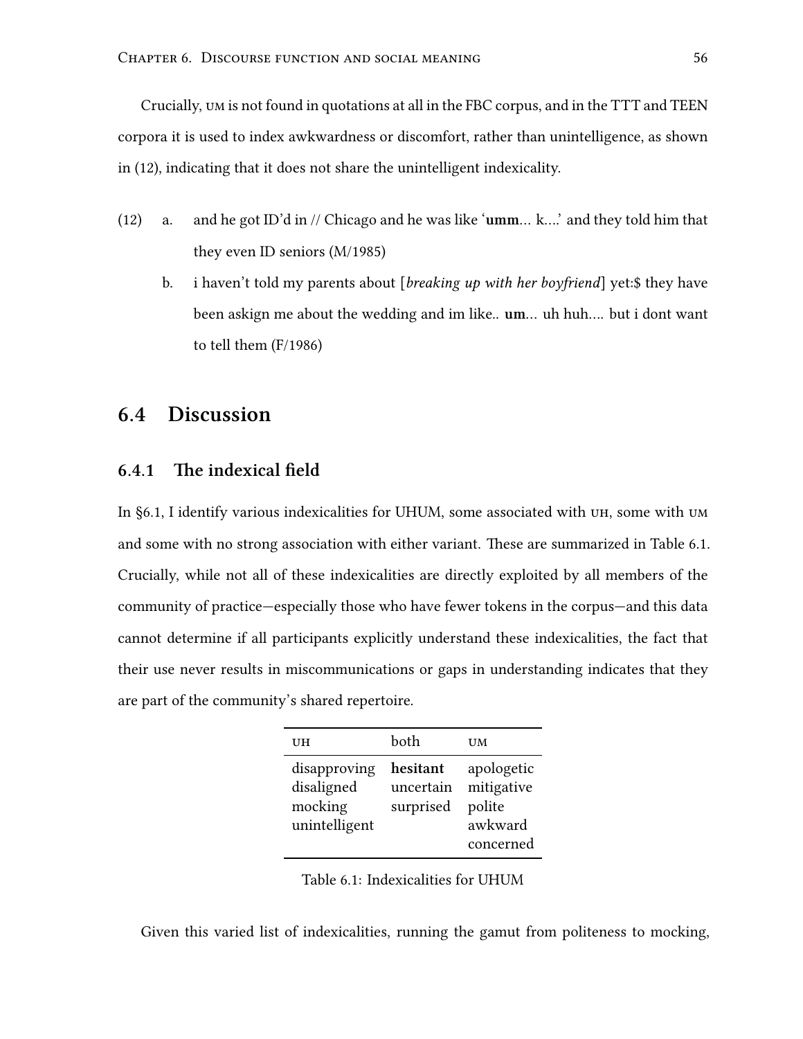Crucially, UM is not found in quotations at all in the FBC corpus, and in the TTT and TEEN corpora it is used to index awkwardness or discomfort, rather than unintelligence, as shown in (12), indicating that it does not share the unintelligent indexicality.

(12) a. and he got ID'd in // Chicago and he was like '**umm**... k....' and they told him that they even ID seniors (M/1985)

b. i haven't told my parents about [*breaking up with her boyfriend*] yet:$ they have been askign me about the wedding and im like.. **um**... uh huh.... but i dont want to tell them (F/1986)

## 6.4 Discussion

### 6.4.1 The indexical field

In §6.1, I identify various indexicalities for UHUM, some associated with UH, some with UM and some with no strong association with either variant. These are summarized in Table 6.1. Crucially, while not all of these indexicalities are directly exploited by all members of the community of practice—especially those who have fewer tokens in the corpus—and this data cannot determine if all participants explicitly understand these indexicalities, the fact that their use never results in miscommunications or gaps in understanding indicates that they are part of the community's shared repertoire.

| UH | both | UM |
|---|---|---|
| disapproving | **hesitant** | apologetic |
| disaligned | uncertain | mitigative |
| mocking | surprised | polite |
| unintelligent | | awkward |
| | | concerned |

Table 6.1: Indexicalities for UHUM

Given this varied list of indexicalities, running the gamut from politeness to mocking,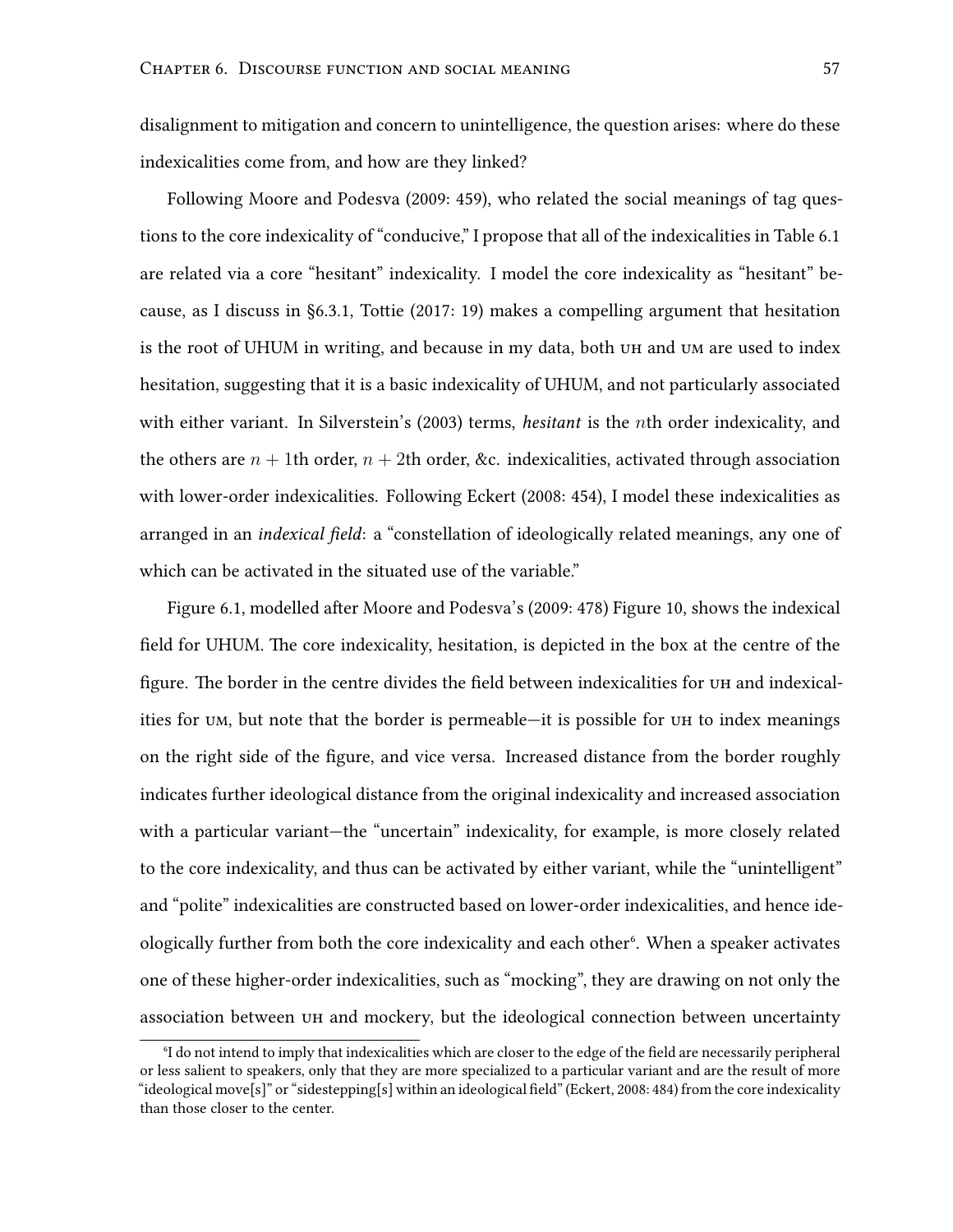disalignment to mitigation and concern to unintelligence, the question arises: where do these indexicalities come from, and how are they linked?

Following Moore and Podesva (2009: 459), who related the social meanings of tag questions to the core indexicality of "conducive," I propose that all of the indexicalities in Table 6.1 are related via a core "hesitant" indexicality. I model the core indexicality as "hesitant" because, as I discuss in §6.3.1, Tottie (2017: 19) makes a compelling argument that hesitation is the root of UHUM in writing, and because in my data, both UH and UM are used to index hesitation, suggesting that it is a basic indexicality of UHUM, and not particularly associated with either variant. In Silverstein's (2003) terms, *hesitant* is the $n$th order indexicality, and the others are $n+1$th order, $n+2$th order, &c. indexicalities, activated through association with lower-order indexicalities. Following Eckert (2008: 454), I model these indexicalities as arranged in an *indexical field*: a "constellation of ideologically related meanings, any one of which can be activated in the situated use of the variable."

Figure 6.1, modelled after Moore and Podesva's (2009: 478) Figure 10, shows the indexical field for UHUM. The core indexicality, hesitation, is depicted in the box at the centre of the figure. The border in the centre divides the field between indexicalities for UH and indexicalities for UM, but note that the border is permeable—it is possible for UH to index meanings on the right side of the figure, and vice versa. Increased distance from the border roughly indicates further ideological distance from the original indexicality and increased association with a particular variant—the "uncertain" indexicality, for example, is more closely related to the core indexicality, and thus can be activated by either variant, while the "unintelligent" and "polite" indexicalities are constructed based on lower-order indexicalities, and hence ideologically further from both the core indexicality and each other[6]. When a speaker activates one of these higher-order indexicalities, such as "mocking", they are drawing on not only the association between UH and mockery, but the ideological connection between uncertainty

[6] I do not intend to imply that indexicalities which are closer to the edge of the field are necessarily peripheral or less salient to speakers, only that they are more specialized to a particular variant and are the result of more "ideological move[s]" or "sidestepping[s] within an ideological field" (Eckert, 2008: 484) from the core indexicality than those closer to the center.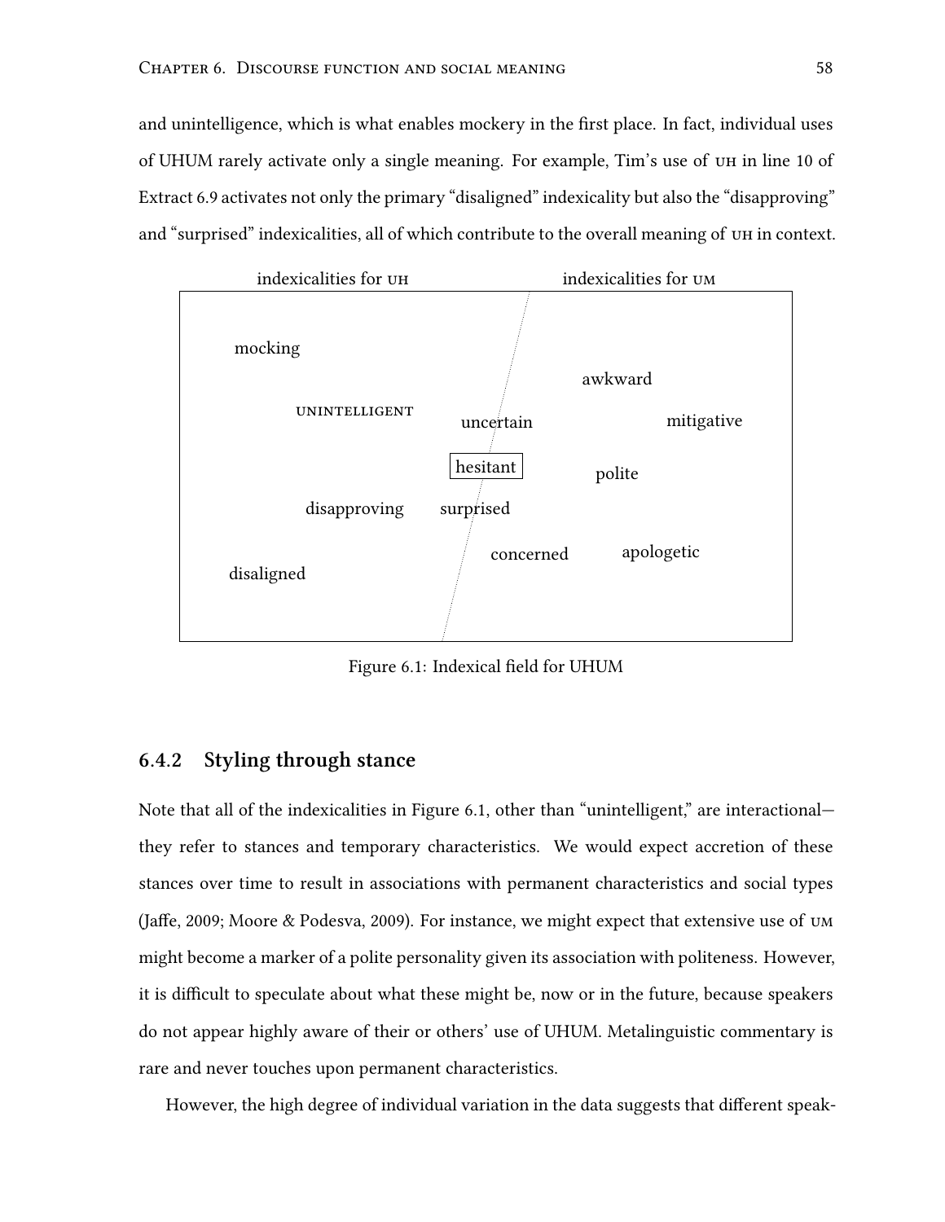and unintelligence, which is what enables mockery in the first place. In fact, individual uses of UHUM rarely activate only a single meaning. For example, Tim's use of UH in line 10 of Extract 6.9 activates not only the primary "disaligned" indexicality but also the "disapproving" and "surprised" indexicalities, all of which contribute to the overall meaning of UH in context.

indexicalities for UH | indexicalities for UM

mocking, UNINTELLIGENT, disapproving, disaligned, uncertain, hesitant, surprised, concerned, awkward, mitigative, polite, apologetic

Figure 6.1: Indexical field for UHUM

### 6.4.2 Styling through stance

Note that all of the indexicalities in Figure 6.1, other than "unintelligent," are interactional—they refer to stances and temporary characteristics. We would expect accretion of these stances over time to result in associations with permanent characteristics and social types (Jaffe, 2009; Moore & Podesva, 2009). For instance, we might expect that extensive use of UM might become a marker of a polite personality given its association with politeness. However, it is difficult to speculate about what these might be, now or in the future, because speakers do not appear highly aware of their or others' use of UHUM. Metalinguistic commentary is rare and never touches upon permanent characteristics.

However, the high degree of individual variation in the data suggests that different speak-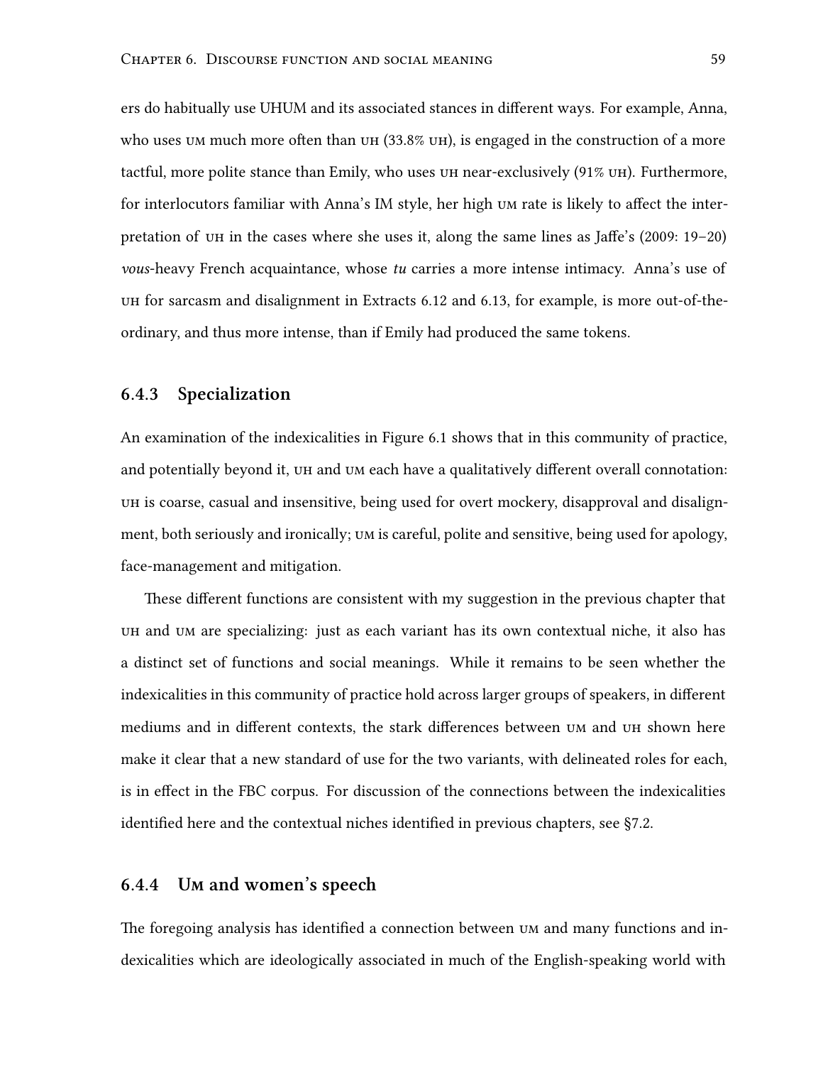ers do habitually use UHUM and its associated stances in different ways. For example, Anna, who uses UM much more often than UH (33.8% UH), is engaged in the construction of a more tactful, more polite stance than Emily, who uses UH near-exclusively (91% UH). Furthermore, for interlocutors familiar with Anna's IM style, her high UM rate is likely to affect the interpretation of UH in the cases where she uses it, along the same lines as Jaffe's (2009: 19–20) *vous*-heavy French acquaintance, whose *tu* carries a more intense intimacy. Anna's use of UH for sarcasm and disalignment in Extracts 6.12 and 6.13, for example, is more out-of-the-ordinary, and thus more intense, than if Emily had produced the same tokens.

### 6.4.3 Specialization

An examination of the indexicalities in Figure 6.1 shows that in this community of practice, and potentially beyond it, UH and UM each have a qualitatively different overall connotation: UH is coarse, casual and insensitive, being used for overt mockery, disapproval and disalignment, both seriously and ironically; UM is careful, polite and sensitive, being used for apology, face-management and mitigation.

These different functions are consistent with my suggestion in the previous chapter that UH and UM are specializing: just as each variant has its own contextual niche, it also has a distinct set of functions and social meanings. While it remains to be seen whether the indexicalities in this community of practice hold across larger groups of speakers, in different mediums and in different contexts, the stark differences between UM and UH shown here make it clear that a new standard of use for the two variants, with delineated roles for each, is in effect in the FBC corpus. For discussion of the connections between the indexicalities identified here and the contextual niches identified in previous chapters, see §7.2.

### 6.4.4 UM and women's speech

The foregoing analysis has identified a connection between UM and many functions and indexicalities which are ideologically associated in much of the English-speaking world with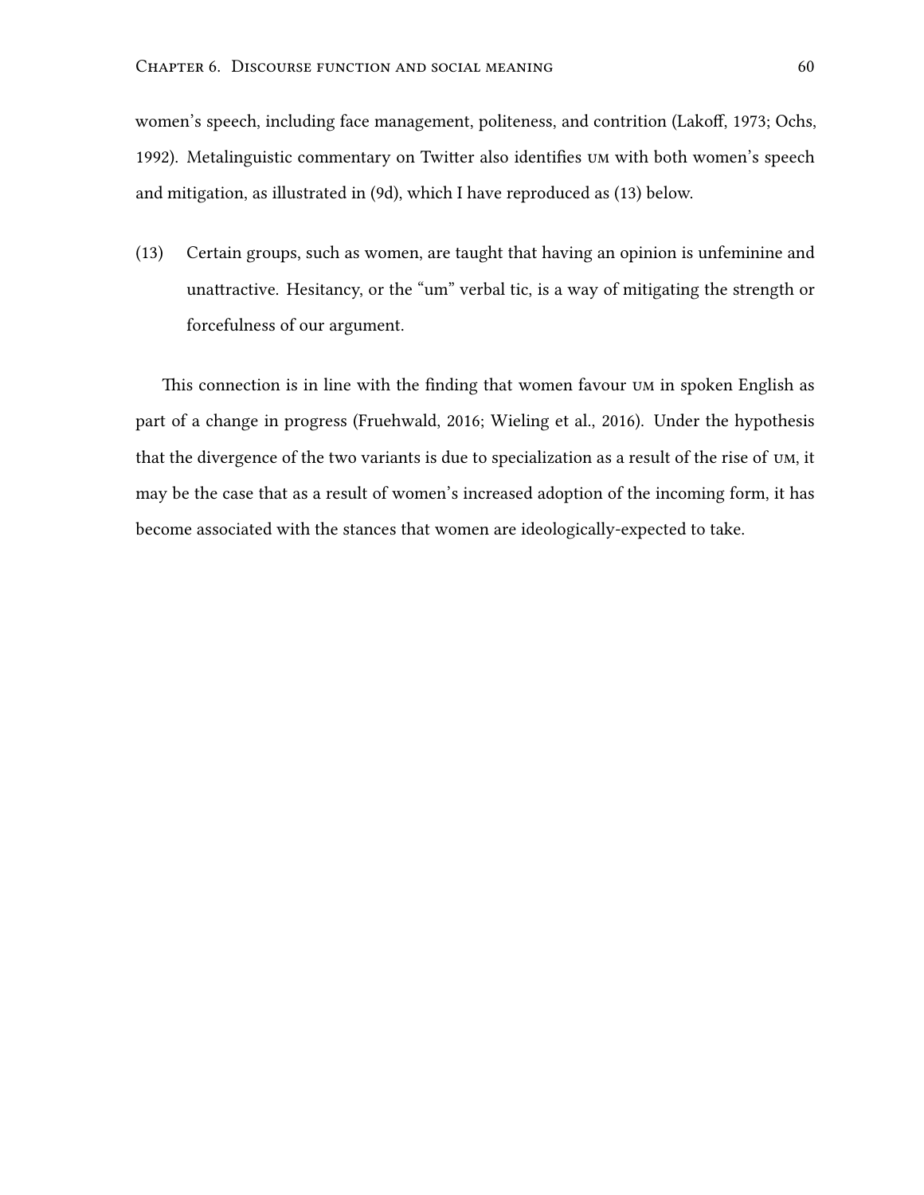women's speech, including face management, politeness, and contrition (Lakoff, 1973; Ochs, 1992). Metalinguistic commentary on Twitter also identifies UM with both women's speech and mitigation, as illustrated in (9d), which I have reproduced as (13) below.

(13) Certain groups, such as women, are taught that having an opinion is unfeminine and unattractive. Hesitancy, or the "um" verbal tic, is a way of mitigating the strength or forcefulness of our argument.

This connection is in line with the finding that women favour UM in spoken English as part of a change in progress (Fruehwald, 2016; Wieling et al., 2016). Under the hypothesis that the divergence of the two variants is due to specialization as a result of the rise of UM, it may be the case that as a result of women's increased adoption of the incoming form, it has become associated with the stances that women are ideologically-expected to take.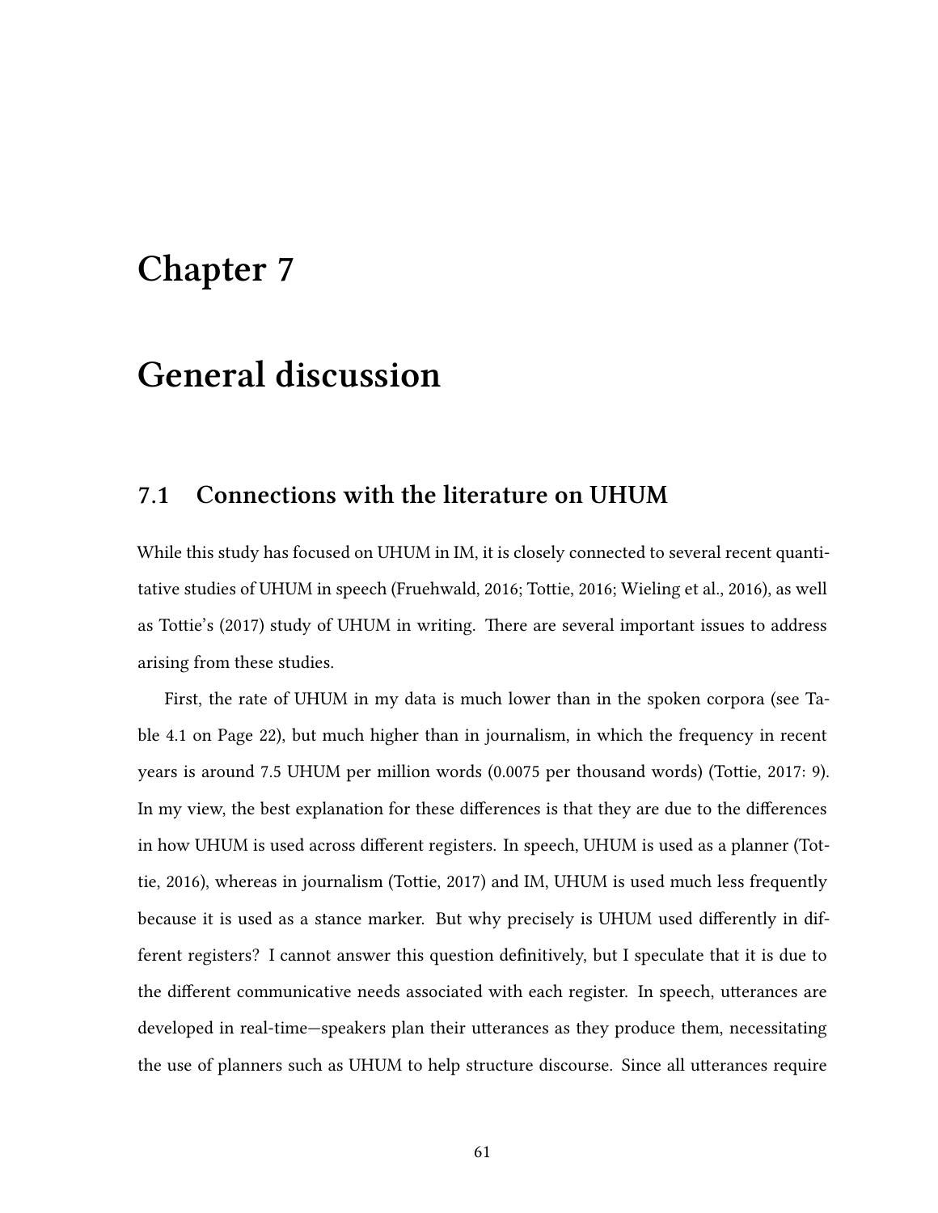# Chapter 7

# General discussion

## 7.1 Connections with the literature on UHUM

While this study has focused on UHUM in IM, it is closely connected to several recent quantitative studies of UHUM in speech (Fruehwald, 2016; Tottie, 2016; Wieling et al., 2016), as well as Tottie's (2017) study of UHUM in writing. There are several important issues to address arising from these studies.

First, the rate of UHUM in my data is much lower than in the spoken corpora (see Table 4.1 on Page 22), but much higher than in journalism, in which the frequency in recent years is around 7.5 UHUM per million words (0.0075 per thousand words) (Tottie, 2017: 9). In my view, the best explanation for these differences is that they are due to the differences in how UHUM is used across different registers. In speech, UHUM is used as a planner (Tottie, 2016), whereas in journalism (Tottie, 2017) and IM, UHUM is used much less frequently because it is used as a stance marker. But why precisely is UHUM used differently in different registers? I cannot answer this question definitively, but I speculate that it is due to the different communicative needs associated with each register. In speech, utterances are developed in real-time—speakers plan their utterances as they produce them, necessitating the use of planners such as UHUM to help structure discourse. Since all utterances require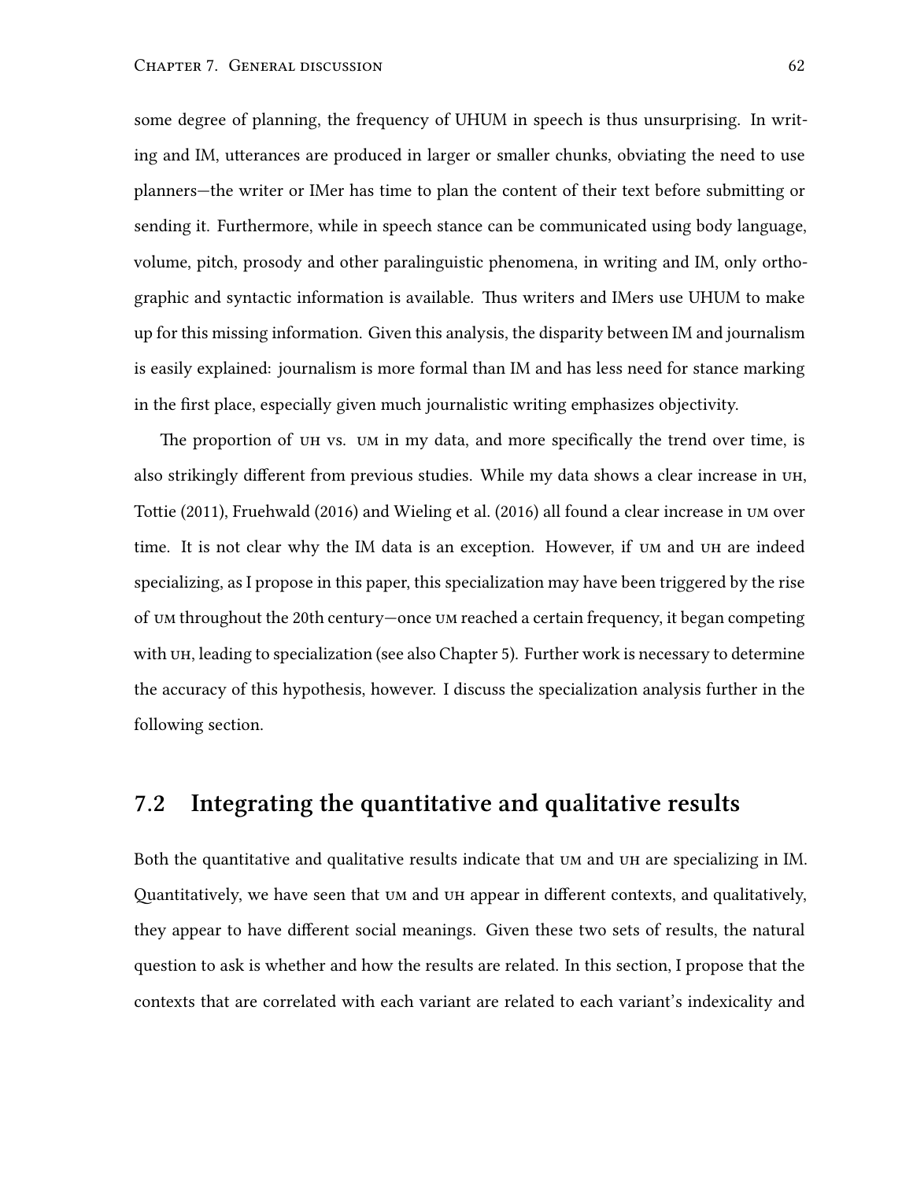some degree of planning, the frequency of UHUM in speech is thus unsurprising. In writing and IM, utterances are produced in larger or smaller chunks, obviating the need to use planners—the writer or IMer has time to plan the content of their text before submitting or sending it. Furthermore, while in speech stance can be communicated using body language, volume, pitch, prosody and other paralinguistic phenomena, in writing and IM, only orthographic and syntactic information is available. Thus writers and IMers use UHUM to make up for this missing information. Given this analysis, the disparity between IM and journalism is easily explained: journalism is more formal than IM and has less need for stance marking in the first place, especially given much journalistic writing emphasizes objectivity.

The proportion of UH vs. UM in my data, and more specifically the trend over time, is also strikingly different from previous studies. While my data shows a clear increase in UH, Tottie (2011), Fruehwald (2016) and Wieling et al. (2016) all found a clear increase in UM over time. It is not clear why the IM data is an exception. However, if UM and UH are indeed specializing, as I propose in this paper, this specialization may have been triggered by the rise of UM throughout the 20th century—once UM reached a certain frequency, it began competing with UH, leading to specialization (see also Chapter 5). Further work is necessary to determine the accuracy of this hypothesis, however. I discuss the specialization analysis further in the following section.

## 7.2 Integrating the quantitative and qualitative results

Both the quantitative and qualitative results indicate that UM and UH are specializing in IM. Quantitatively, we have seen that UM and UH appear in different contexts, and qualitatively, they appear to have different social meanings. Given these two sets of results, the natural question to ask is whether and how the results are related. In this section, I propose that the contexts that are correlated with each variant are related to each variant's indexicality and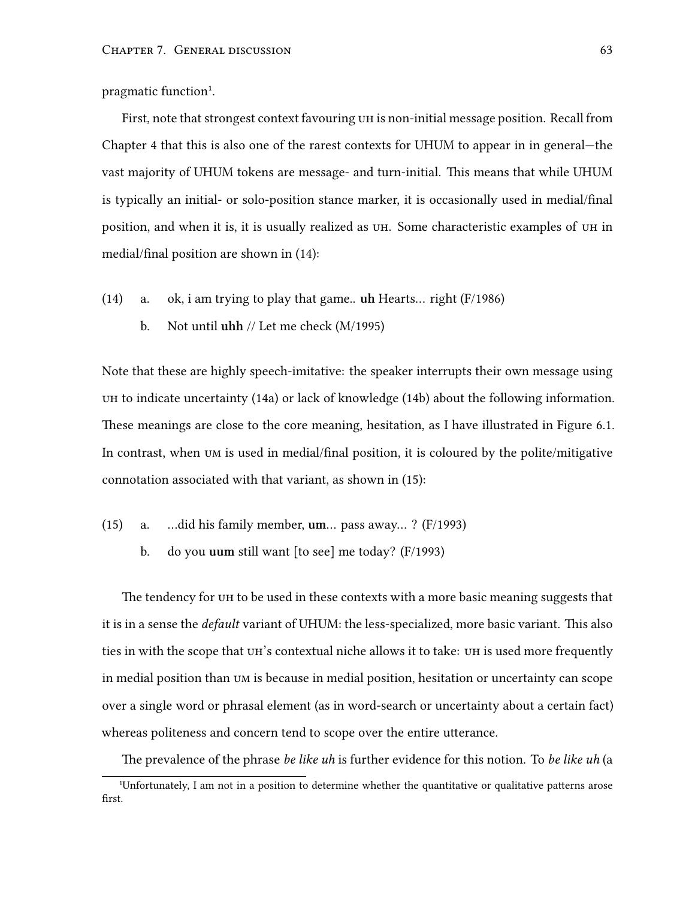pragmatic function[1].

First, note that strongest context favouring UH is non-initial message position. Recall from Chapter 4 that this is also one of the rarest contexts for UHUM to appear in in general—the vast majority of UHUM tokens are message- and turn-initial. This means that while UHUM is typically an initial- or solo-position stance marker, it is occasionally used in medial/final position, and when it is, it is usually realized as UH. Some characteristic examples of UH in medial/final position are shown in (14):

(14) a. ok, i am trying to play that game.. **uh** Hearts… right (F/1986)

b. Not until **uhh** // Let me check (M/1995)

Note that these are highly speech-imitative: the speaker interrupts their own message using UH to indicate uncertainty (14a) or lack of knowledge (14b) about the following information. These meanings are close to the core meaning, hesitation, as I have illustrated in Figure 6.1. In contrast, when UM is used in medial/final position, it is coloured by the polite/mitigative connotation associated with that variant, as shown in (15):

(15) a. …did his family member, **um**… pass away… ? (F/1993)

b. do you **uum** still want [to see] me today? (F/1993)

The tendency for UH to be used in these contexts with a more basic meaning suggests that it is in a sense the *default* variant of UHUM: the less-specialized, more basic variant. This also ties in with the scope that UH's contextual niche allows it to take: UH is used more frequently in medial position than UM is because in medial position, hesitation or uncertainty can scope over a single word or phrasal element (as in word-search or uncertainty about a certain fact) whereas politeness and concern tend to scope over the entire utterance.

The prevalence of the phrase *be like uh* is further evidence for this notion. To *be like uh* (a

[1] Unfortunately, I am not in a position to determine whether the quantitative or qualitative patterns arose first.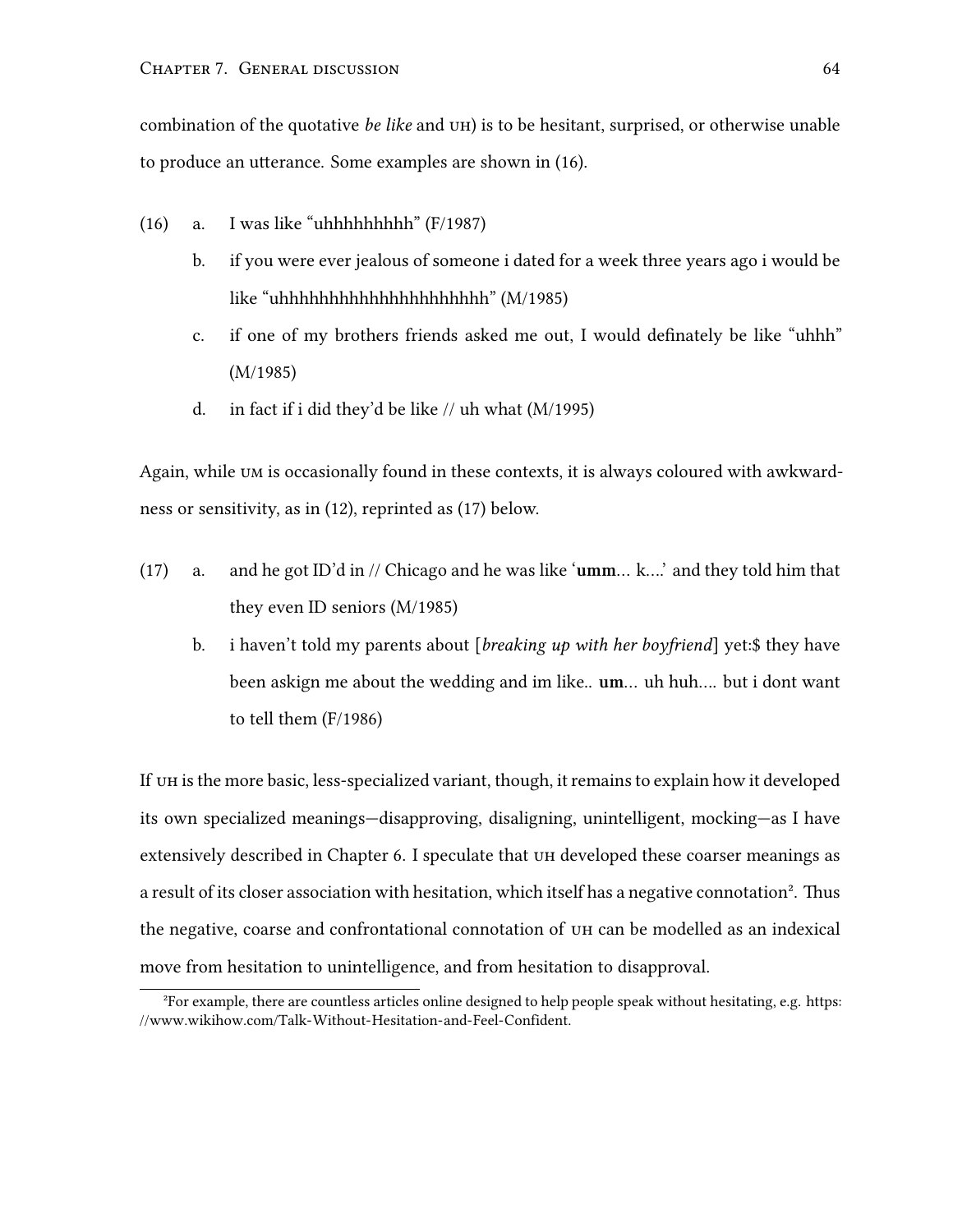combination of the quotative *be like* and UH) is to be hesitant, surprised, or otherwise unable to produce an utterance. Some examples are shown in (16).

(16) a. I was like "uhhhhhhhhh" (F/1987)

b. if you were ever jealous of someone i dated for a week three years ago i would be like "uhhhhhhhhhhhhhhhhhhhh" (M/1985)

c. if one of my brothers friends asked me out, I would definately be like "uhhh" (M/1985)

d. in fact if i did they'd be like // uh what (M/1995)

Again, while UM is occasionally found in these contexts, it is always coloured with awkwardness or sensitivity, as in (12), reprinted as (17) below.

(17) a. and he got ID'd in // Chicago and he was like '**umm**... k....' and they told him that they even ID seniors (M/1985)

b. i haven't told my parents about [*breaking up with her boyfriend*] yet:$ they have been askign me about the wedding and im like.. **um**... uh huh.... but i dont want to tell them (F/1986)

If UH is the more basic, less-specialized variant, though, it remains to explain how it developed its own specialized meanings—disapproving, disaligning, unintelligent, mocking—as I have extensively described in Chapter 6. I speculate that UH developed these coarser meanings as a result of its closer association with hesitation, which itself has a negative connotation[2]. Thus the negative, coarse and confrontational connotation of UH can be modelled as an indexical move from hesitation to unintelligence, and from hesitation to disapproval.

[2]For example, there are countless articles online designed to help people speak without hesitating, e.g. https://www.wikihow.com/Talk-Without-Hesitation-and-Feel-Confident.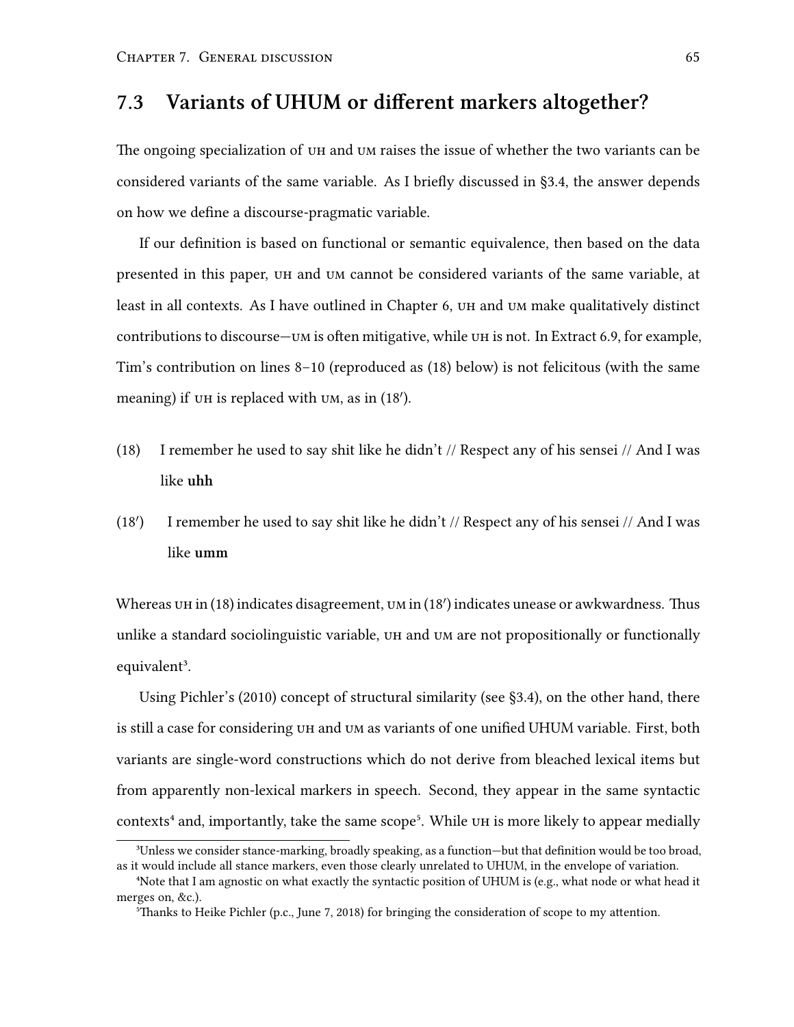## 7.3 Variants of UHUM or different markers altogether?

The ongoing specialization of UH and UM raises the issue of whether the two variants can be considered variants of the same variable. As I briefly discussed in §3.4, the answer depends on how we define a discourse-pragmatic variable.

If our definition is based on functional or semantic equivalence, then based on the data presented in this paper, UH and UM cannot be considered variants of the same variable, at least in all contexts. As I have outlined in Chapter 6, UH and UM make qualitatively distinct contributions to discourse—UM is often mitigative, while UH is not. In Extract 6.9, for example, Tim's contribution on lines 8–10 (reproduced as (18) below) is not felicitous (with the same meaning) if UH is replaced with UM, as in (18′).

(18) I remember he used to say shit like he didn't // Respect any of his sensei // And I was like **uhh**

(18′) I remember he used to say shit like he didn't // Respect any of his sensei // And I was like **umm**

Whereas UH in (18) indicates disagreement, UM in (18′) indicates unease or awkwardness. Thus unlike a standard sociolinguistic variable, UH and UM are not propositionally or functionally equivalent[3].

Using Pichler's (2010) concept of structural similarity (see §3.4), on the other hand, there is still a case for considering UH and UM as variants of one unified UHUM variable. First, both variants are single-word constructions which do not derive from bleached lexical items but from apparently non-lexical markers in speech. Second, they appear in the same syntactic contexts[4] and, importantly, take the same scope[5]. While UH is more likely to appear medially

[3] Unless we consider stance-marking, broadly speaking, as a function—but that definition would be too broad, as it would include all stance markers, even those clearly unrelated to UHUM, in the envelope of variation.

[4] Note that I am agnostic on what exactly the syntactic position of UHUM is (e.g., what node or what head it merges on, &c.).

[5] Thanks to Heike Pichler (p.c., June 7, 2018) for bringing the consideration of scope to my attention.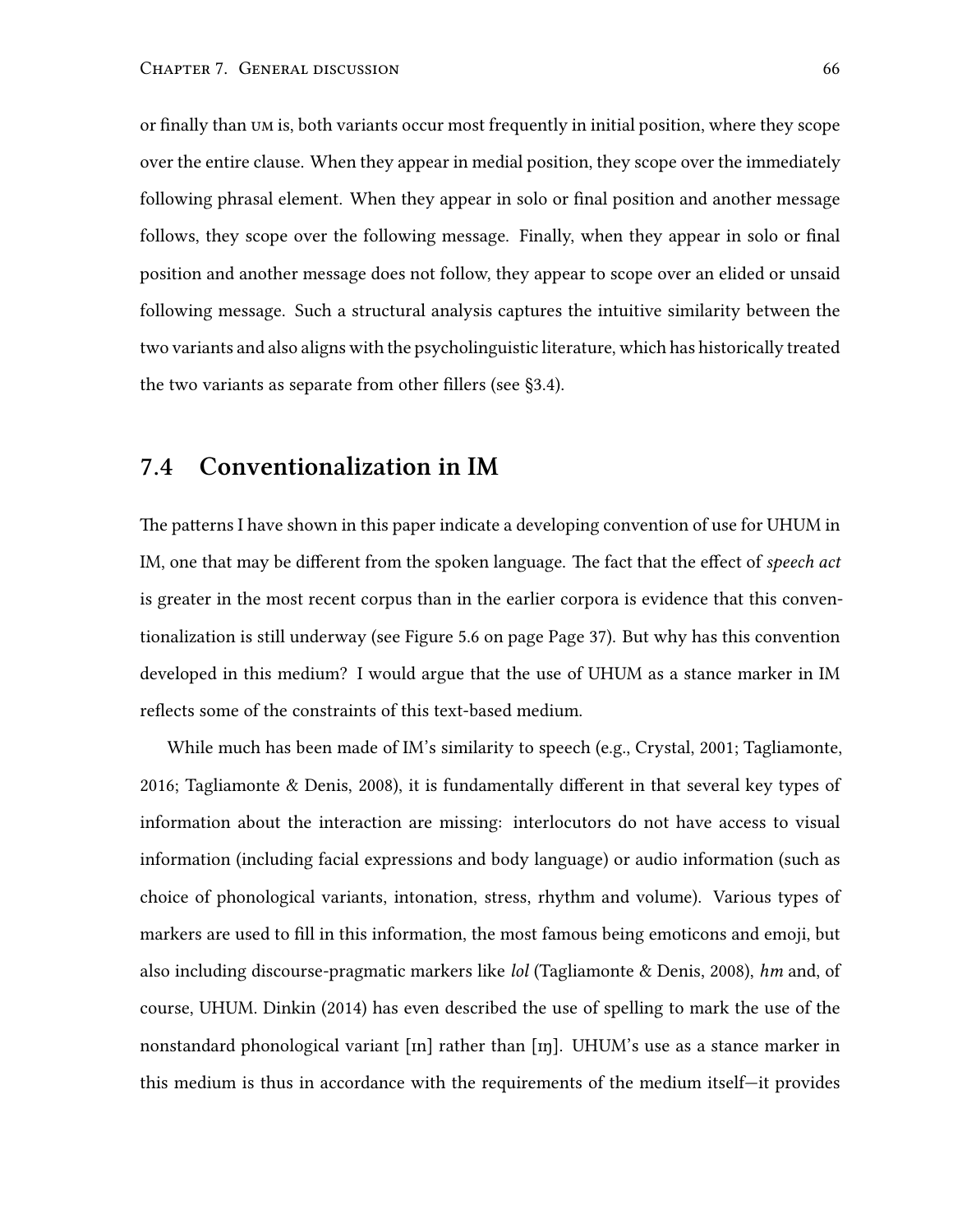or finally than UM is, both variants occur most frequently in initial position, where they scope over the entire clause. When they appear in medial position, they scope over the immediately following phrasal element. When they appear in solo or final position and another message follows, they scope over the following message. Finally, when they appear in solo or final position and another message does not follow, they appear to scope over an elided or unsaid following message. Such a structural analysis captures the intuitive similarity between the two variants and also aligns with the psycholinguistic literature, which has historically treated the two variants as separate from other fillers (see §3.4).

## 7.4 Conventionalization in IM

The patterns I have shown in this paper indicate a developing convention of use for UHUM in IM, one that may be different from the spoken language. The fact that the effect of *speech act* is greater in the most recent corpus than in the earlier corpora is evidence that this conventionalization is still underway (see Figure 5.6 on page Page 37). But why has this convention developed in this medium? I would argue that the use of UHUM as a stance marker in IM reflects some of the constraints of this text-based medium.

While much has been made of IM's similarity to speech (e.g., Crystal, 2001; Tagliamonte, 2016; Tagliamonte & Denis, 2008), it is fundamentally different in that several key types of information about the interaction are missing: interlocutors do not have access to visual information (including facial expressions and body language) or audio information (such as choice of phonological variants, intonation, stress, rhythm and volume). Various types of markers are used to fill in this information, the most famous being emoticons and emoji, but also including discourse-pragmatic markers like *lol* (Tagliamonte & Denis, 2008), *hm* and, of course, UHUM. Dinkin (2014) has even described the use of spelling to mark the use of the nonstandard phonological variant [ɪn] rather than [ɪŋ]. UHUM's use as a stance marker in this medium is thus in accordance with the requirements of the medium itself—it provides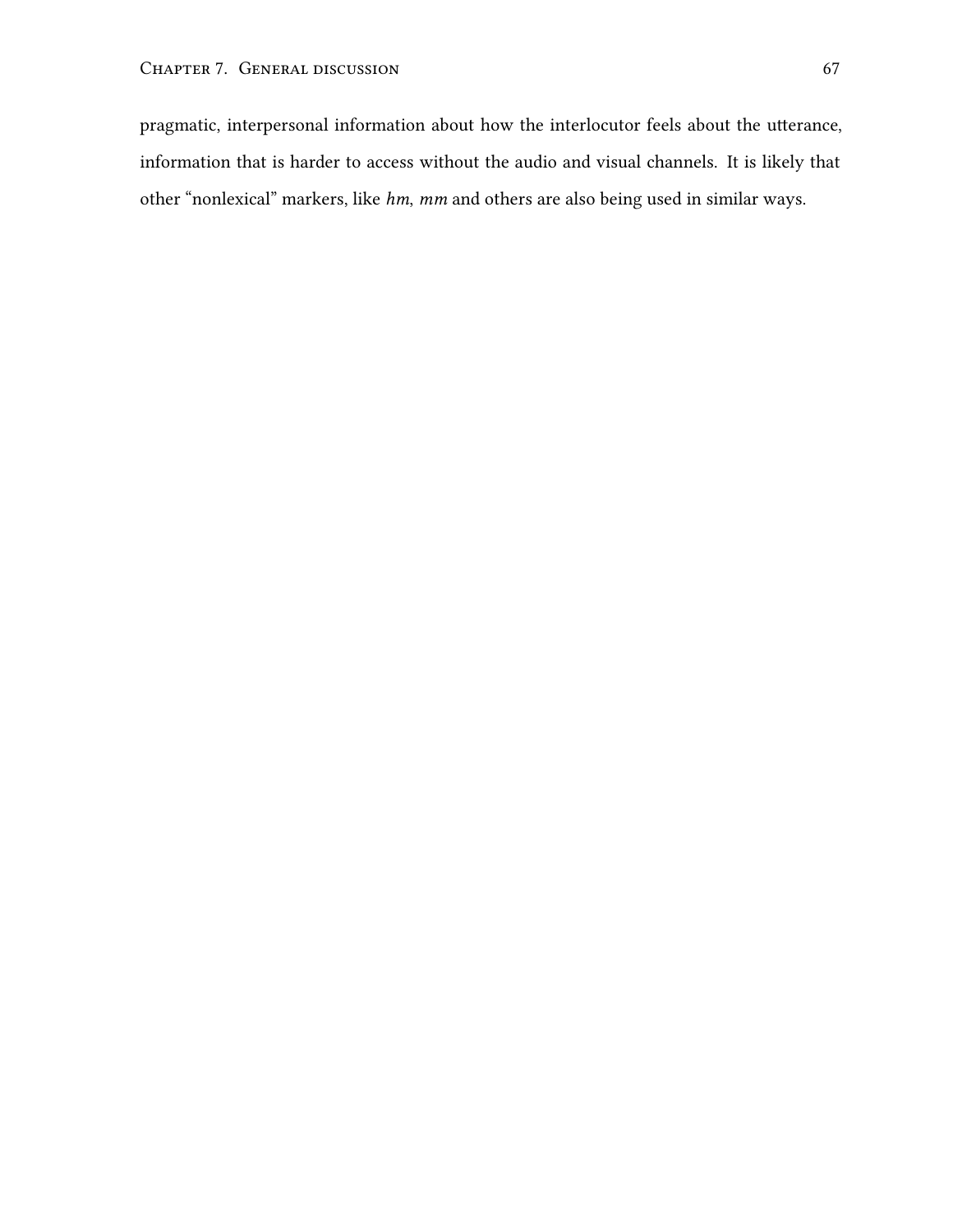pragmatic, interpersonal information about how the interlocutor feels about the utterance, information that is harder to access without the audio and visual channels. It is likely that other "nonlexical" markers, like *hm*, *mm* and others are also being used in similar ways.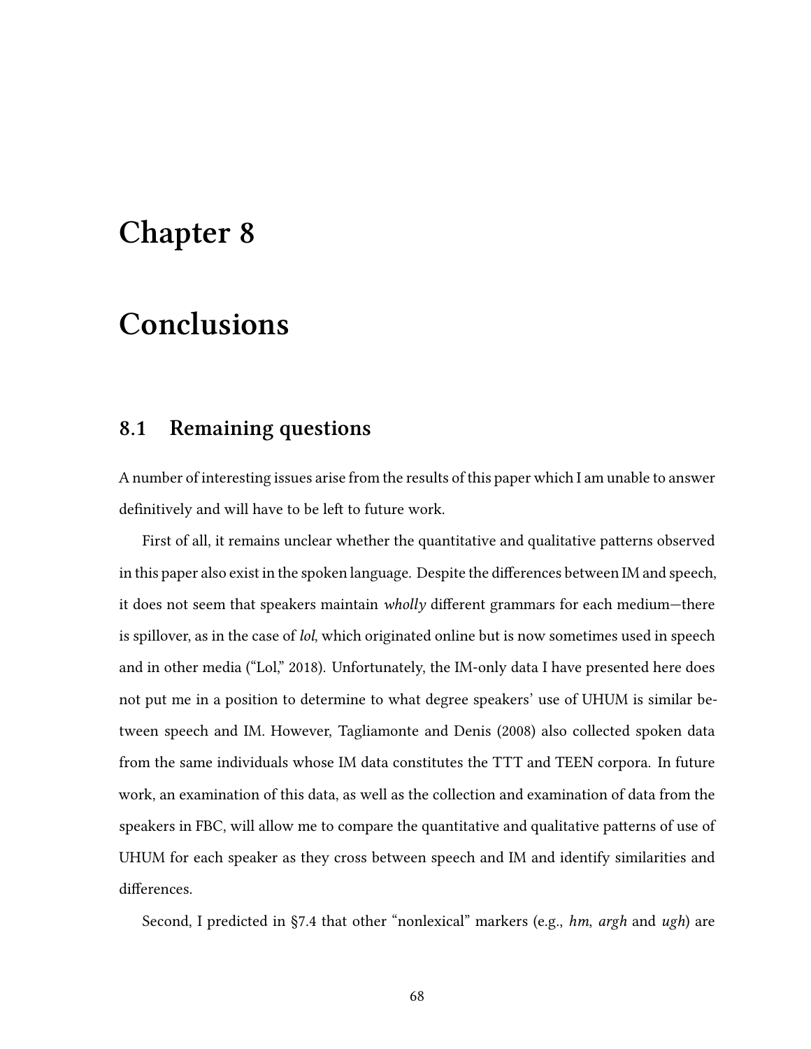# Chapter 8

# Conclusions

## 8.1 Remaining questions

A number of interesting issues arise from the results of this paper which I am unable to answer definitively and will have to be left to future work.

First of all, it remains unclear whether the quantitative and qualitative patterns observed in this paper also exist in the spoken language. Despite the differences between IM and speech, it does not seem that speakers maintain *wholly* different grammars for each medium—there is spillover, as in the case of *lol*, which originated online but is now sometimes used in speech and in other media ("Lol," 2018). Unfortunately, the IM-only data I have presented here does not put me in a position to determine to what degree speakers' use of UHUM is similar between speech and IM. However, Tagliamonte and Denis (2008) also collected spoken data from the same individuals whose IM data constitutes the TTT and TEEN corpora. In future work, an examination of this data, as well as the collection and examination of data from the speakers in FBC, will allow me to compare the quantitative and qualitative patterns of use of UHUM for each speaker as they cross between speech and IM and identify similarities and differences.

Second, I predicted in §7.4 that other "nonlexical" markers (e.g., *hm*, *argh* and *ugh*) are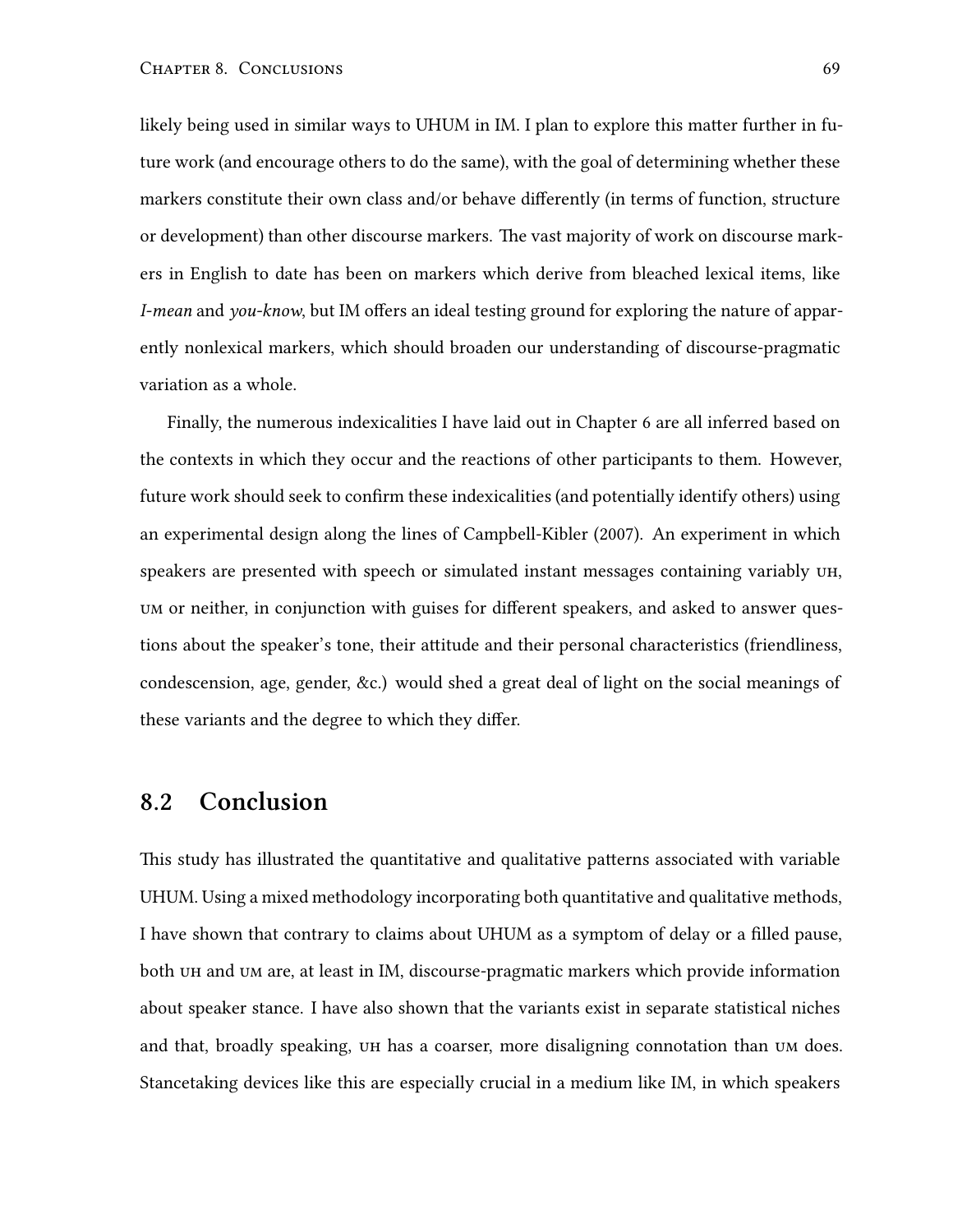likely being used in similar ways to UHUM in IM. I plan to explore this matter further in future work (and encourage others to do the same), with the goal of determining whether these markers constitute their own class and/or behave differently (in terms of function, structure or development) than other discourse markers. The vast majority of work on discourse markers in English to date has been on markers which derive from bleached lexical items, like *I-mean* and *you-know*, but IM offers an ideal testing ground for exploring the nature of apparently nonlexical markers, which should broaden our understanding of discourse-pragmatic variation as a whole.

Finally, the numerous indexicalities I have laid out in Chapter 6 are all inferred based on the contexts in which they occur and the reactions of other participants to them. However, future work should seek to confirm these indexicalities (and potentially identify others) using an experimental design along the lines of Campbell-Kibler (2007). An experiment in which speakers are presented with speech or simulated instant messages containing variably UH, UM or neither, in conjunction with guises for different speakers, and asked to answer questions about the speaker's tone, their attitude and their personal characteristics (friendliness, condescension, age, gender, &c.) would shed a great deal of light on the social meanings of these variants and the degree to which they differ.

## 8.2 Conclusion

This study has illustrated the quantitative and qualitative patterns associated with variable UHUM. Using a mixed methodology incorporating both quantitative and qualitative methods, I have shown that contrary to claims about UHUM as a symptom of delay or a filled pause, both UH and UM are, at least in IM, discourse-pragmatic markers which provide information about speaker stance. I have also shown that the variants exist in separate statistical niches and that, broadly speaking, UH has a coarser, more disaligning connotation than UM does. Stancetaking devices like this are especially crucial in a medium like IM, in which speakers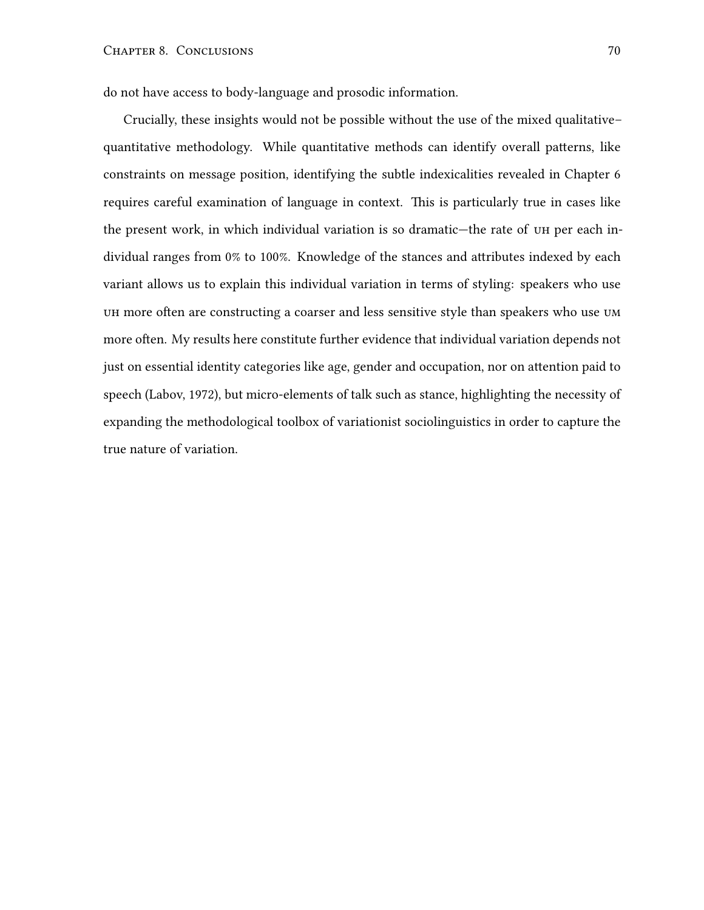do not have access to body-language and prosodic information.

Crucially, these insights would not be possible without the use of the mixed qualitative–quantitative methodology. While quantitative methods can identify overall patterns, like constraints on message position, identifying the subtle indexicalities revealed in Chapter 6 requires careful examination of language in context. This is particularly true in cases like the present work, in which individual variation is so dramatic—the rate of UH per each individual ranges from 0% to 100%. Knowledge of the stances and attributes indexed by each variant allows us to explain this individual variation in terms of styling: speakers who use UH more often are constructing a coarser and less sensitive style than speakers who use UM more often. My results here constitute further evidence that individual variation depends not just on essential identity categories like age, gender and occupation, nor on attention paid to speech (Labov, 1972), but micro-elements of talk such as stance, highlighting the necessity of expanding the methodological toolbox of variationist sociolinguistics in order to capture the true nature of variation.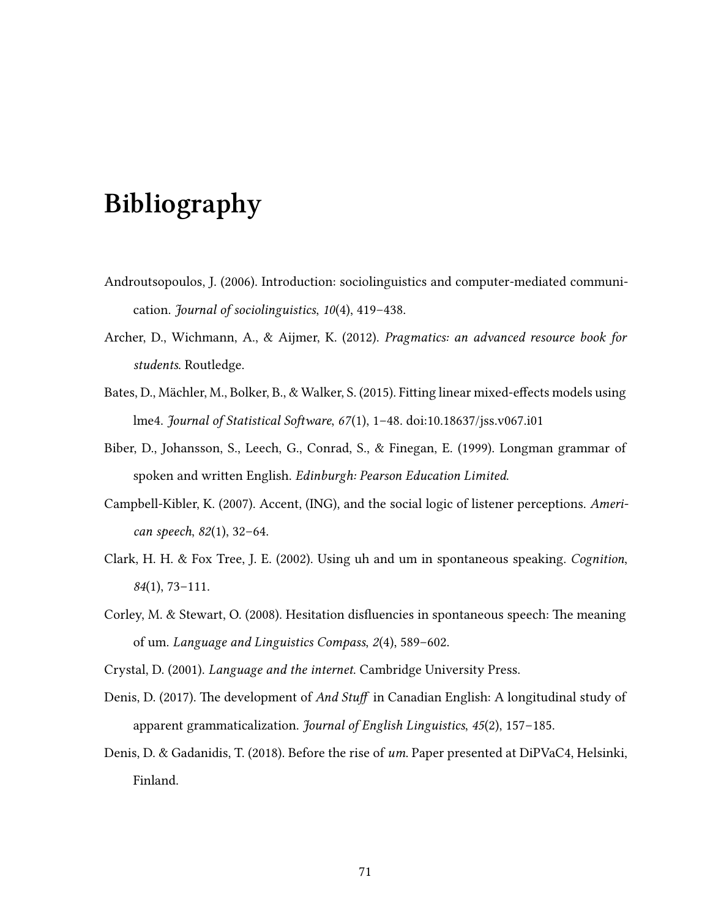# Bibliography

Androutsopoulos, J. (2006). Introduction: sociolinguistics and computer-mediated communication. *Journal of sociolinguistics*, *10*(4), 419–438.

Archer, D., Wichmann, A., & Aijmer, K. (2012). *Pragmatics: an advanced resource book for students*. Routledge.

Bates, D., Mächler, M., Bolker, B., & Walker, S. (2015). Fitting linear mixed-effects models using lme4. *Journal of Statistical Software*, *67*(1), 1–48. doi:10.18637/jss.v067.i01

Biber, D., Johansson, S., Leech, G., Conrad, S., & Finegan, E. (1999). Longman grammar of spoken and written English. *Edinburgh: Pearson Education Limited*.

Campbell-Kibler, K. (2007). Accent, (ING), and the social logic of listener perceptions. *American speech*, *82*(1), 32–64.

Clark, H. H. & Fox Tree, J. E. (2002). Using uh and um in spontaneous speaking. *Cognition*, *84*(1), 73–111.

Corley, M. & Stewart, O. (2008). Hesitation disfluencies in spontaneous speech: The meaning of um. *Language and Linguistics Compass*, *2*(4), 589–602.

Crystal, D. (2001). *Language and the internet*. Cambridge University Press.

Denis, D. (2017). The development of *And Stuff* in Canadian English: A longitudinal study of apparent grammaticalization. *Journal of English Linguistics*, *45*(2), 157–185.

Denis, D. & Gadanidis, T. (2018). Before the rise of *um*. Paper presented at DiPVaC4, Helsinki, Finland.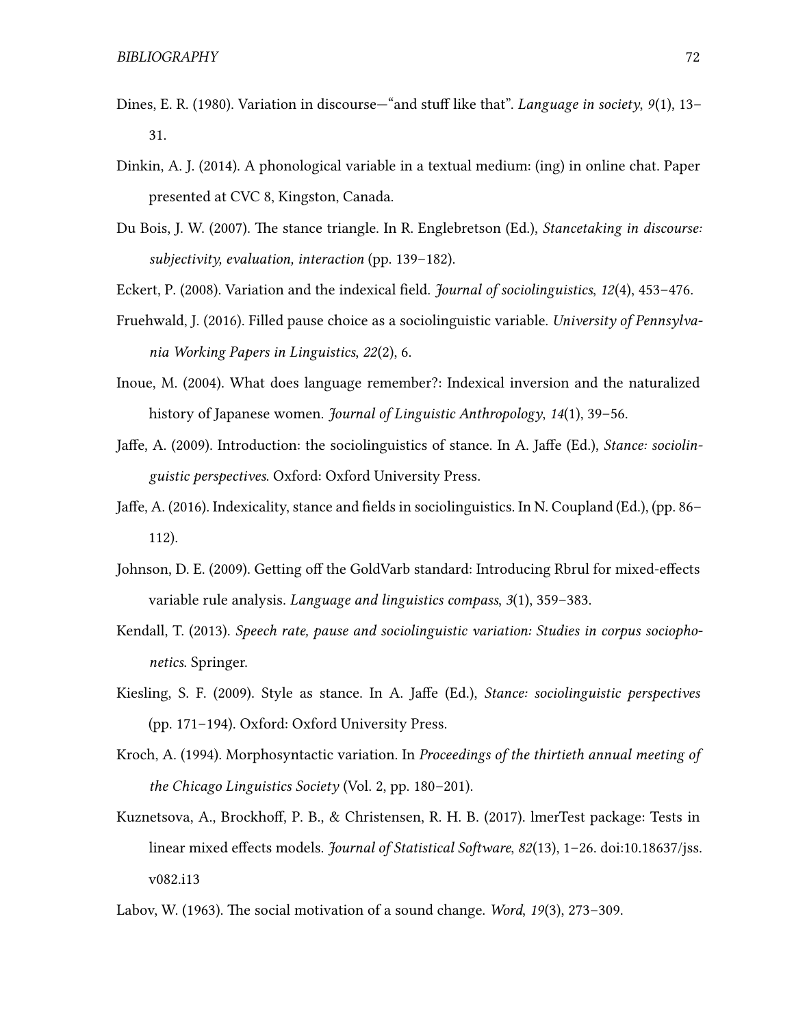Dines, E. R. (1980). Variation in discourse—"and stuff like that". *Language in society*, *9*(1), 13–31.

Dinkin, A. J. (2014). A phonological variable in a textual medium: (ing) in online chat. Paper presented at CVC 8, Kingston, Canada.

Du Bois, J. W. (2007). The stance triangle. In R. Englebretson (Ed.), *Stancetaking in discourse: subjectivity, evaluation, interaction* (pp. 139–182).

Eckert, P. (2008). Variation and the indexical field. *Journal of sociolinguistics*, *12*(4), 453–476.

Fruehwald, J. (2016). Filled pause choice as a sociolinguistic variable. *University of Pennsylvania Working Papers in Linguistics*, *22*(2), 6.

Inoue, M. (2004). What does language remember?: Indexical inversion and the naturalized history of Japanese women. *Journal of Linguistic Anthropology*, *14*(1), 39–56.

Jaffe, A. (2009). Introduction: the sociolinguistics of stance. In A. Jaffe (Ed.), *Stance: sociolinguistic perspectives*. Oxford: Oxford University Press.

Jaffe, A. (2016). Indexicality, stance and fields in sociolinguistics. In N. Coupland (Ed.), (pp. 86–112).

Johnson, D. E. (2009). Getting off the GoldVarb standard: Introducing Rbrul for mixed-effects variable rule analysis. *Language and linguistics compass*, *3*(1), 359–383.

Kendall, T. (2013). *Speech rate, pause and sociolinguistic variation: Studies in corpus sociophonetics*. Springer.

Kiesling, S. F. (2009). Style as stance. In A. Jaffe (Ed.), *Stance: sociolinguistic perspectives* (pp. 171–194). Oxford: Oxford University Press.

Kroch, A. (1994). Morphosyntactic variation. In *Proceedings of the thirtieth annual meeting of the Chicago Linguistics Society* (Vol. 2, pp. 180–201).

Kuznetsova, A., Brockhoff, P. B., & Christensen, R. H. B. (2017). lmerTest package: Tests in linear mixed effects models. *Journal of Statistical Software*, *82*(13), 1–26. doi:10.18637/jss.v082.i13

Labov, W. (1963). The social motivation of a sound change. *Word*, *19*(3), 273–309.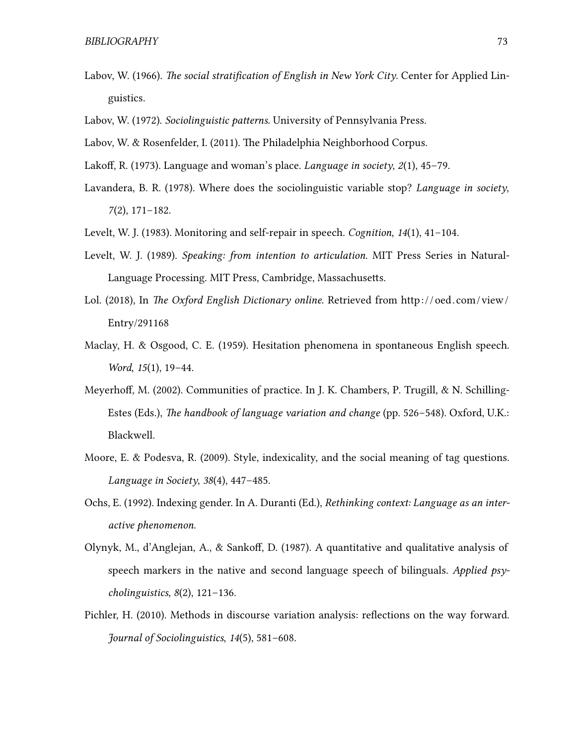Labov, W. (1966). *The social stratification of English in New York City*. Center for Applied Linguistics.

Labov, W. (1972). *Sociolinguistic patterns*. University of Pennsylvania Press.

Labov, W. & Rosenfelder, I. (2011). The Philadelphia Neighborhood Corpus.

Lakoff, R. (1973). Language and woman's place. *Language in society*, *2*(1), 45–79.

Lavandera, B. R. (1978). Where does the sociolinguistic variable stop? *Language in society*, *7*(2), 171–182.

Levelt, W. J. (1983). Monitoring and self-repair in speech. *Cognition*, *14*(1), 41–104.

Levelt, W. J. (1989). *Speaking: from intention to articulation*. MIT Press Series in Natural-Language Processing. MIT Press, Cambridge, Massachusetts.

Lol. (2018), In *The Oxford English Dictionary online*. Retrieved from http://oed.com/view/Entry/291168

Maclay, H. & Osgood, C. E. (1959). Hesitation phenomena in spontaneous English speech. *Word*, *15*(1), 19–44.

Meyerhoff, M. (2002). Communities of practice. In J. K. Chambers, P. Trugill, & N. Schilling-Estes (Eds.), *The handbook of language variation and change* (pp. 526–548). Oxford, U.K.: Blackwell.

Moore, E. & Podesva, R. (2009). Style, indexicality, and the social meaning of tag questions. *Language in Society*, *38*(4), 447–485.

Ochs, E. (1992). Indexing gender. In A. Duranti (Ed.), *Rethinking context: Language as an interactive phenomenon*.

Olynyk, M., d'Anglejan, A., & Sankoff, D. (1987). A quantitative and qualitative analysis of speech markers in the native and second language speech of bilinguals. *Applied psycholinguistics*, *8*(2), 121–136.

Pichler, H. (2010). Methods in discourse variation analysis: reflections on the way forward. *Journal of Sociolinguistics*, *14*(5), 581–608.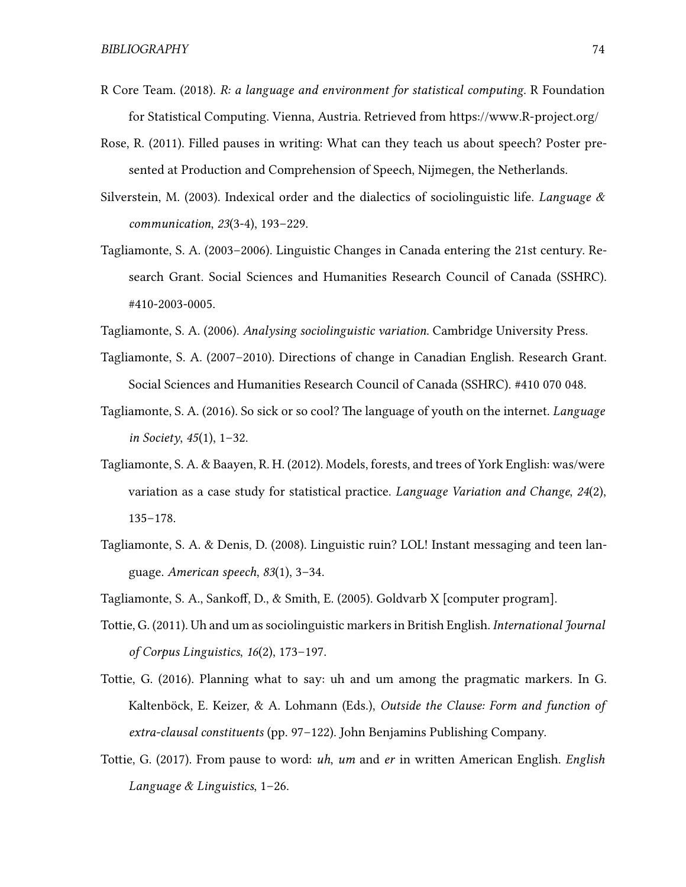R Core Team. (2018). *R: a language and environment for statistical computing*. R Foundation for Statistical Computing. Vienna, Austria. Retrieved from https://www.R-project.org/

Rose, R. (2011). Filled pauses in writing: What can they teach us about speech? Poster presented at Production and Comprehension of Speech, Nijmegen, the Netherlands.

Silverstein, M. (2003). Indexical order and the dialectics of sociolinguistic life. *Language & communication*, *23*(3-4), 193–229.

Tagliamonte, S. A. (2003–2006). Linguistic Changes in Canada entering the 21st century. Research Grant. Social Sciences and Humanities Research Council of Canada (SSHRC). #410-2003-0005.

Tagliamonte, S. A. (2006). *Analysing sociolinguistic variation*. Cambridge University Press.

Tagliamonte, S. A. (2007–2010). Directions of change in Canadian English. Research Grant. Social Sciences and Humanities Research Council of Canada (SSHRC). #410 070 048.

Tagliamonte, S. A. (2016). So sick or so cool? The language of youth on the internet. *Language in Society*, *45*(1), 1–32.

Tagliamonte, S. A. & Baayen, R. H. (2012). Models, forests, and trees of York English: was/were variation as a case study for statistical practice. *Language Variation and Change*, *24*(2), 135–178.

Tagliamonte, S. A. & Denis, D. (2008). Linguistic ruin? LOL! Instant messaging and teen language. *American speech*, *83*(1), 3–34.

Tagliamonte, S. A., Sankoff, D., & Smith, E. (2005). Goldvarb X [computer program].

Tottie, G. (2011). Uh and um as sociolinguistic markers in British English. *International Journal of Corpus Linguistics*, *16*(2), 173–197.

Tottie, G. (2016). Planning what to say: uh and um among the pragmatic markers. In G. Kaltenböck, E. Keizer, & A. Lohmann (Eds.), *Outside the Clause: Form and function of extra-clausal constituents* (pp. 97–122). John Benjamins Publishing Company.

Tottie, G. (2017). From pause to word: *uh*, *um* and *er* in written American English. *English Language & Linguistics*, 1–26.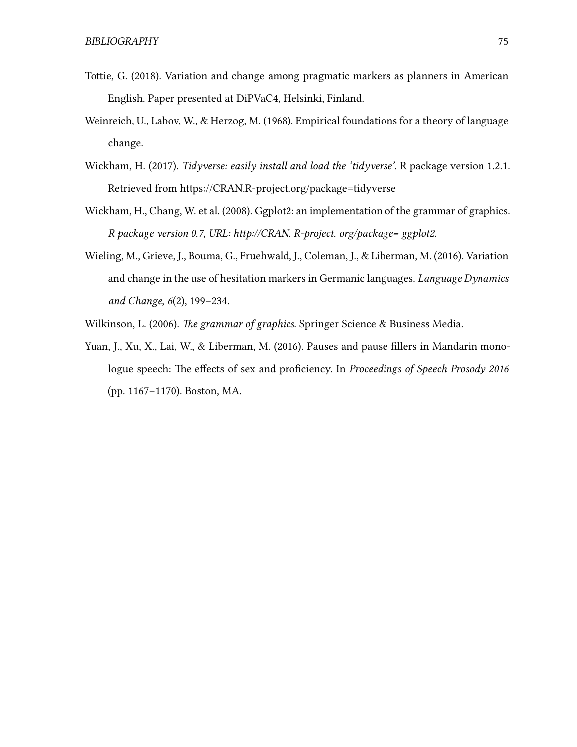Tottie, G. (2018). Variation and change among pragmatic markers as planners in American English. Paper presented at DiPVaC4, Helsinki, Finland.

Weinreich, U., Labov, W., & Herzog, M. (1968). Empirical foundations for a theory of language change.

Wickham, H. (2017). *Tidyverse: easily install and load the 'tidyverse'*. R package version 1.2.1. Retrieved from https://CRAN.R-project.org/package=tidyverse

Wickham, H., Chang, W. et al. (2008). Ggplot2: an implementation of the grammar of graphics. *R package version 0.7, URL: http://CRAN. R-project. org/package= ggplot2.*

Wieling, M., Grieve, J., Bouma, G., Fruehwald, J., Coleman, J., & Liberman, M. (2016). Variation and change in the use of hesitation markers in Germanic languages. *Language Dynamics and Change*, *6*(2), 199–234.

Wilkinson, L. (2006). *The grammar of graphics*. Springer Science & Business Media.

Yuan, J., Xu, X., Lai, W., & Liberman, M. (2016). Pauses and pause fillers in Mandarin monologue speech: The effects of sex and proficiency. In *Proceedings of Speech Prosody 2016* (pp. 1167–1170). Boston, MA.